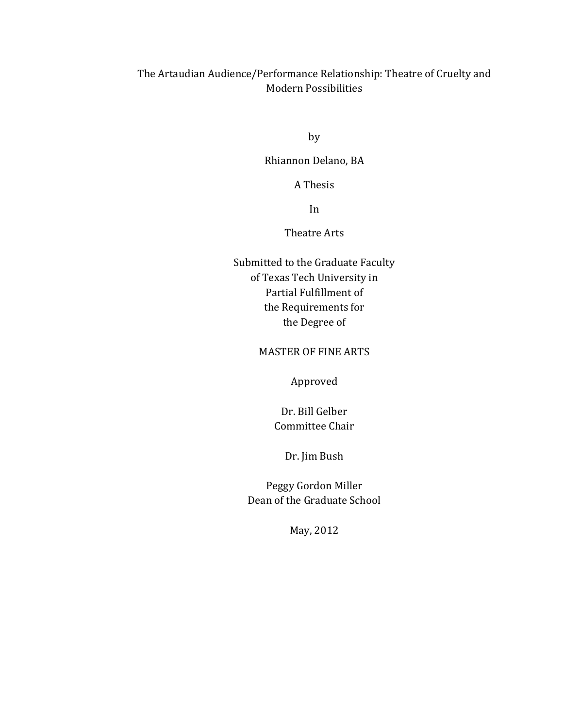# The Artaudian Audience/Performance Relationship: Theatre of Cruelty and Modern Possibilities

by

Rhiannon Delano, BA

A Thesis

In

Theatre Arts

Submitted to the Graduate Faculty
of Texas Tech University in
Partial Fulfillment of
the Requirements for
the Degree of

MASTER OF FINE ARTS

Approved

Dr. Bill Gelber
Committee Chair

Dr. Jim Bush

Peggy Gordon Miller
Dean of the Graduate School

May, 2012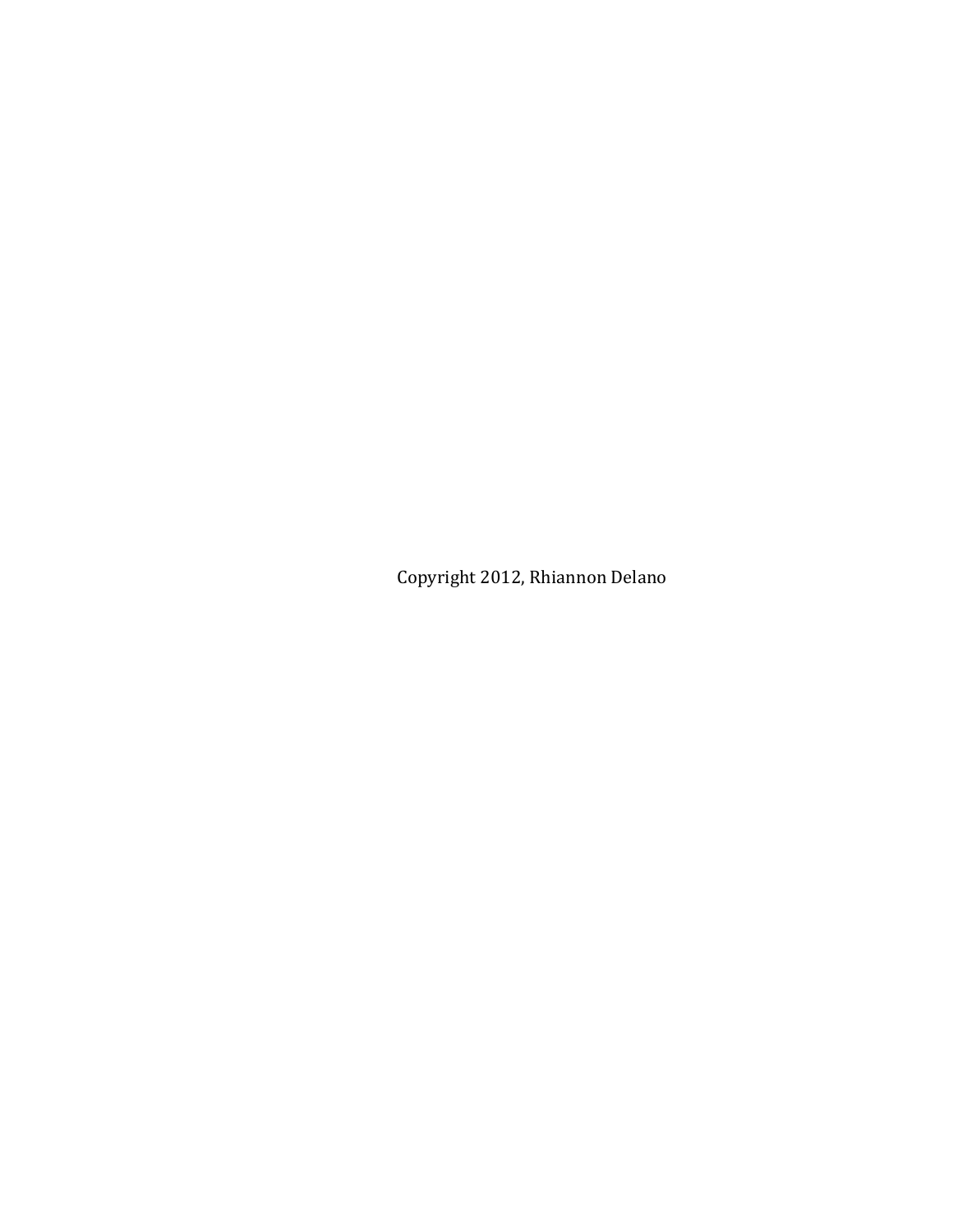Copyright 2012, Rhiannon Delano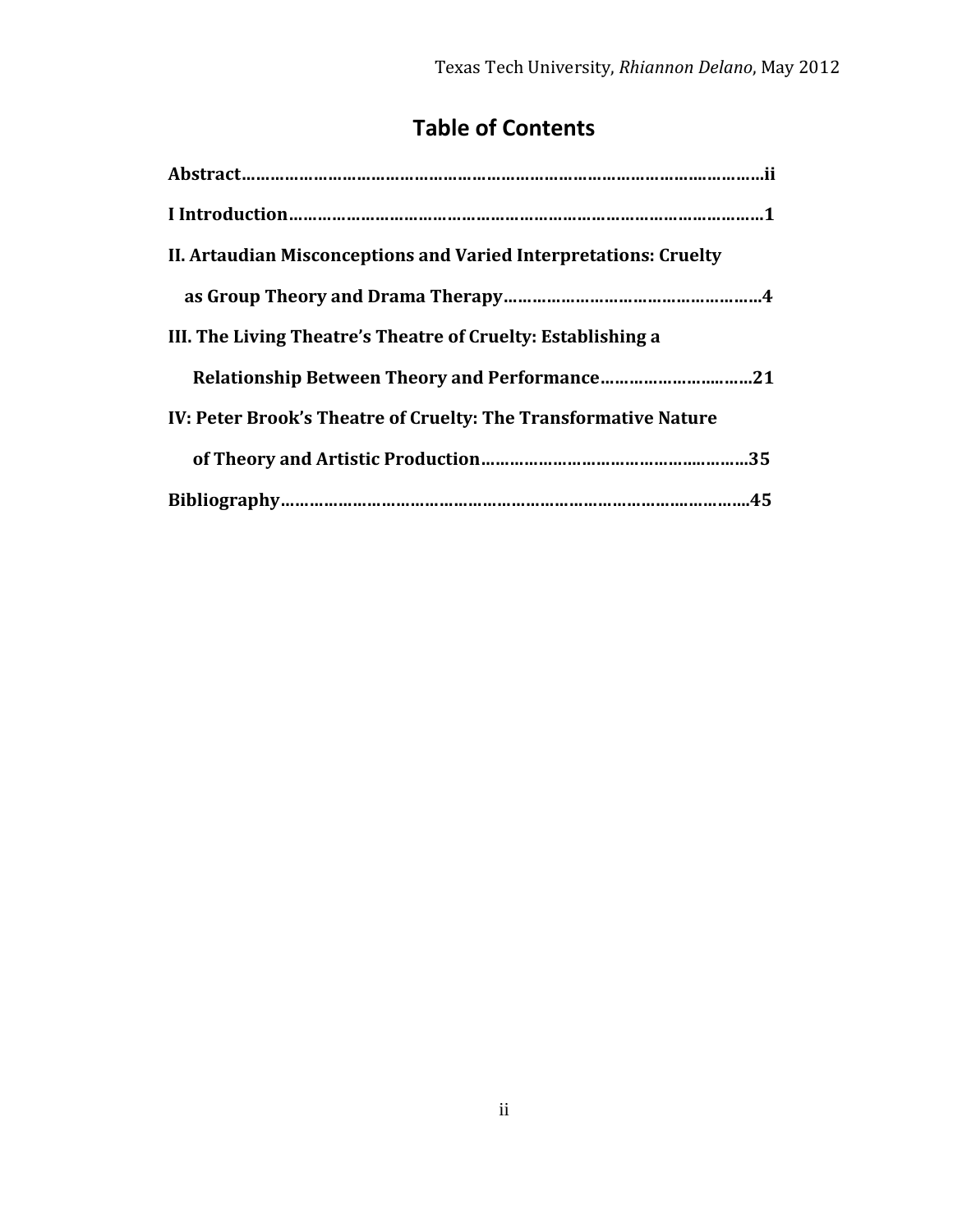# Table of Contents

**Abstract……………………………………………………………………………………………ii**

**I Introduction……………………………………………………………………………………1**

**II. Artaudian Misconceptions and Varied Interpretations: Cruelty as Group Theory and Drama Therapy………………………………………………4**

**III. The Living Theatre's Theatre of Cruelty: Establishing a Relationship Between Theory and Performance…………………………21**

**IV: Peter Brook's Theatre of Cruelty: The Transformative Nature of Theory and Artistic Production……………………………………………35**

**Bibliography……………………………………………………………………………………45**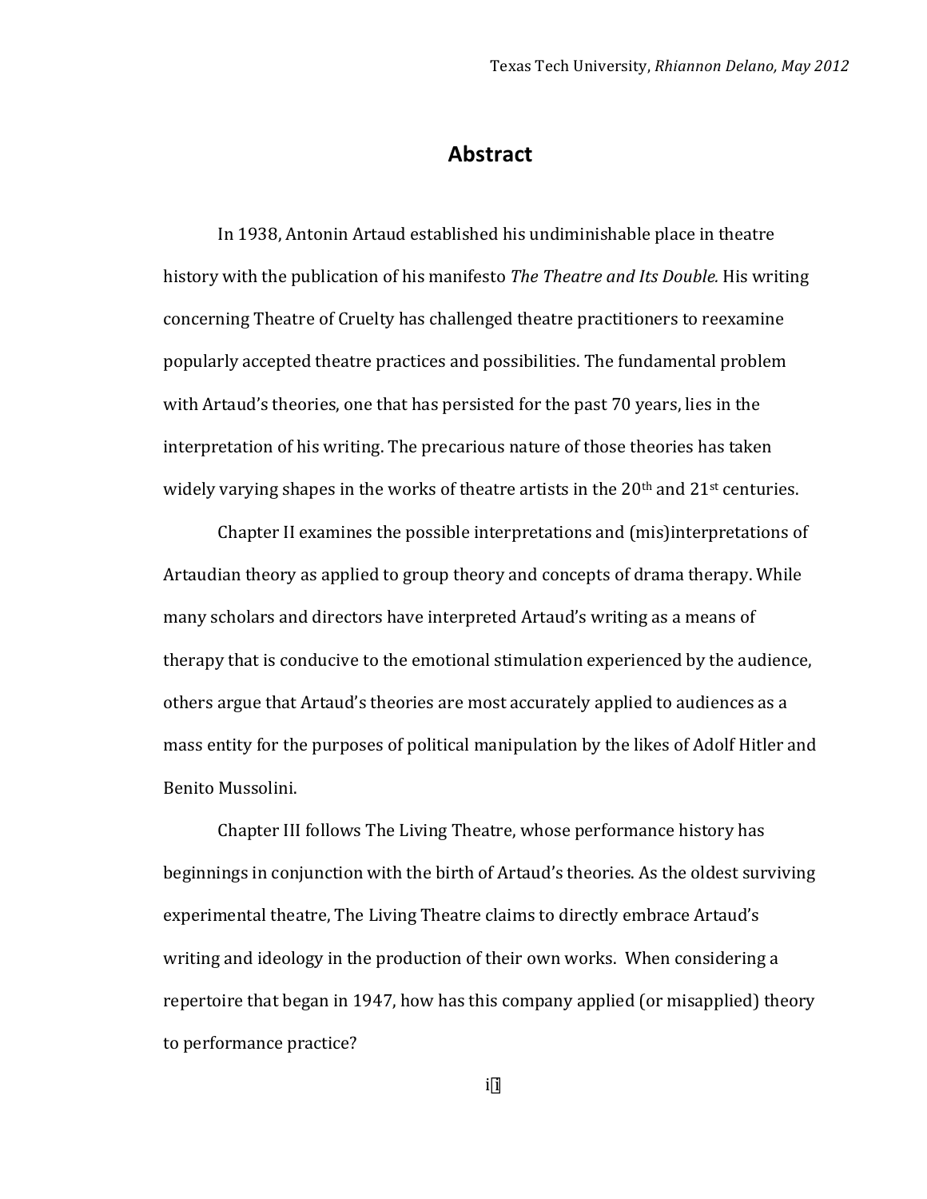# Abstract

In 1938, Antonin Artaud established his undiminishable place in theatre history with the publication of his manifesto *The Theatre and Its Double.* His writing concerning Theatre of Cruelty has challenged theatre practitioners to reexamine popularly accepted theatre practices and possibilities. The fundamental problem with Artaud's theories, one that has persisted for the past 70 years, lies in the interpretation of his writing. The precarious nature of those theories has taken widely varying shapes in the works of theatre artists in the 20th and 21st centuries.

Chapter II examines the possible interpretations and (mis)interpretations of Artaudian theory as applied to group theory and concepts of drama therapy. While many scholars and directors have interpreted Artaud's writing as a means of therapy that is conducive to the emotional stimulation experienced by the audience, others argue that Artaud's theories are most accurately applied to audiences as a mass entity for the purposes of political manipulation by the likes of Adolf Hitler and Benito Mussolini.

Chapter III follows The Living Theatre, whose performance history has beginnings in conjunction with the birth of Artaud's theories. As the oldest surviving experimental theatre, The Living Theatre claims to directly embrace Artaud's writing and ideology in the production of their own works. When considering a repertoire that began in 1947, how has this company applied (or misapplied) theory to performance practice?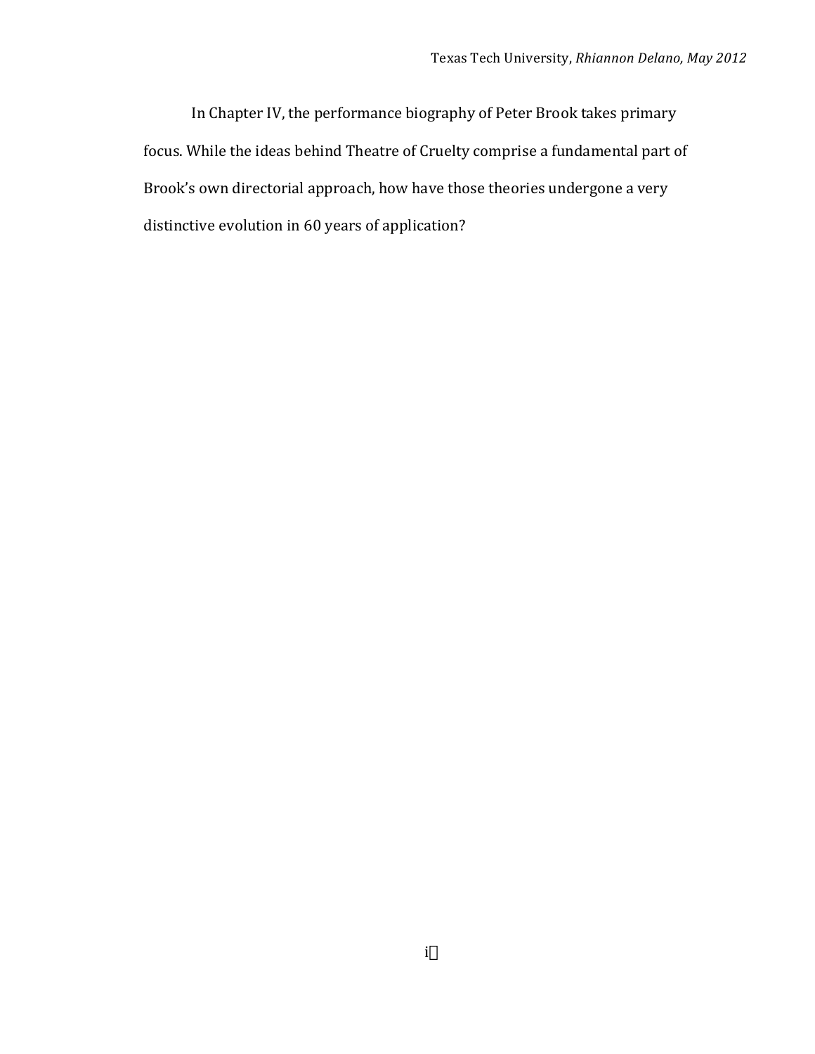In Chapter IV, the performance biography of Peter Brook takes primary focus. While the ideas behind Theatre of Cruelty comprise a fundamental part of Brook's own directorial approach, how have those theories undergone a very distinctive evolution in 60 years of application?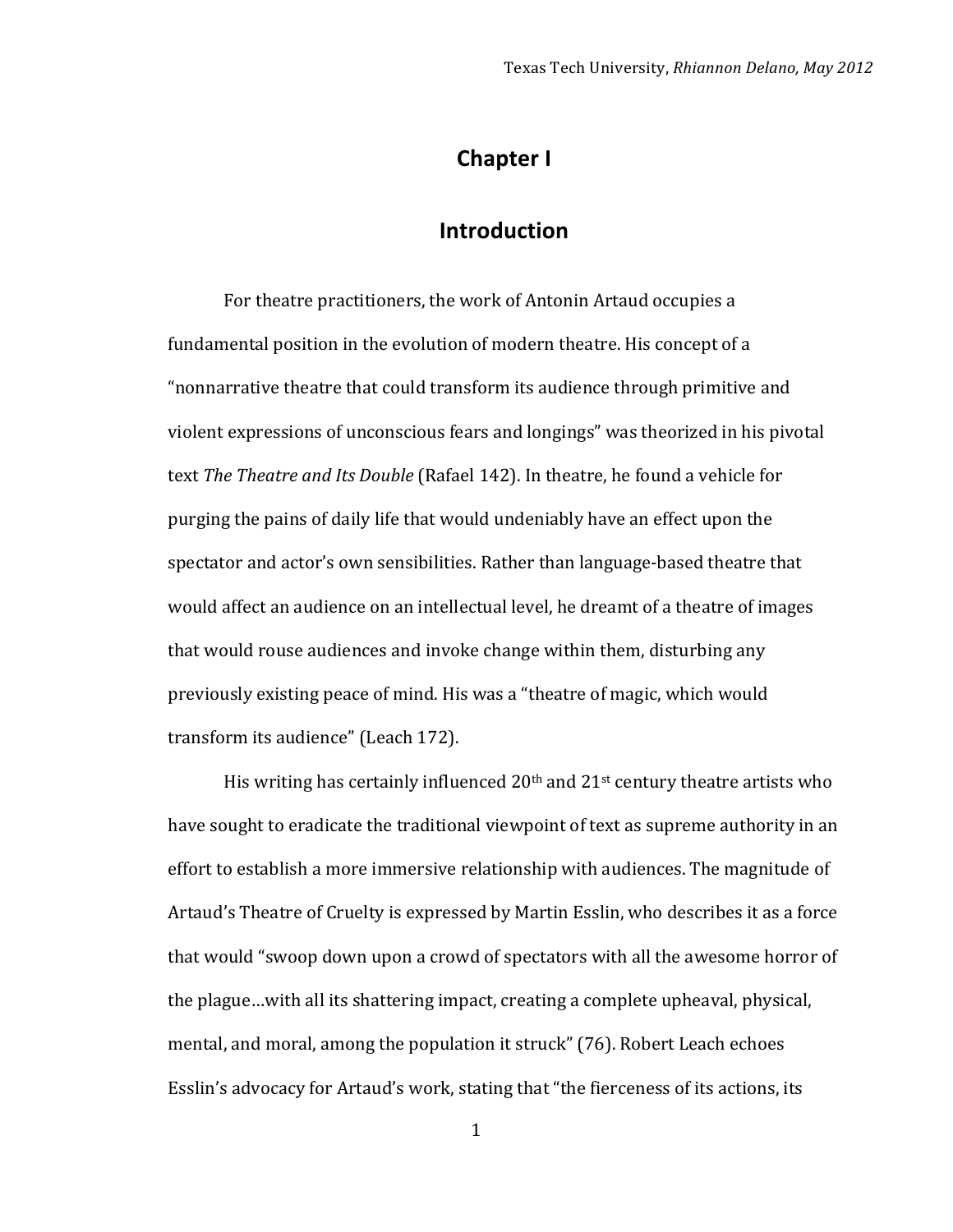# Chapter I

## Introduction

For theatre practitioners, the work of Antonin Artaud occupies a fundamental position in the evolution of modern theatre. His concept of a "nonnarrative theatre that could transform its audience through primitive and violent expressions of unconscious fears and longings" was theorized in his pivotal text *The Theatre and Its Double* (Rafael 142). In theatre, he found a vehicle for purging the pains of daily life that would undeniably have an effect upon the spectator and actor's own sensibilities. Rather than language-based theatre that would affect an audience on an intellectual level, he dreamt of a theatre of images that would rouse audiences and invoke change within them, disturbing any previously existing peace of mind. His was a "theatre of magic, which would transform its audience" (Leach 172).

His writing has certainly influenced 20th and 21st century theatre artists who have sought to eradicate the traditional viewpoint of text as supreme authority in an effort to establish a more immersive relationship with audiences. The magnitude of Artaud's Theatre of Cruelty is expressed by Martin Esslin, who describes it as a force that would "swoop down upon a crowd of spectators with all the awesome horror of the plague…with all its shattering impact, creating a complete upheaval, physical, mental, and moral, among the population it struck" (76). Robert Leach echoes Esslin's advocacy for Artaud's work, stating that "the fierceness of its actions, its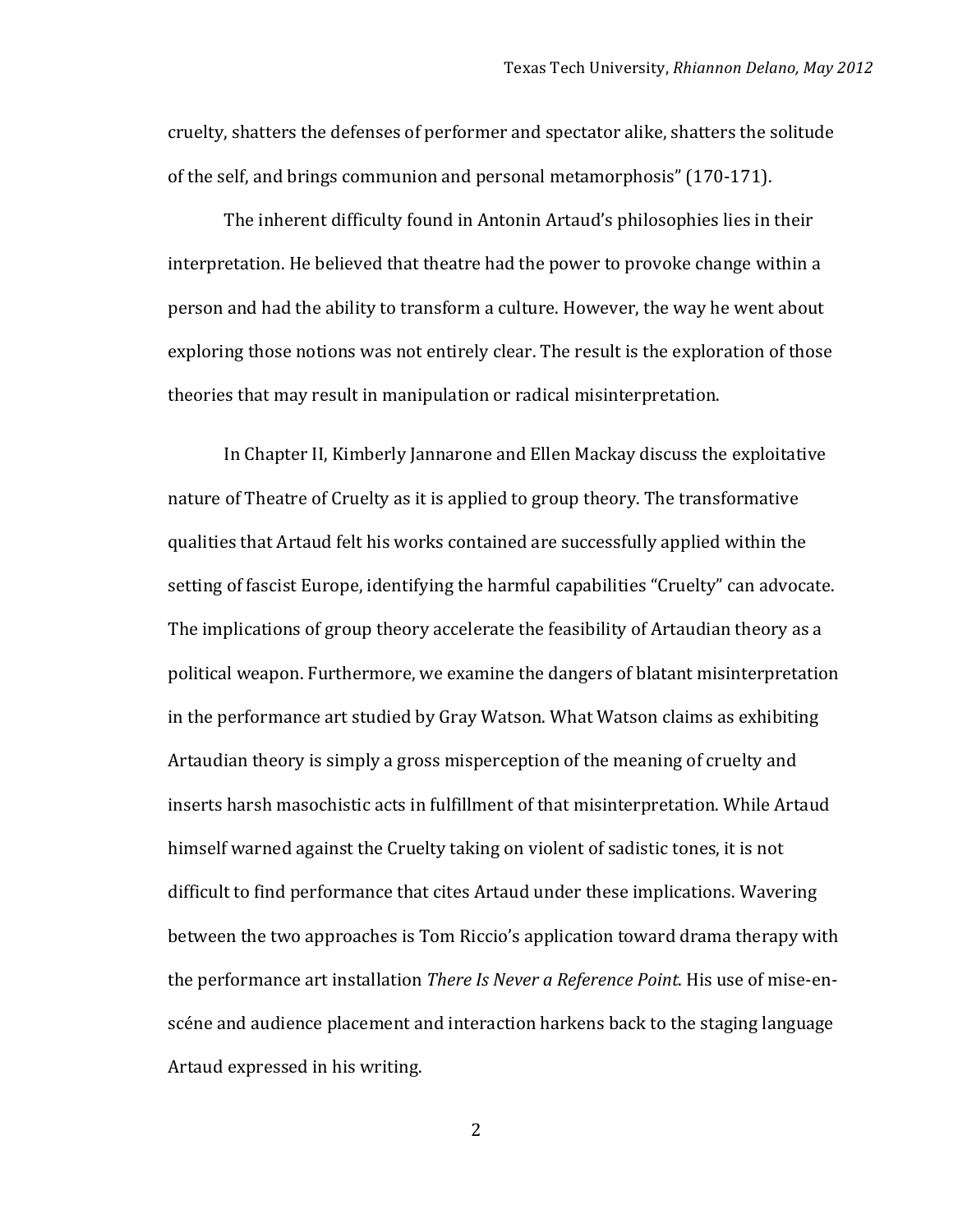cruelty, shatters the defenses of performer and spectator alike, shatters the solitude of the self, and brings communion and personal metamorphosis" (170-171).

The inherent difficulty found in Antonin Artaud's philosophies lies in their interpretation. He believed that theatre had the power to provoke change within a person and had the ability to transform a culture. However, the way he went about exploring those notions was not entirely clear. The result is the exploration of those theories that may result in manipulation or radical misinterpretation.

In Chapter II, Kimberly Jannarone and Ellen Mackay discuss the exploitative nature of Theatre of Cruelty as it is applied to group theory. The transformative qualities that Artaud felt his works contained are successfully applied within the setting of fascist Europe, identifying the harmful capabilities "Cruelty" can advocate. The implications of group theory accelerate the feasibility of Artaudian theory as a political weapon. Furthermore, we examine the dangers of blatant misinterpretation in the performance art studied by Gray Watson. What Watson claims as exhibiting Artaudian theory is simply a gross misperception of the meaning of cruelty and inserts harsh masochistic acts in fulfillment of that misinterpretation. While Artaud himself warned against the Cruelty taking on violent of sadistic tones, it is not difficult to find performance that cites Artaud under these implications. Wavering between the two approaches is Tom Riccio's application toward drama therapy with the performance art installation *There Is Never a Reference Point*. His use of mise-en-scéne and audience placement and interaction harkens back to the staging language Artaud expressed in his writing.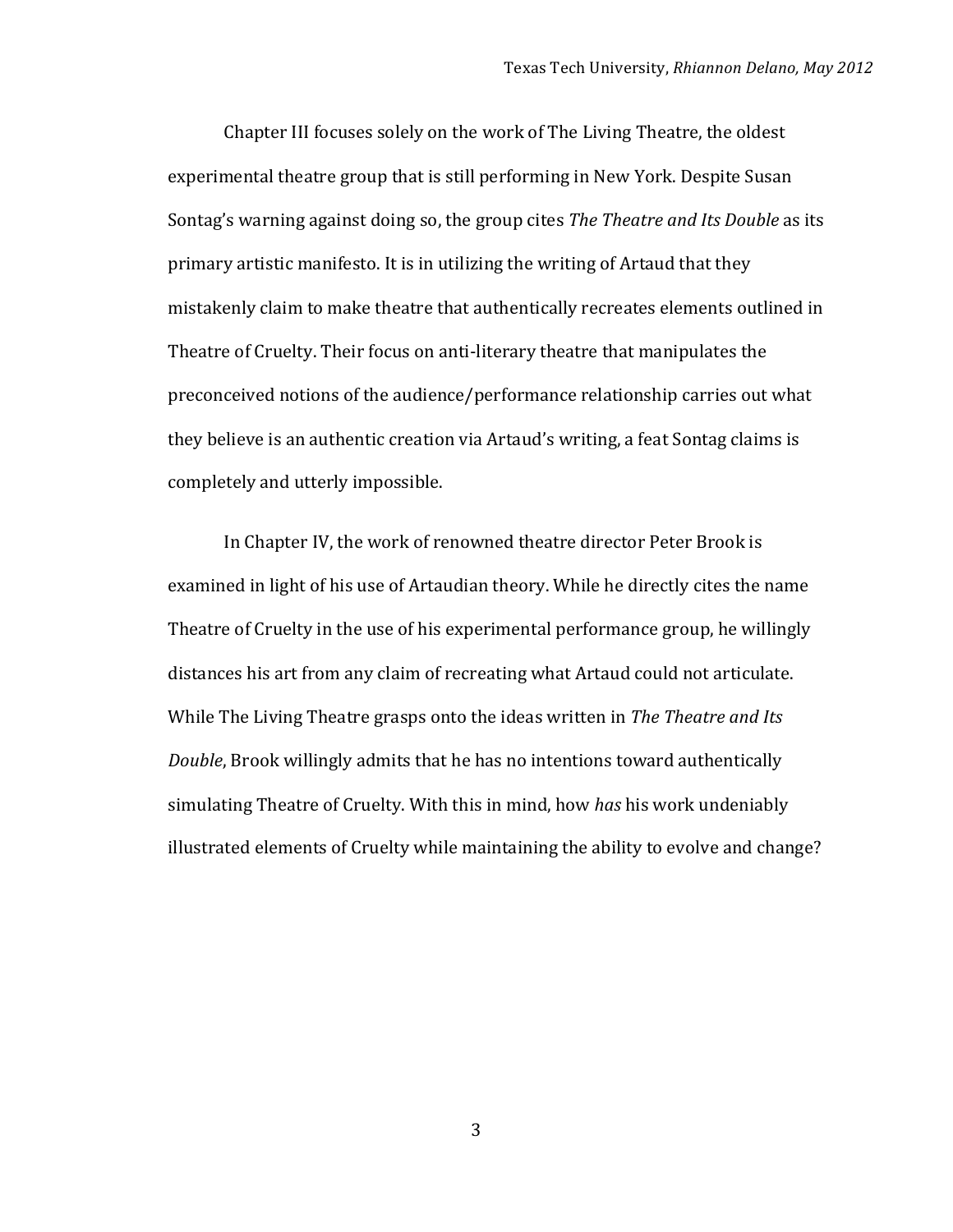Chapter III focuses solely on the work of The Living Theatre, the oldest experimental theatre group that is still performing in New York. Despite Susan Sontag's warning against doing so, the group cites *The Theatre and Its Double* as its primary artistic manifesto. It is in utilizing the writing of Artaud that they mistakenly claim to make theatre that authentically recreates elements outlined in Theatre of Cruelty. Their focus on anti-literary theatre that manipulates the preconceived notions of the audience/performance relationship carries out what they believe is an authentic creation via Artaud's writing, a feat Sontag claims is completely and utterly impossible.

In Chapter IV, the work of renowned theatre director Peter Brook is examined in light of his use of Artaudian theory. While he directly cites the name Theatre of Cruelty in the use of his experimental performance group, he willingly distances his art from any claim of recreating what Artaud could not articulate. While The Living Theatre grasps onto the ideas written in *The Theatre and Its Double*, Brook willingly admits that he has no intentions toward authentically simulating Theatre of Cruelty. With this in mind, how *has* his work undeniably illustrated elements of Cruelty while maintaining the ability to evolve and change?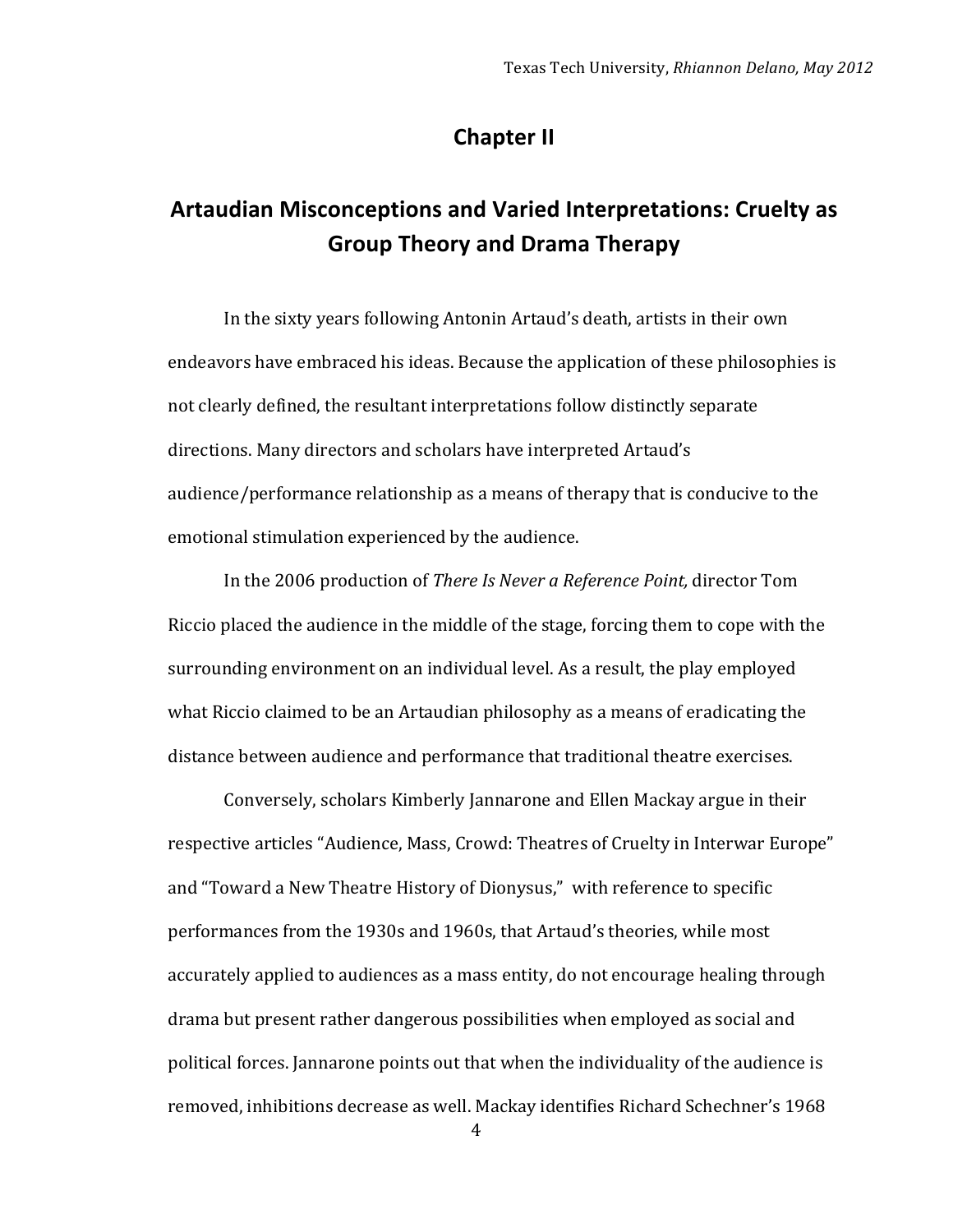# Chapter II

## Artaudian Misconceptions and Varied Interpretations: Cruelty as Group Theory and Drama Therapy

In the sixty years following Antonin Artaud's death, artists in their own endeavors have embraced his ideas. Because the application of these philosophies is not clearly defined, the resultant interpretations follow distinctly separate directions. Many directors and scholars have interpreted Artaud's audience/performance relationship as a means of therapy that is conducive to the emotional stimulation experienced by the audience.

In the 2006 production of *There Is Never a Reference Point,* director Tom Riccio placed the audience in the middle of the stage, forcing them to cope with the surrounding environment on an individual level. As a result, the play employed what Riccio claimed to be an Artaudian philosophy as a means of eradicating the distance between audience and performance that traditional theatre exercises.

Conversely, scholars Kimberly Jannarone and Ellen Mackay argue in their respective articles "Audience, Mass, Crowd: Theatres of Cruelty in Interwar Europe" and "Toward a New Theatre History of Dionysus," with reference to specific performances from the 1930s and 1960s, that Artaud's theories, while most accurately applied to audiences as a mass entity, do not encourage healing through drama but present rather dangerous possibilities when employed as social and political forces. Jannarone points out that when the individuality of the audience is removed, inhibitions decrease as well. Mackay identifies Richard Schechner's 1968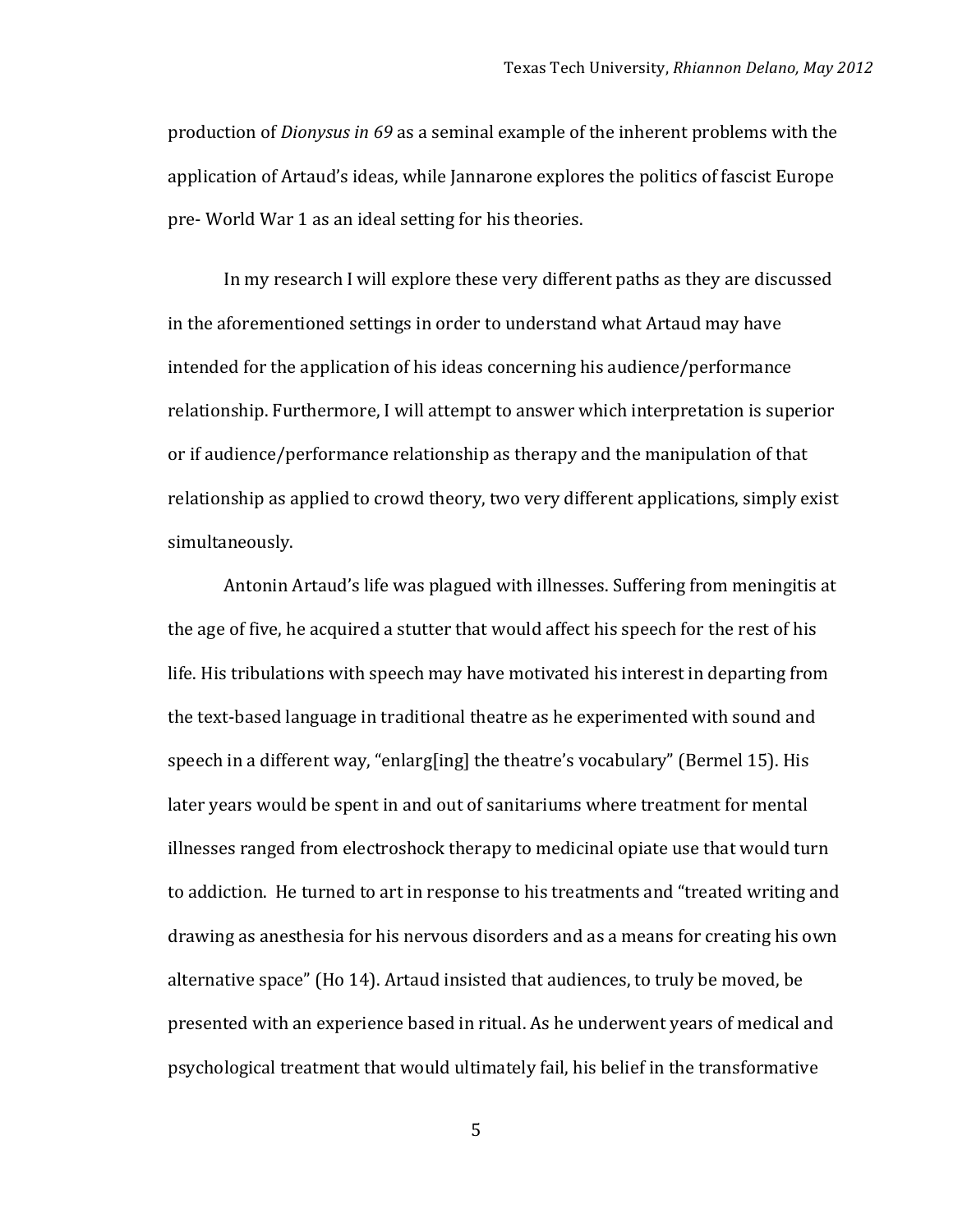production of *Dionysus in 69* as a seminal example of the inherent problems with the application of Artaud's ideas, while Jannarone explores the politics of fascist Europe pre- World War 1 as an ideal setting for his theories.

In my research I will explore these very different paths as they are discussed in the aforementioned settings in order to understand what Artaud may have intended for the application of his ideas concerning his audience/performance relationship. Furthermore, I will attempt to answer which interpretation is superior or if audience/performance relationship as therapy and the manipulation of that relationship as applied to crowd theory, two very different applications, simply exist simultaneously.

Antonin Artaud's life was plagued with illnesses. Suffering from meningitis at the age of five, he acquired a stutter that would affect his speech for the rest of his life. His tribulations with speech may have motivated his interest in departing from the text-based language in traditional theatre as he experimented with sound and speech in a different way, "enlarg[ing] the theatre's vocabulary" (Bermel 15). His later years would be spent in and out of sanitariums where treatment for mental illnesses ranged from electroshock therapy to medicinal opiate use that would turn to addiction. He turned to art in response to his treatments and "treated writing and drawing as anesthesia for his nervous disorders and as a means for creating his own alternative space" (Ho 14). Artaud insisted that audiences, to truly be moved, be presented with an experience based in ritual. As he underwent years of medical and psychological treatment that would ultimately fail, his belief in the transformative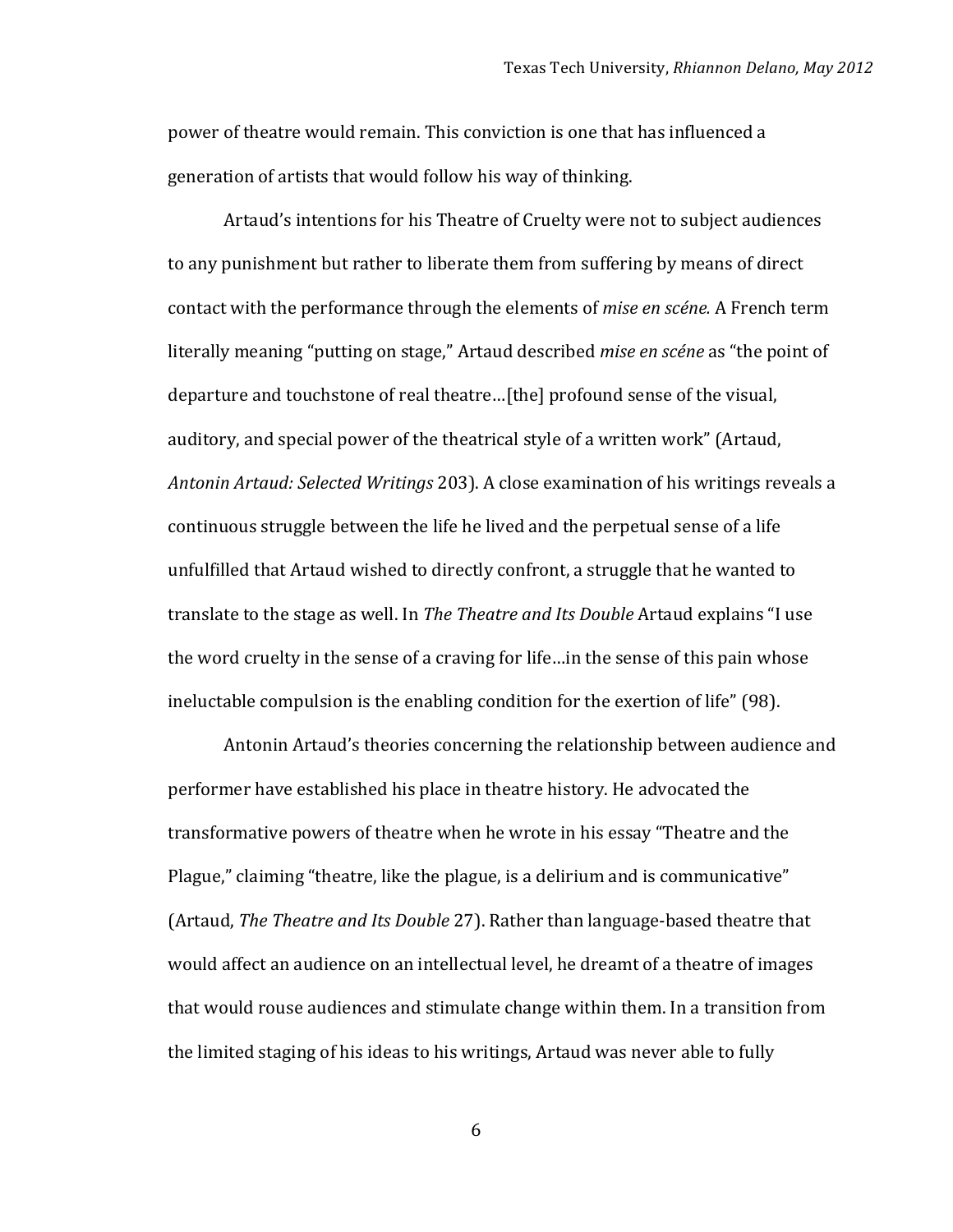power of theatre would remain. This conviction is one that has influenced a generation of artists that would follow his way of thinking.

Artaud's intentions for his Theatre of Cruelty were not to subject audiences to any punishment but rather to liberate them from suffering by means of direct contact with the performance through the elements of *mise en scéne.* A French term literally meaning "putting on stage," Artaud described *mise en scéne* as "the point of departure and touchstone of real theatre…[the] profound sense of the visual, auditory, and special power of the theatrical style of a written work" (Artaud, *Antonin Artaud: Selected Writings* 203). A close examination of his writings reveals a continuous struggle between the life he lived and the perpetual sense of a life unfulfilled that Artaud wished to directly confront, a struggle that he wanted to translate to the stage as well. In *The Theatre and Its Double* Artaud explains "I use the word cruelty in the sense of a craving for life…in the sense of this pain whose ineluctable compulsion is the enabling condition for the exertion of life" (98).

Antonin Artaud's theories concerning the relationship between audience and performer have established his place in theatre history. He advocated the transformative powers of theatre when he wrote in his essay "Theatre and the Plague," claiming "theatre, like the plague, is a delirium and is communicative" (Artaud, *The Theatre and Its Double* 27). Rather than language-based theatre that would affect an audience on an intellectual level, he dreamt of a theatre of images that would rouse audiences and stimulate change within them. In a transition from the limited staging of his ideas to his writings, Artaud was never able to fully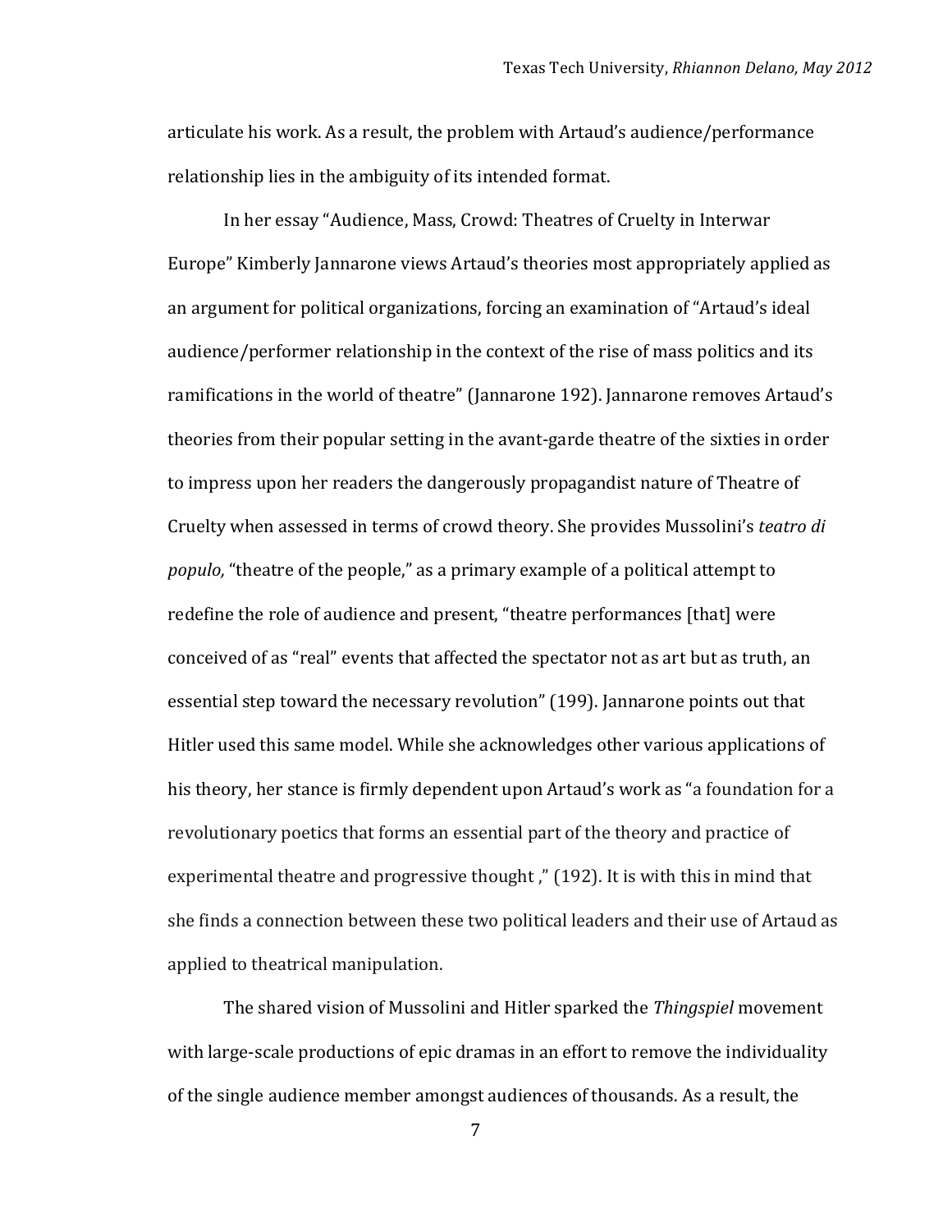articulate his work. As a result, the problem with Artaud's audience/performance relationship lies in the ambiguity of its intended format.

In her essay "Audience, Mass, Crowd: Theatres of Cruelty in Interwar Europe" Kimberly Jannarone views Artaud's theories most appropriately applied as an argument for political organizations, forcing an examination of "Artaud's ideal audience/performer relationship in the context of the rise of mass politics and its ramifications in the world of theatre" (Jannarone 192). Jannarone removes Artaud's theories from their popular setting in the avant-garde theatre of the sixties in order to impress upon her readers the dangerously propagandist nature of Theatre of Cruelty when assessed in terms of crowd theory. She provides Mussolini's *teatro di populo,* "theatre of the people," as a primary example of a political attempt to redefine the role of audience and present, "theatre performances [that] were conceived of as "real" events that affected the spectator not as art but as truth, an essential step toward the necessary revolution" (199). Jannarone points out that Hitler used this same model. While she acknowledges other various applications of his theory, her stance is firmly dependent upon Artaud's work as "a foundation for a revolutionary poetics that forms an essential part of the theory and practice of experimental theatre and progressive thought ," (192). It is with this in mind that she finds a connection between these two political leaders and their use of Artaud as applied to theatrical manipulation.

The shared vision of Mussolini and Hitler sparked the *Thingspiel* movement with large-scale productions of epic dramas in an effort to remove the individuality of the single audience member amongst audiences of thousands. As a result, the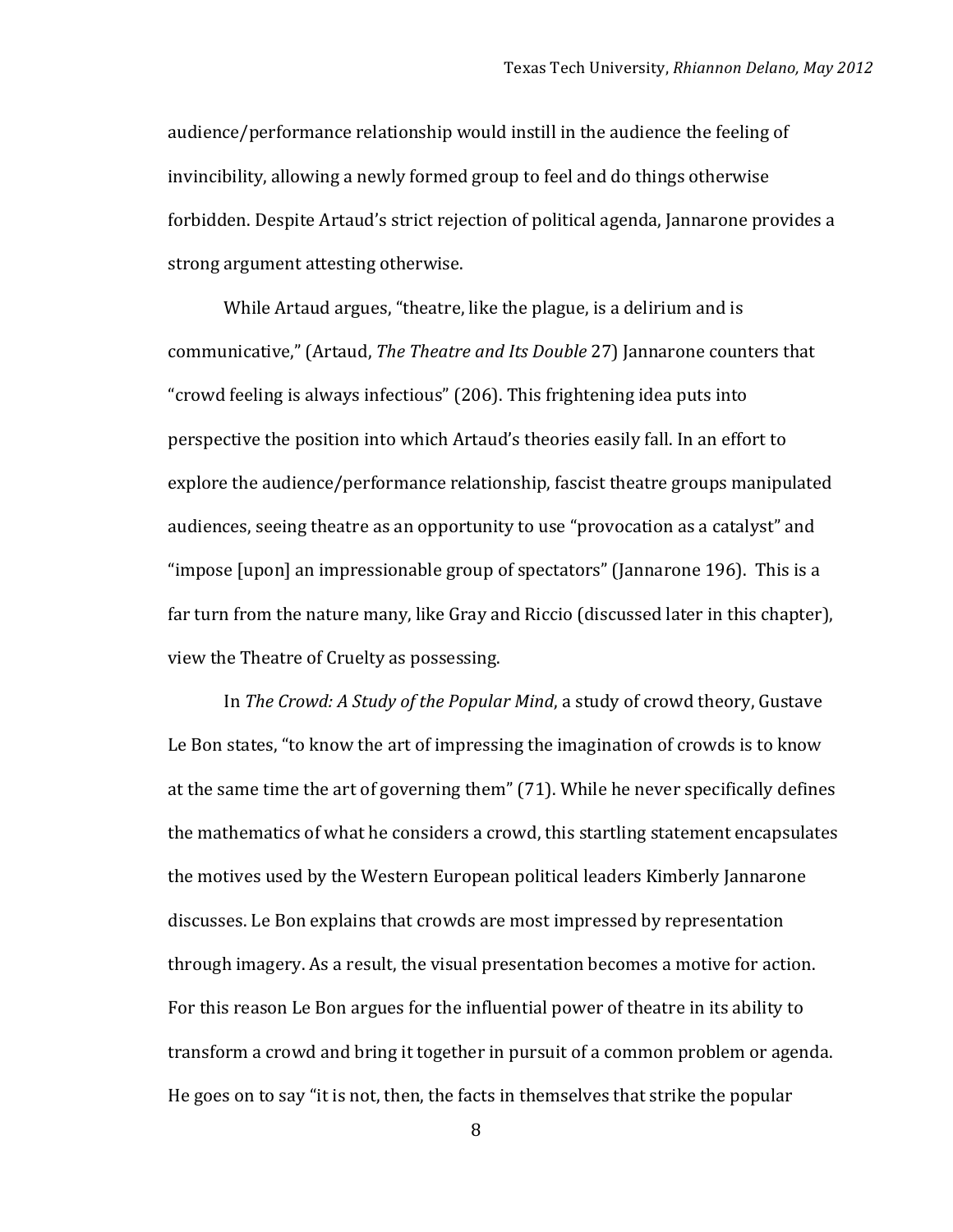audience/performance relationship would instill in the audience the feeling of invincibility, allowing a newly formed group to feel and do things otherwise forbidden. Despite Artaud's strict rejection of political agenda, Jannarone provides a strong argument attesting otherwise.

While Artaud argues, "theatre, like the plague, is a delirium and is communicative," (Artaud, *The Theatre and Its Double* 27) Jannarone counters that "crowd feeling is always infectious" (206). This frightening idea puts into perspective the position into which Artaud's theories easily fall. In an effort to explore the audience/performance relationship, fascist theatre groups manipulated audiences, seeing theatre as an opportunity to use "provocation as a catalyst" and "impose [upon] an impressionable group of spectators" (Jannarone 196). This is a far turn from the nature many, like Gray and Riccio (discussed later in this chapter), view the Theatre of Cruelty as possessing.

In *The Crowd: A Study of the Popular Mind*, a study of crowd theory, Gustave Le Bon states, "to know the art of impressing the imagination of crowds is to know at the same time the art of governing them" (71). While he never specifically defines the mathematics of what he considers a crowd, this startling statement encapsulates the motives used by the Western European political leaders Kimberly Jannarone discusses. Le Bon explains that crowds are most impressed by representation through imagery. As a result, the visual presentation becomes a motive for action. For this reason Le Bon argues for the influential power of theatre in its ability to transform a crowd and bring it together in pursuit of a common problem or agenda. He goes on to say "it is not, then, the facts in themselves that strike the popular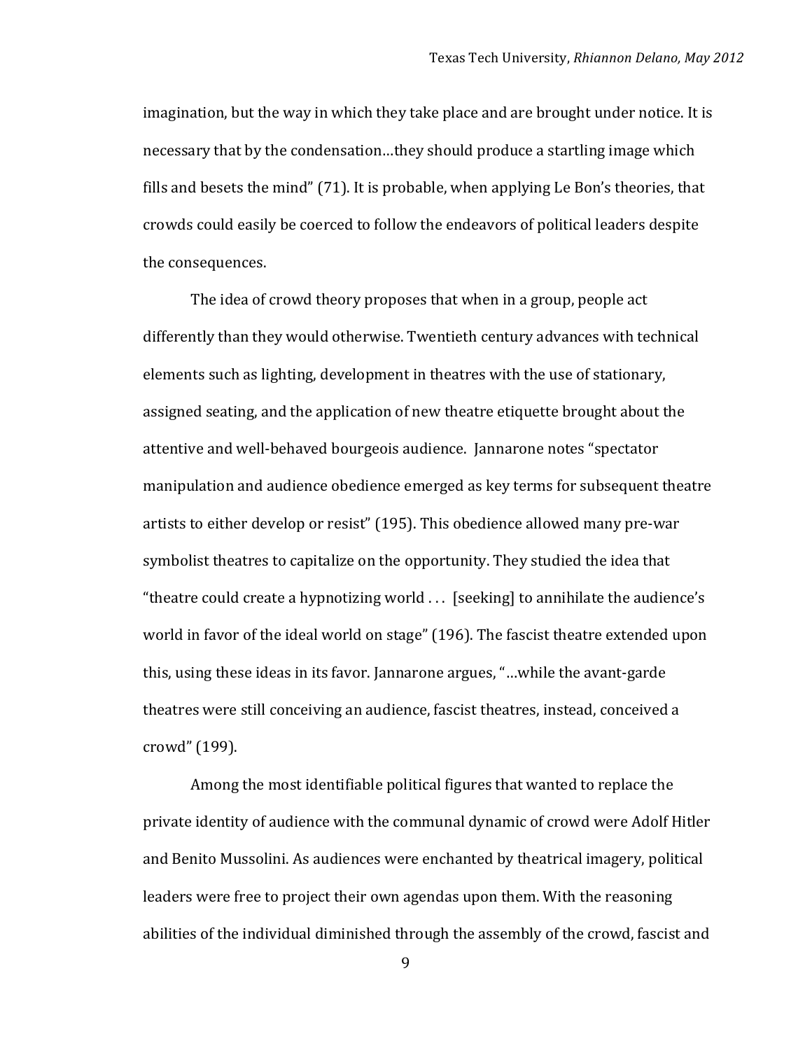imagination, but the way in which they take place and are brought under notice. It is necessary that by the condensation…they should produce a startling image which fills and besets the mind" (71). It is probable, when applying Le Bon's theories, that crowds could easily be coerced to follow the endeavors of political leaders despite the consequences.

The idea of crowd theory proposes that when in a group, people act differently than they would otherwise. Twentieth century advances with technical elements such as lighting, development in theatres with the use of stationary, assigned seating, and the application of new theatre etiquette brought about the attentive and well-behaved bourgeois audience. Jannarone notes "spectator manipulation and audience obedience emerged as key terms for subsequent theatre artists to either develop or resist" (195). This obedience allowed many pre-war symbolist theatres to capitalize on the opportunity. They studied the idea that "theatre could create a hypnotizing world . . . [seeking] to annihilate the audience's world in favor of the ideal world on stage" (196). The fascist theatre extended upon this, using these ideas in its favor. Jannarone argues, "…while the avant-garde theatres were still conceiving an audience, fascist theatres, instead, conceived a crowd" (199).

Among the most identifiable political figures that wanted to replace the private identity of audience with the communal dynamic of crowd were Adolf Hitler and Benito Mussolini. As audiences were enchanted by theatrical imagery, political leaders were free to project their own agendas upon them. With the reasoning abilities of the individual diminished through the assembly of the crowd, fascist and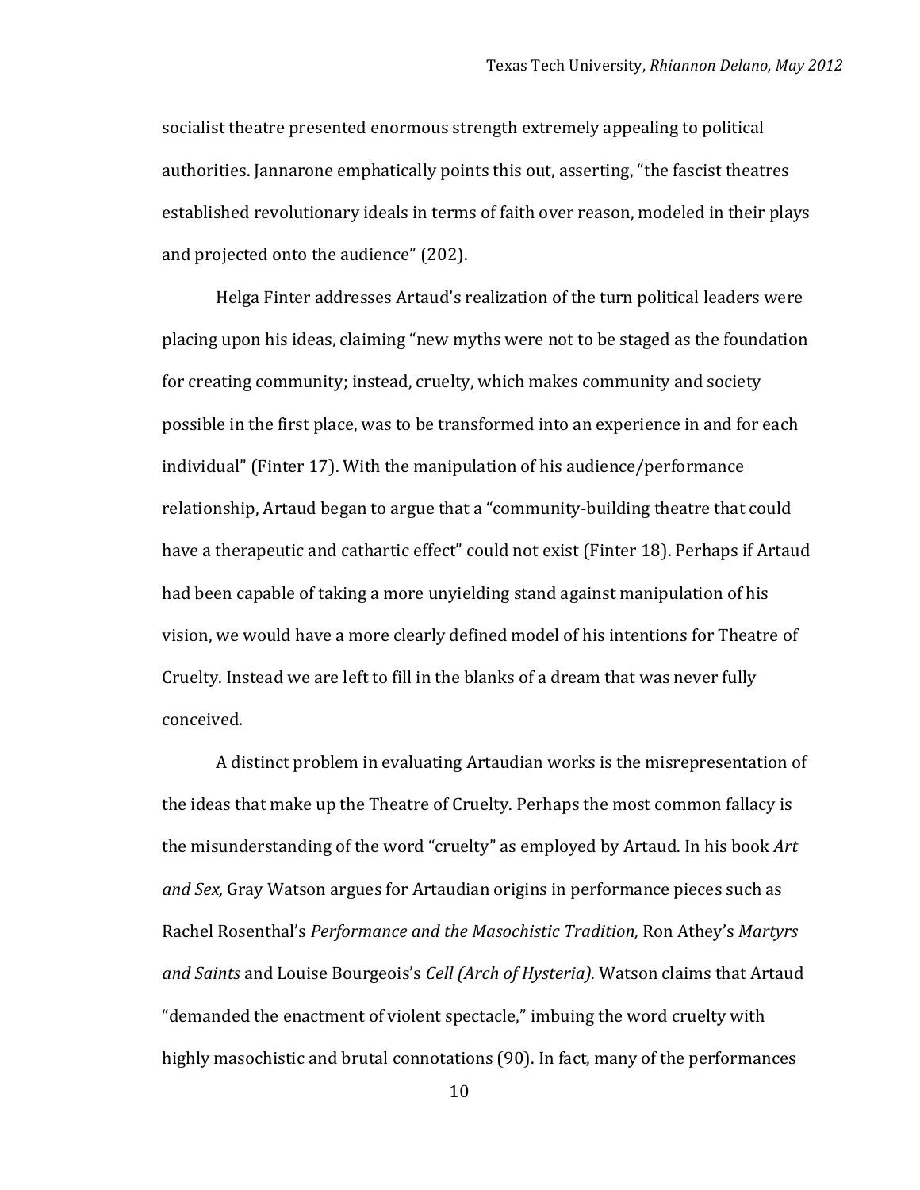socialist theatre presented enormous strength extremely appealing to political authorities. Jannarone emphatically points this out, asserting, "the fascist theatres established revolutionary ideals in terms of faith over reason, modeled in their plays and projected onto the audience" (202).

Helga Finter addresses Artaud's realization of the turn political leaders were placing upon his ideas, claiming "new myths were not to be staged as the foundation for creating community; instead, cruelty, which makes community and society possible in the first place, was to be transformed into an experience in and for each individual" (Finter 17). With the manipulation of his audience/performance relationship, Artaud began to argue that a "community-building theatre that could have a therapeutic and cathartic effect" could not exist (Finter 18). Perhaps if Artaud had been capable of taking a more unyielding stand against manipulation of his vision, we would have a more clearly defined model of his intentions for Theatre of Cruelty. Instead we are left to fill in the blanks of a dream that was never fully conceived.

A distinct problem in evaluating Artaudian works is the misrepresentation of the ideas that make up the Theatre of Cruelty. Perhaps the most common fallacy is the misunderstanding of the word "cruelty" as employed by Artaud. In his book *Art and Sex,* Gray Watson argues for Artaudian origins in performance pieces such as Rachel Rosenthal's *Performance and the Masochistic Tradition,* Ron Athey's *Martyrs and Saints* and Louise Bourgeois's *Cell (Arch of Hysteria).* Watson claims that Artaud "demanded the enactment of violent spectacle," imbuing the word cruelty with highly masochistic and brutal connotations (90). In fact, many of the performances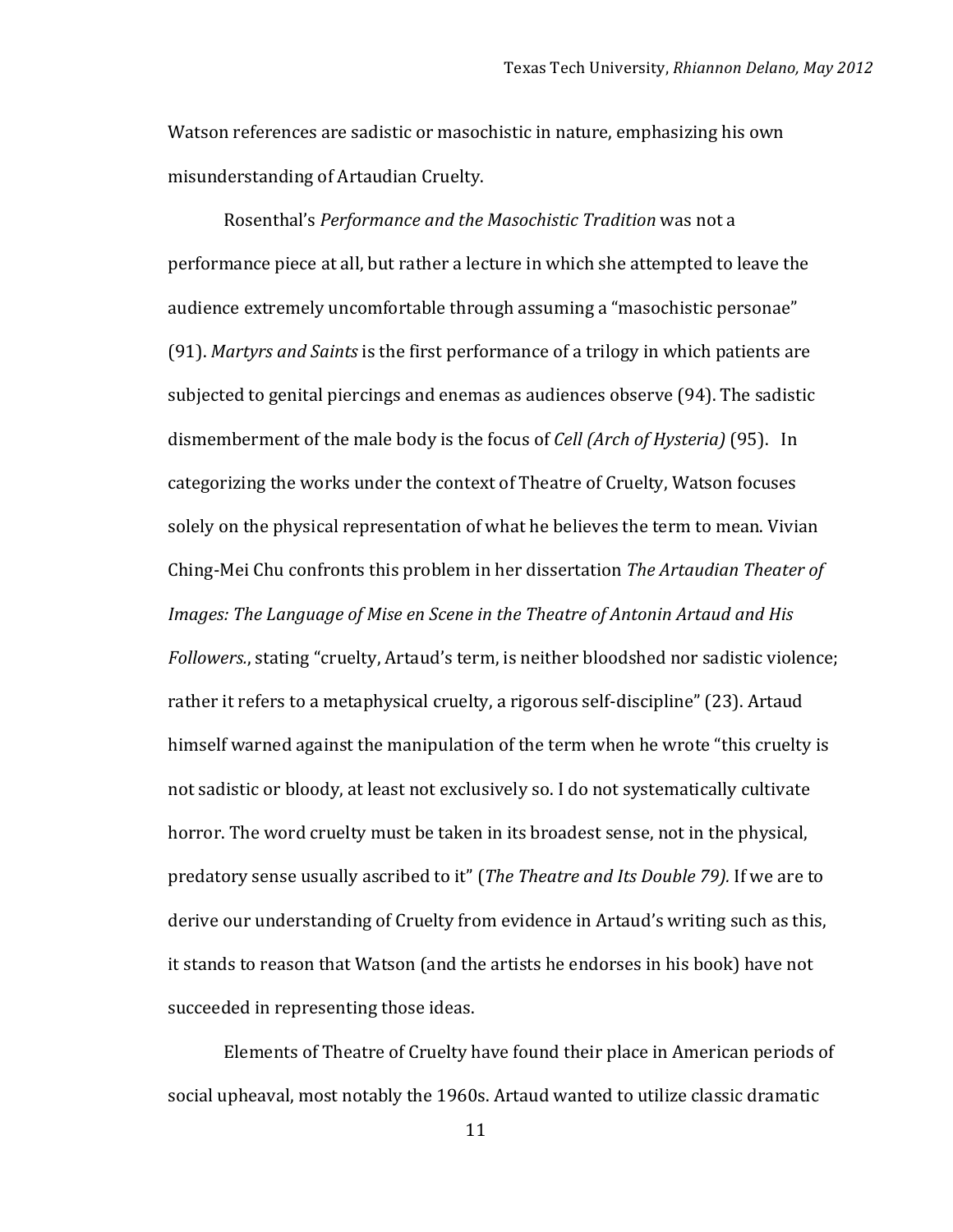Watson references are sadistic or masochistic in nature, emphasizing his own misunderstanding of Artaudian Cruelty.

Rosenthal's *Performance and the Masochistic Tradition* was not a performance piece at all, but rather a lecture in which she attempted to leave the audience extremely uncomfortable through assuming a "masochistic personae" (91). *Martyrs and Saints* is the first performance of a trilogy in which patients are subjected to genital piercings and enemas as audiences observe (94). The sadistic dismemberment of the male body is the focus of *Cell (Arch of Hysteria)* (95). In categorizing the works under the context of Theatre of Cruelty, Watson focuses solely on the physical representation of what he believes the term to mean. Vivian Ching-Mei Chu confronts this problem in her dissertation *The Artaudian Theater of Images: The Language of Mise en Scene in the Theatre of Antonin Artaud and His Followers.*, stating "cruelty, Artaud's term, is neither bloodshed nor sadistic violence; rather it refers to a metaphysical cruelty, a rigorous self-discipline" (23). Artaud himself warned against the manipulation of the term when he wrote "this cruelty is not sadistic or bloody, at least not exclusively so. I do not systematically cultivate horror. The word cruelty must be taken in its broadest sense, not in the physical, predatory sense usually ascribed to it" (*The Theatre and Its Double 79).* If we are to derive our understanding of Cruelty from evidence in Artaud's writing such as this, it stands to reason that Watson (and the artists he endorses in his book) have not succeeded in representing those ideas.

Elements of Theatre of Cruelty have found their place in American periods of social upheaval, most notably the 1960s. Artaud wanted to utilize classic dramatic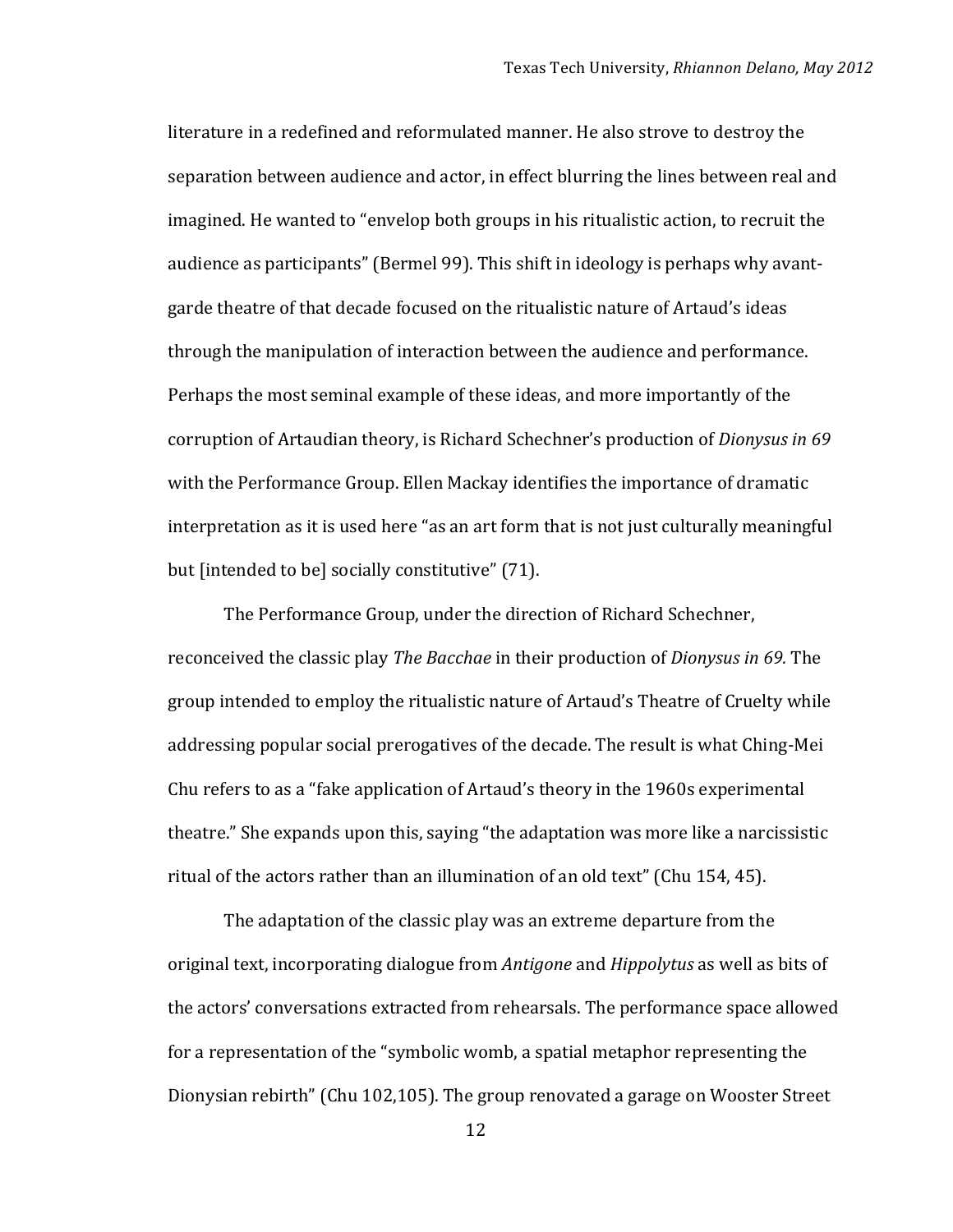literature in a redefined and reformulated manner. He also strove to destroy the separation between audience and actor, in effect blurring the lines between real and imagined. He wanted to "envelop both groups in his ritualistic action, to recruit the audience as participants" (Bermel 99). This shift in ideology is perhaps why avant-garde theatre of that decade focused on the ritualistic nature of Artaud's ideas through the manipulation of interaction between the audience and performance. Perhaps the most seminal example of these ideas, and more importantly of the corruption of Artaudian theory, is Richard Schechner's production of *Dionysus in 69* with the Performance Group. Ellen Mackay identifies the importance of dramatic interpretation as it is used here "as an art form that is not just culturally meaningful but [intended to be] socially constitutive" (71).

The Performance Group, under the direction of Richard Schechner, reconceived the classic play *The Bacchae* in their production of *Dionysus in 69.* The group intended to employ the ritualistic nature of Artaud's Theatre of Cruelty while addressing popular social prerogatives of the decade. The result is what Ching-Mei Chu refers to as a "fake application of Artaud's theory in the 1960s experimental theatre." She expands upon this, saying "the adaptation was more like a narcissistic ritual of the actors rather than an illumination of an old text" (Chu 154, 45).

The adaptation of the classic play was an extreme departure from the original text, incorporating dialogue from *Antigone* and *Hippolytus* as well as bits of the actors' conversations extracted from rehearsals. The performance space allowed for a representation of the "symbolic womb, a spatial metaphor representing the Dionysian rebirth" (Chu 102,105). The group renovated a garage on Wooster Street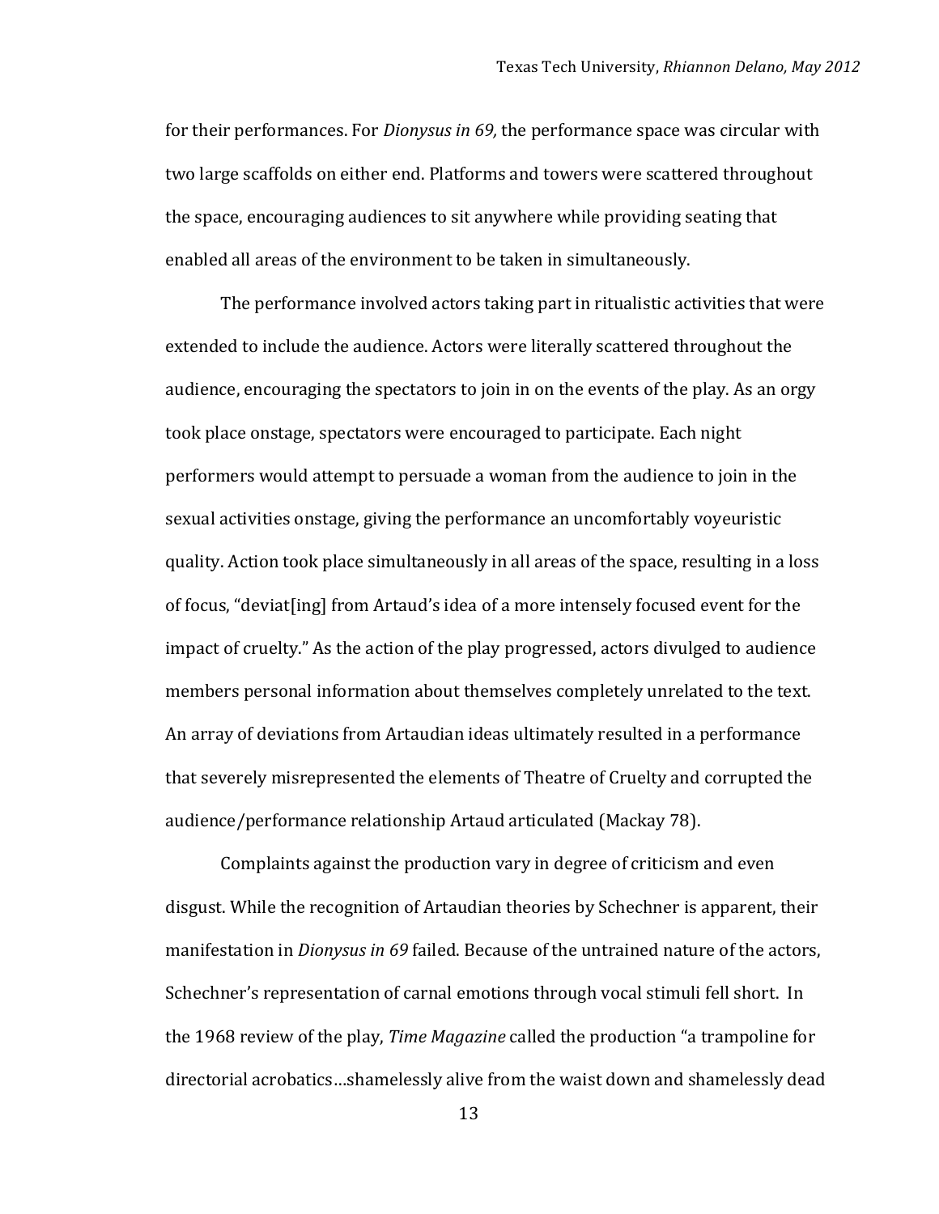for their performances. For *Dionysus in 69,* the performance space was circular with two large scaffolds on either end. Platforms and towers were scattered throughout the space, encouraging audiences to sit anywhere while providing seating that enabled all areas of the environment to be taken in simultaneously.

The performance involved actors taking part in ritualistic activities that were extended to include the audience. Actors were literally scattered throughout the audience, encouraging the spectators to join in on the events of the play. As an orgy took place onstage, spectators were encouraged to participate. Each night performers would attempt to persuade a woman from the audience to join in the sexual activities onstage, giving the performance an uncomfortably voyeuristic quality. Action took place simultaneously in all areas of the space, resulting in a loss of focus, "deviat[ing] from Artaud's idea of a more intensely focused event for the impact of cruelty." As the action of the play progressed, actors divulged to audience members personal information about themselves completely unrelated to the text. An array of deviations from Artaudian ideas ultimately resulted in a performance that severely misrepresented the elements of Theatre of Cruelty and corrupted the audience/performance relationship Artaud articulated (Mackay 78).

Complaints against the production vary in degree of criticism and even disgust. While the recognition of Artaudian theories by Schechner is apparent, their manifestation in *Dionysus in 69* failed. Because of the untrained nature of the actors, Schechner's representation of carnal emotions through vocal stimuli fell short. In the 1968 review of the play, *Time Magazine* called the production "a trampoline for directorial acrobatics…shamelessly alive from the waist down and shamelessly dead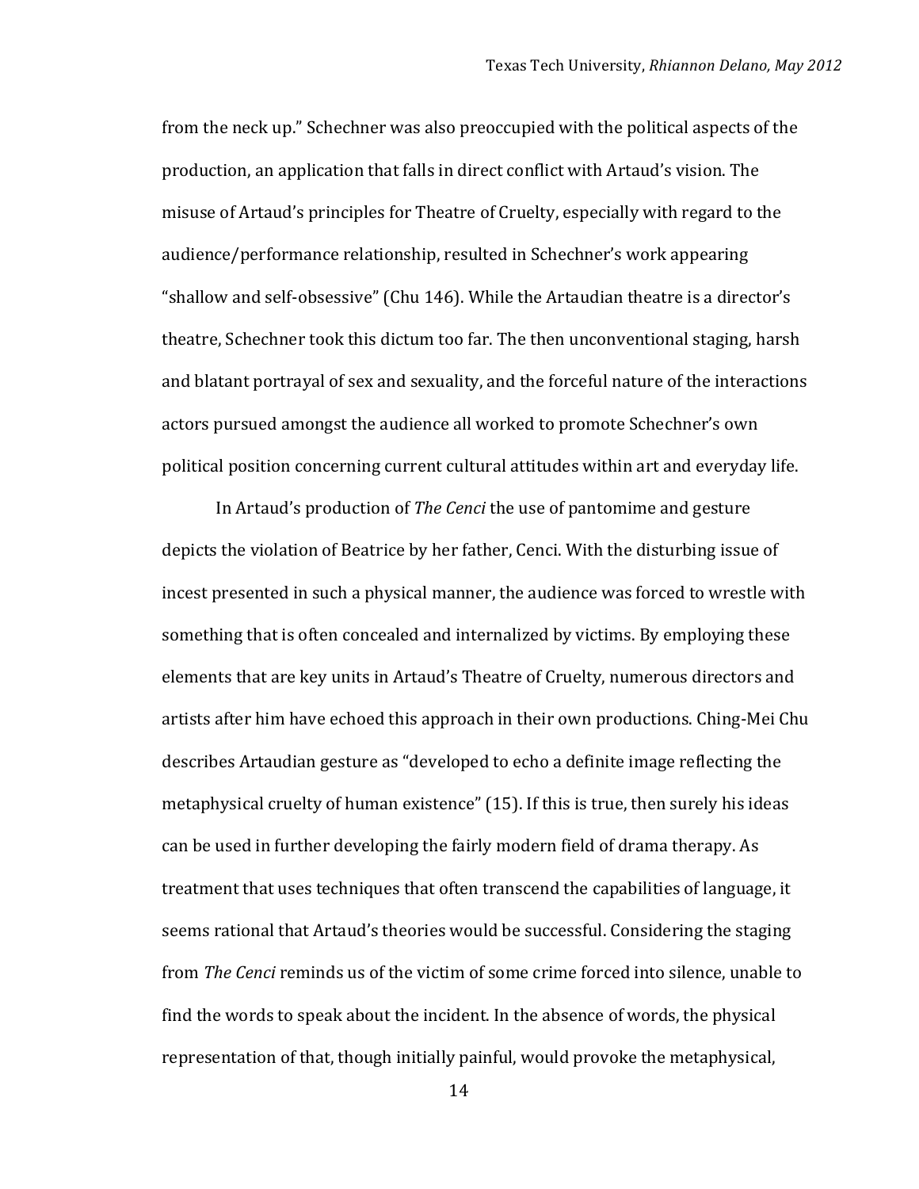from the neck up." Schechner was also preoccupied with the political aspects of the production, an application that falls in direct conflict with Artaud's vision. The misuse of Artaud's principles for Theatre of Cruelty, especially with regard to the audience/performance relationship, resulted in Schechner's work appearing "shallow and self-obsessive" (Chu 146). While the Artaudian theatre is a director's theatre, Schechner took this dictum too far. The then unconventional staging, harsh and blatant portrayal of sex and sexuality, and the forceful nature of the interactions actors pursued amongst the audience all worked to promote Schechner's own political position concerning current cultural attitudes within art and everyday life.

In Artaud's production of *The Cenci* the use of pantomime and gesture depicts the violation of Beatrice by her father, Cenci. With the disturbing issue of incest presented in such a physical manner, the audience was forced to wrestle with something that is often concealed and internalized by victims. By employing these elements that are key units in Artaud's Theatre of Cruelty, numerous directors and artists after him have echoed this approach in their own productions. Ching-Mei Chu describes Artaudian gesture as "developed to echo a definite image reflecting the metaphysical cruelty of human existence" (15). If this is true, then surely his ideas can be used in further developing the fairly modern field of drama therapy. As treatment that uses techniques that often transcend the capabilities of language, it seems rational that Artaud's theories would be successful. Considering the staging from *The Cenci* reminds us of the victim of some crime forced into silence, unable to find the words to speak about the incident. In the absence of words, the physical representation of that, though initially painful, would provoke the metaphysical,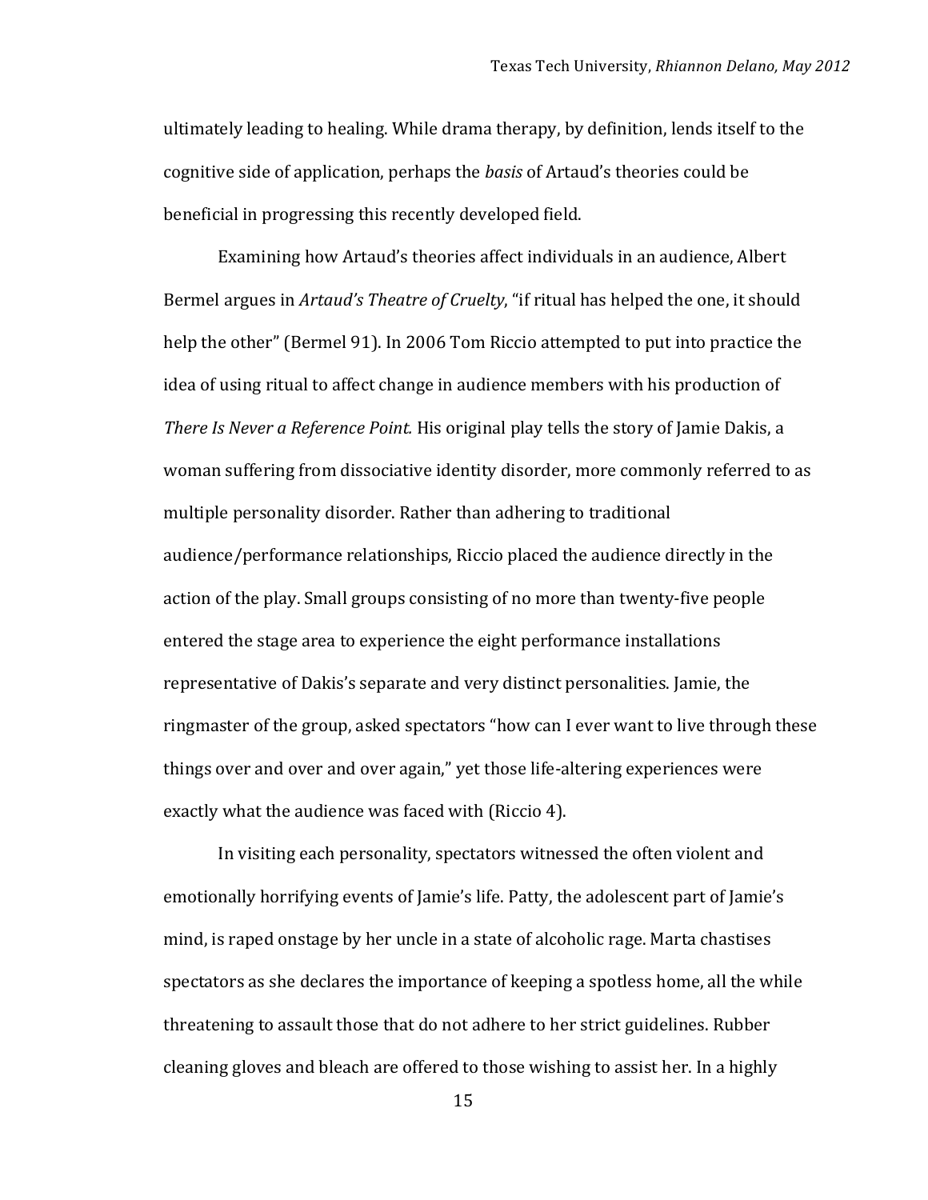ultimately leading to healing. While drama therapy, by definition, lends itself to the cognitive side of application, perhaps the *basis* of Artaud's theories could be beneficial in progressing this recently developed field.

Examining how Artaud's theories affect individuals in an audience, Albert Bermel argues in *Artaud's Theatre of Cruelty*, "if ritual has helped the one, it should help the other" (Bermel 91). In 2006 Tom Riccio attempted to put into practice the idea of using ritual to affect change in audience members with his production of *There Is Never a Reference Point.* His original play tells the story of Jamie Dakis, a woman suffering from dissociative identity disorder, more commonly referred to as multiple personality disorder. Rather than adhering to traditional audience/performance relationships, Riccio placed the audience directly in the action of the play. Small groups consisting of no more than twenty-five people entered the stage area to experience the eight performance installations representative of Dakis's separate and very distinct personalities. Jamie, the ringmaster of the group, asked spectators "how can I ever want to live through these things over and over and over again," yet those life-altering experiences were exactly what the audience was faced with (Riccio 4).

In visiting each personality, spectators witnessed the often violent and emotionally horrifying events of Jamie's life. Patty, the adolescent part of Jamie's mind, is raped onstage by her uncle in a state of alcoholic rage. Marta chastises spectators as she declares the importance of keeping a spotless home, all the while threatening to assault those that do not adhere to her strict guidelines. Rubber cleaning gloves and bleach are offered to those wishing to assist her. In a highly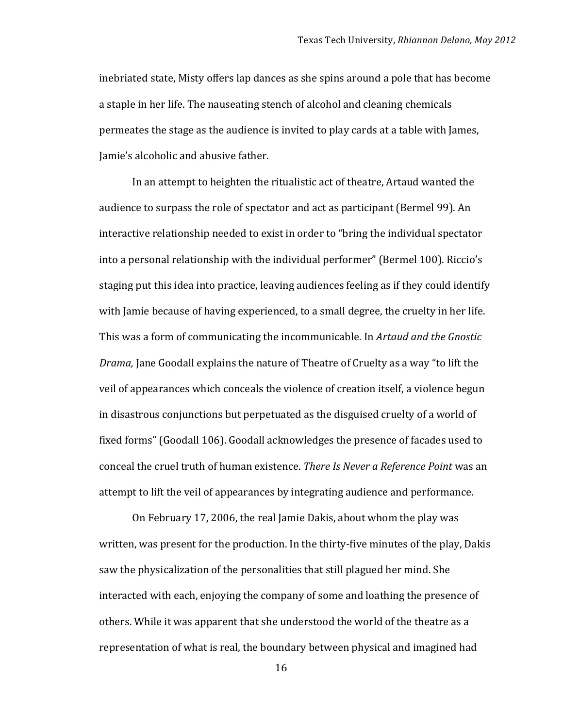inebriated state, Misty offers lap dances as she spins around a pole that has become a staple in her life. The nauseating stench of alcohol and cleaning chemicals permeates the stage as the audience is invited to play cards at a table with James, Jamie's alcoholic and abusive father.

In an attempt to heighten the ritualistic act of theatre, Artaud wanted the audience to surpass the role of spectator and act as participant (Bermel 99). An interactive relationship needed to exist in order to "bring the individual spectator into a personal relationship with the individual performer" (Bermel 100). Riccio's staging put this idea into practice, leaving audiences feeling as if they could identify with Jamie because of having experienced, to a small degree, the cruelty in her life. This was a form of communicating the incommunicable. In *Artaud and the Gnostic Drama,* Jane Goodall explains the nature of Theatre of Cruelty as a way "to lift the veil of appearances which conceals the violence of creation itself, a violence begun in disastrous conjunctions but perpetuated as the disguised cruelty of a world of fixed forms" (Goodall 106). Goodall acknowledges the presence of facades used to conceal the cruel truth of human existence. *There Is Never a Reference Point* was an attempt to lift the veil of appearances by integrating audience and performance.

On February 17, 2006, the real Jamie Dakis, about whom the play was written, was present for the production. In the thirty-five minutes of the play, Dakis saw the physicalization of the personalities that still plagued her mind. She interacted with each, enjoying the company of some and loathing the presence of others. While it was apparent that she understood the world of the theatre as a representation of what is real, the boundary between physical and imagined had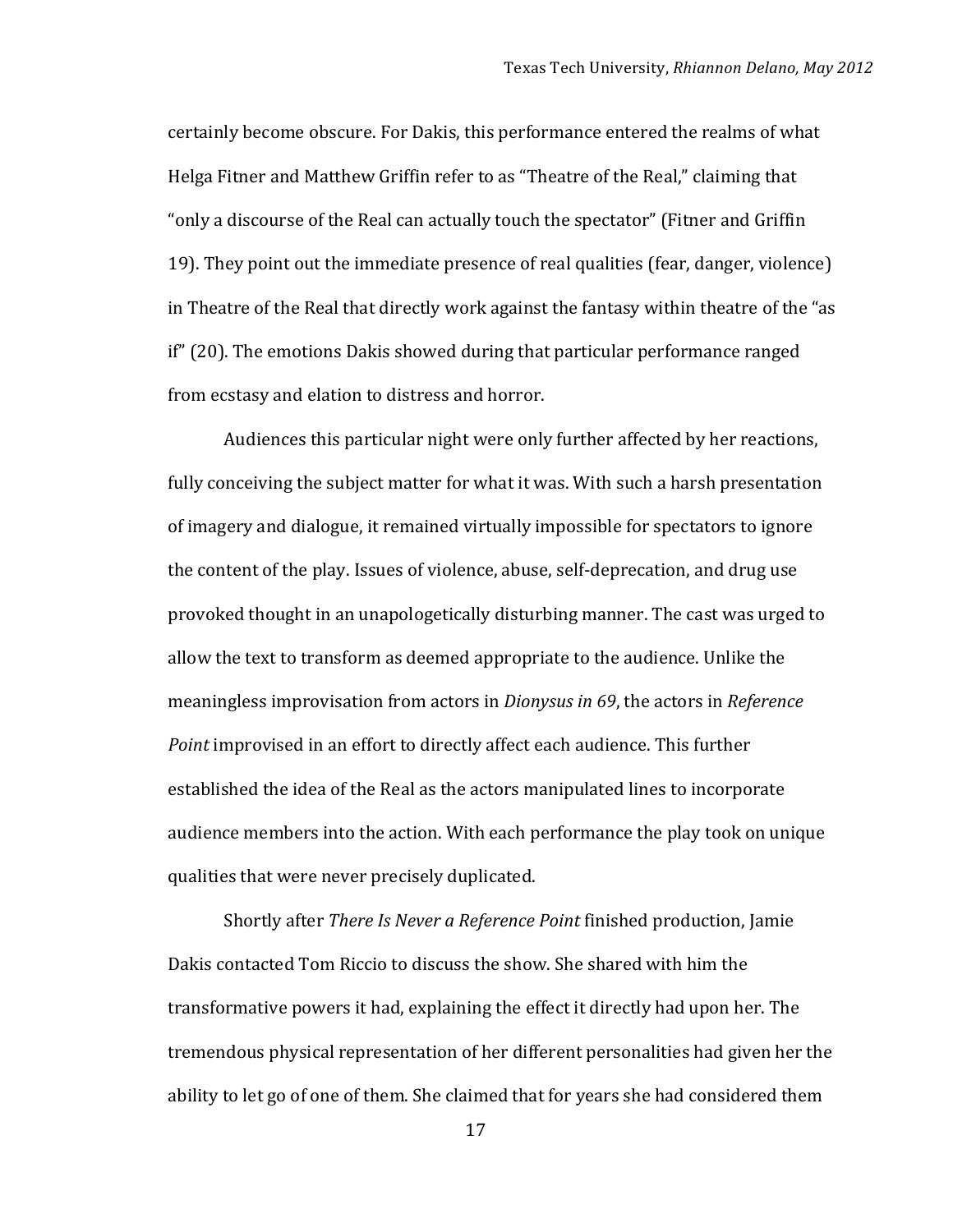certainly become obscure. For Dakis, this performance entered the realms of what Helga Fitner and Matthew Griffin refer to as "Theatre of the Real," claiming that "only a discourse of the Real can actually touch the spectator" (Fitner and Griffin 19). They point out the immediate presence of real qualities (fear, danger, violence) in Theatre of the Real that directly work against the fantasy within theatre of the "as if" (20). The emotions Dakis showed during that particular performance ranged from ecstasy and elation to distress and horror.

Audiences this particular night were only further affected by her reactions, fully conceiving the subject matter for what it was. With such a harsh presentation of imagery and dialogue, it remained virtually impossible for spectators to ignore the content of the play. Issues of violence, abuse, self-deprecation, and drug use provoked thought in an unapologetically disturbing manner. The cast was urged to allow the text to transform as deemed appropriate to the audience. Unlike the meaningless improvisation from actors in *Dionysus in 69*, the actors in *Reference Point* improvised in an effort to directly affect each audience. This further established the idea of the Real as the actors manipulated lines to incorporate audience members into the action. With each performance the play took on unique qualities that were never precisely duplicated.

Shortly after *There Is Never a Reference Point* finished production, Jamie Dakis contacted Tom Riccio to discuss the show. She shared with him the transformative powers it had, explaining the effect it directly had upon her. The tremendous physical representation of her different personalities had given her the ability to let go of one of them. She claimed that for years she had considered them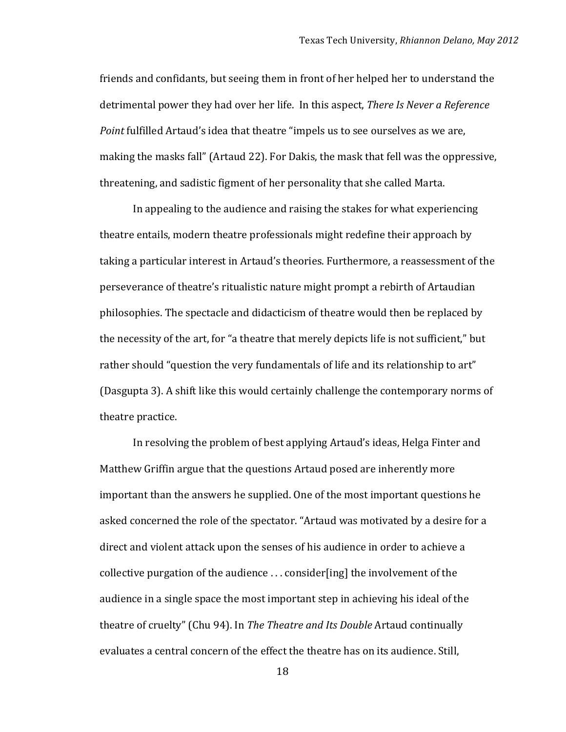friends and confidants, but seeing them in front of her helped her to understand the detrimental power they had over her life. In this aspect, *There Is Never a Reference Point* fulfilled Artaud's idea that theatre "impels us to see ourselves as we are, making the masks fall" (Artaud 22). For Dakis, the mask that fell was the oppressive, threatening, and sadistic figment of her personality that she called Marta.

In appealing to the audience and raising the stakes for what experiencing theatre entails, modern theatre professionals might redefine their approach by taking a particular interest in Artaud's theories. Furthermore, a reassessment of the perseverance of theatre's ritualistic nature might prompt a rebirth of Artaudian philosophies. The spectacle and didacticism of theatre would then be replaced by the necessity of the art, for "a theatre that merely depicts life is not sufficient," but rather should "question the very fundamentals of life and its relationship to art" (Dasgupta 3). A shift like this would certainly challenge the contemporary norms of theatre practice.

In resolving the problem of best applying Artaud's ideas, Helga Finter and Matthew Griffin argue that the questions Artaud posed are inherently more important than the answers he supplied. One of the most important questions he asked concerned the role of the spectator. "Artaud was motivated by a desire for a direct and violent attack upon the senses of his audience in order to achieve a collective purgation of the audience . . . consider[ing] the involvement of the audience in a single space the most important step in achieving his ideal of the theatre of cruelty" (Chu 94). In *The Theatre and Its Double* Artaud continually evaluates a central concern of the effect the theatre has on its audience. Still,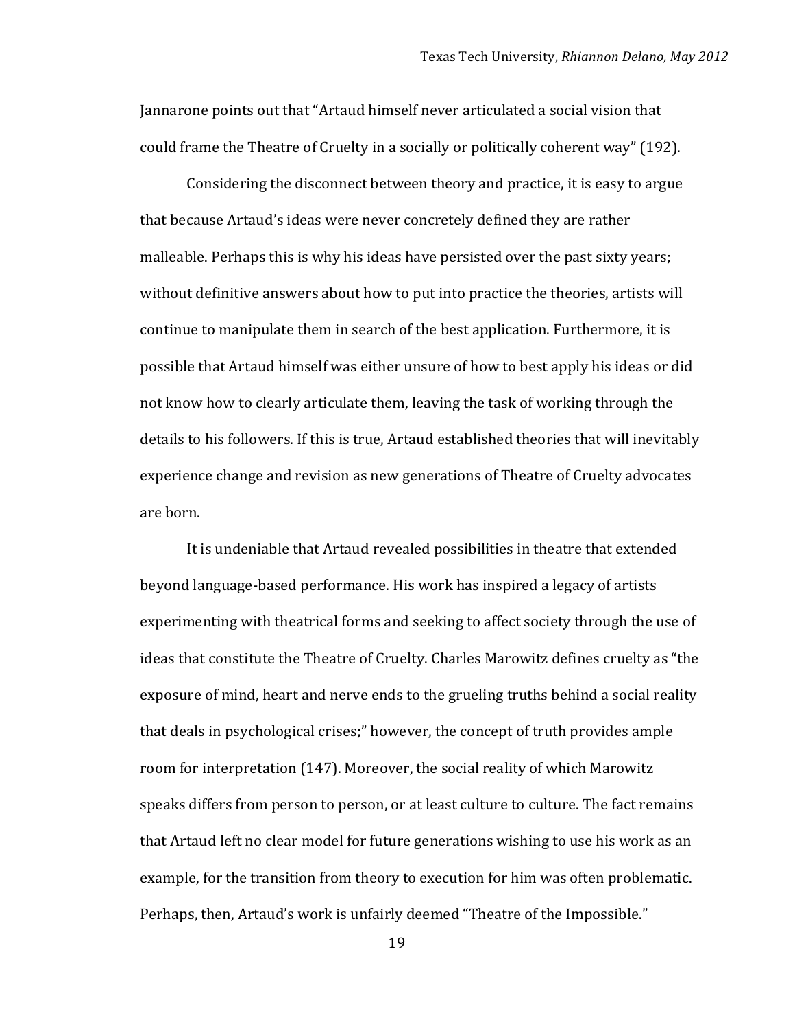Jannarone points out that "Artaud himself never articulated a social vision that could frame the Theatre of Cruelty in a socially or politically coherent way" (192).

Considering the disconnect between theory and practice, it is easy to argue that because Artaud's ideas were never concretely defined they are rather malleable. Perhaps this is why his ideas have persisted over the past sixty years; without definitive answers about how to put into practice the theories, artists will continue to manipulate them in search of the best application. Furthermore, it is possible that Artaud himself was either unsure of how to best apply his ideas or did not know how to clearly articulate them, leaving the task of working through the details to his followers. If this is true, Artaud established theories that will inevitably experience change and revision as new generations of Theatre of Cruelty advocates are born.

It is undeniable that Artaud revealed possibilities in theatre that extended beyond language-based performance. His work has inspired a legacy of artists experimenting with theatrical forms and seeking to affect society through the use of ideas that constitute the Theatre of Cruelty. Charles Marowitz defines cruelty as "the exposure of mind, heart and nerve ends to the grueling truths behind a social reality that deals in psychological crises;" however, the concept of truth provides ample room for interpretation (147). Moreover, the social reality of which Marowitz speaks differs from person to person, or at least culture to culture. The fact remains that Artaud left no clear model for future generations wishing to use his work as an example, for the transition from theory to execution for him was often problematic. Perhaps, then, Artaud's work is unfairly deemed "Theatre of the Impossible."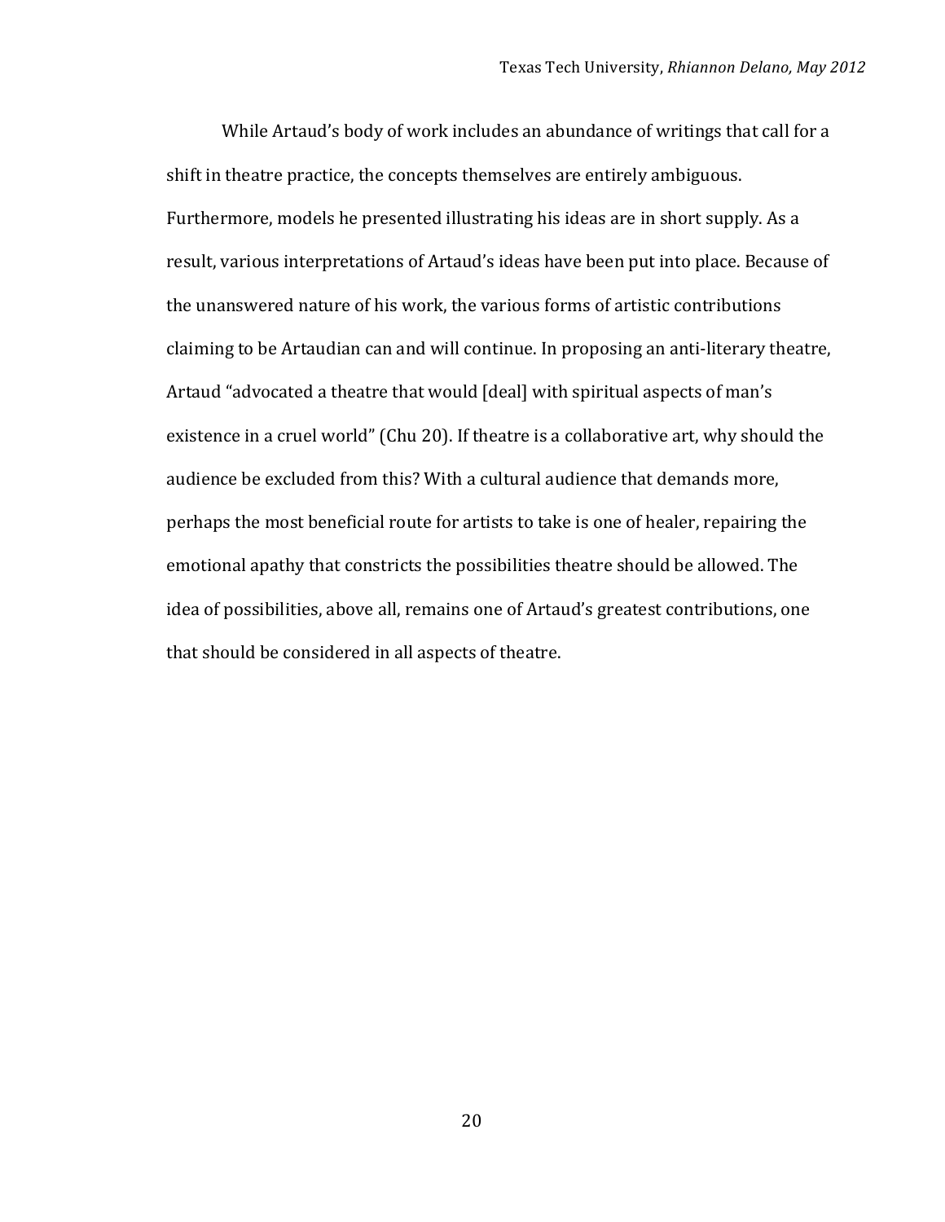While Artaud's body of work includes an abundance of writings that call for a shift in theatre practice, the concepts themselves are entirely ambiguous. Furthermore, models he presented illustrating his ideas are in short supply. As a result, various interpretations of Artaud's ideas have been put into place. Because of the unanswered nature of his work, the various forms of artistic contributions claiming to be Artaudian can and will continue. In proposing an anti-literary theatre, Artaud "advocated a theatre that would [deal] with spiritual aspects of man's existence in a cruel world" (Chu 20). If theatre is a collaborative art, why should the audience be excluded from this? With a cultural audience that demands more, perhaps the most beneficial route for artists to take is one of healer, repairing the emotional apathy that constricts the possibilities theatre should be allowed. The idea of possibilities, above all, remains one of Artaud's greatest contributions, one that should be considered in all aspects of theatre.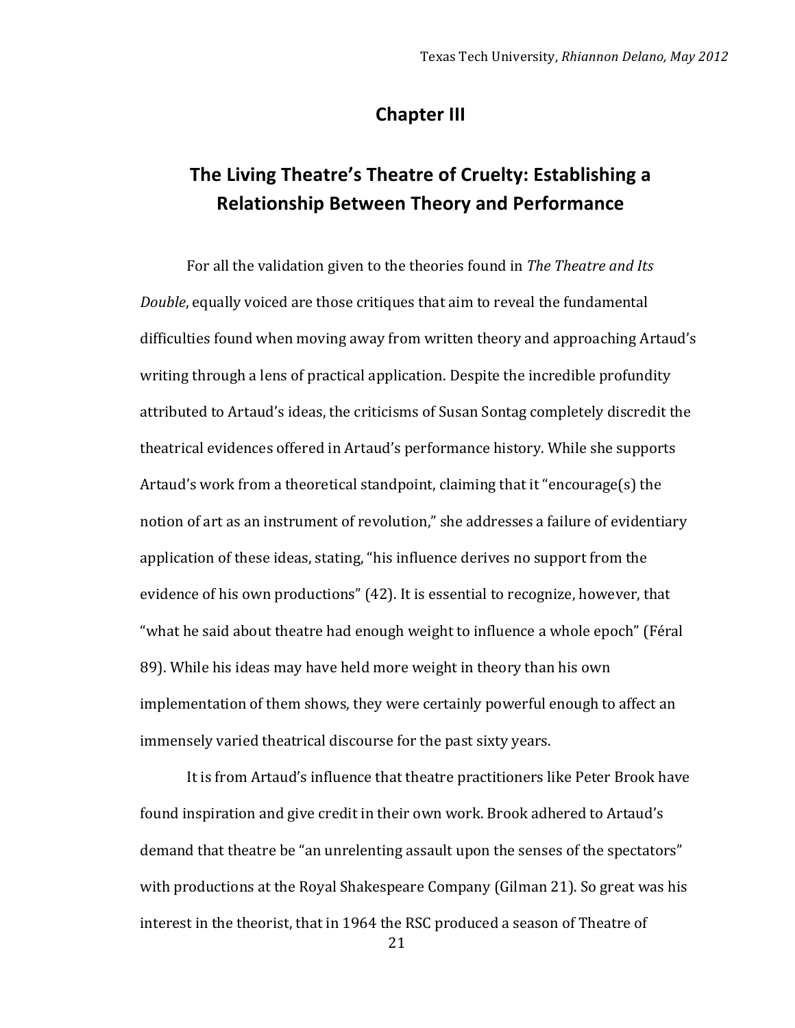## Chapter III

## The Living Theatre's Theatre of Cruelty: Establishing a Relationship Between Theory and Performance

For all the validation given to the theories found in *The Theatre and Its Double*, equally voiced are those critiques that aim to reveal the fundamental difficulties found when moving away from written theory and approaching Artaud's writing through a lens of practical application. Despite the incredible profundity attributed to Artaud's ideas, the criticisms of Susan Sontag completely discredit the theatrical evidences offered in Artaud's performance history. While she supports Artaud's work from a theoretical standpoint, claiming that it "encourage(s) the notion of art as an instrument of revolution," she addresses a failure of evidentiary application of these ideas, stating, "his influence derives no support from the evidence of his own productions" (42). It is essential to recognize, however, that "what he said about theatre had enough weight to influence a whole epoch" (Féral 89). While his ideas may have held more weight in theory than his own implementation of them shows, they were certainly powerful enough to affect an immensely varied theatrical discourse for the past sixty years.

It is from Artaud's influence that theatre practitioners like Peter Brook have found inspiration and give credit in their own work. Brook adhered to Artaud's demand that theatre be "an unrelenting assault upon the senses of the spectators" with productions at the Royal Shakespeare Company (Gilman 21). So great was his interest in the theorist, that in 1964 the RSC produced a season of Theatre of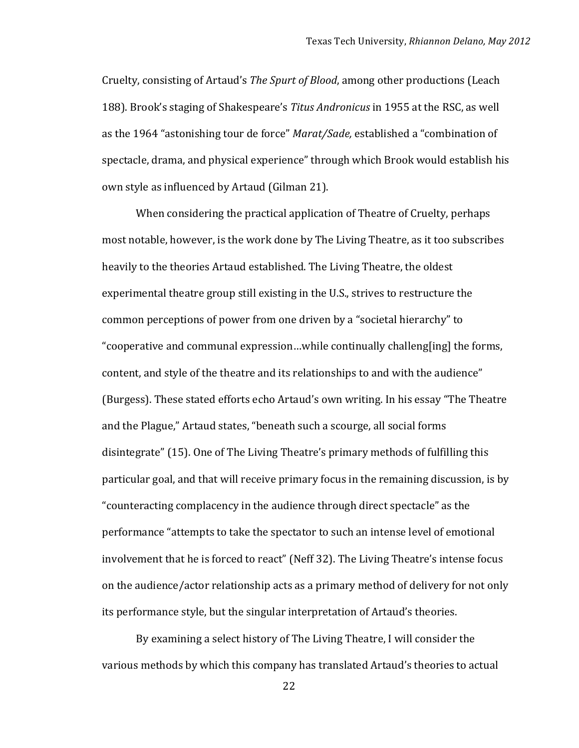Cruelty, consisting of Artaud's *The Spurt of Blood*, among other productions (Leach 188). Brook's staging of Shakespeare's *Titus Andronicus* in 1955 at the RSC, as well as the 1964 "astonishing tour de force" *Marat/Sade,* established a "combination of spectacle, drama, and physical experience" through which Brook would establish his own style as influenced by Artaud (Gilman 21).

When considering the practical application of Theatre of Cruelty, perhaps most notable, however, is the work done by The Living Theatre, as it too subscribes heavily to the theories Artaud established. The Living Theatre, the oldest experimental theatre group still existing in the U.S., strives to restructure the common perceptions of power from one driven by a "societal hierarchy" to "cooperative and communal expression…while continually challeng[ing] the forms, content, and style of the theatre and its relationships to and with the audience" (Burgess). These stated efforts echo Artaud's own writing. In his essay "The Theatre and the Plague," Artaud states, "beneath such a scourge, all social forms disintegrate" (15). One of The Living Theatre's primary methods of fulfilling this particular goal, and that will receive primary focus in the remaining discussion, is by "counteracting complacency in the audience through direct spectacle" as the performance "attempts to take the spectator to such an intense level of emotional involvement that he is forced to react" (Neff 32). The Living Theatre's intense focus on the audience/actor relationship acts as a primary method of delivery for not only its performance style, but the singular interpretation of Artaud's theories.

By examining a select history of The Living Theatre, I will consider the various methods by which this company has translated Artaud's theories to actual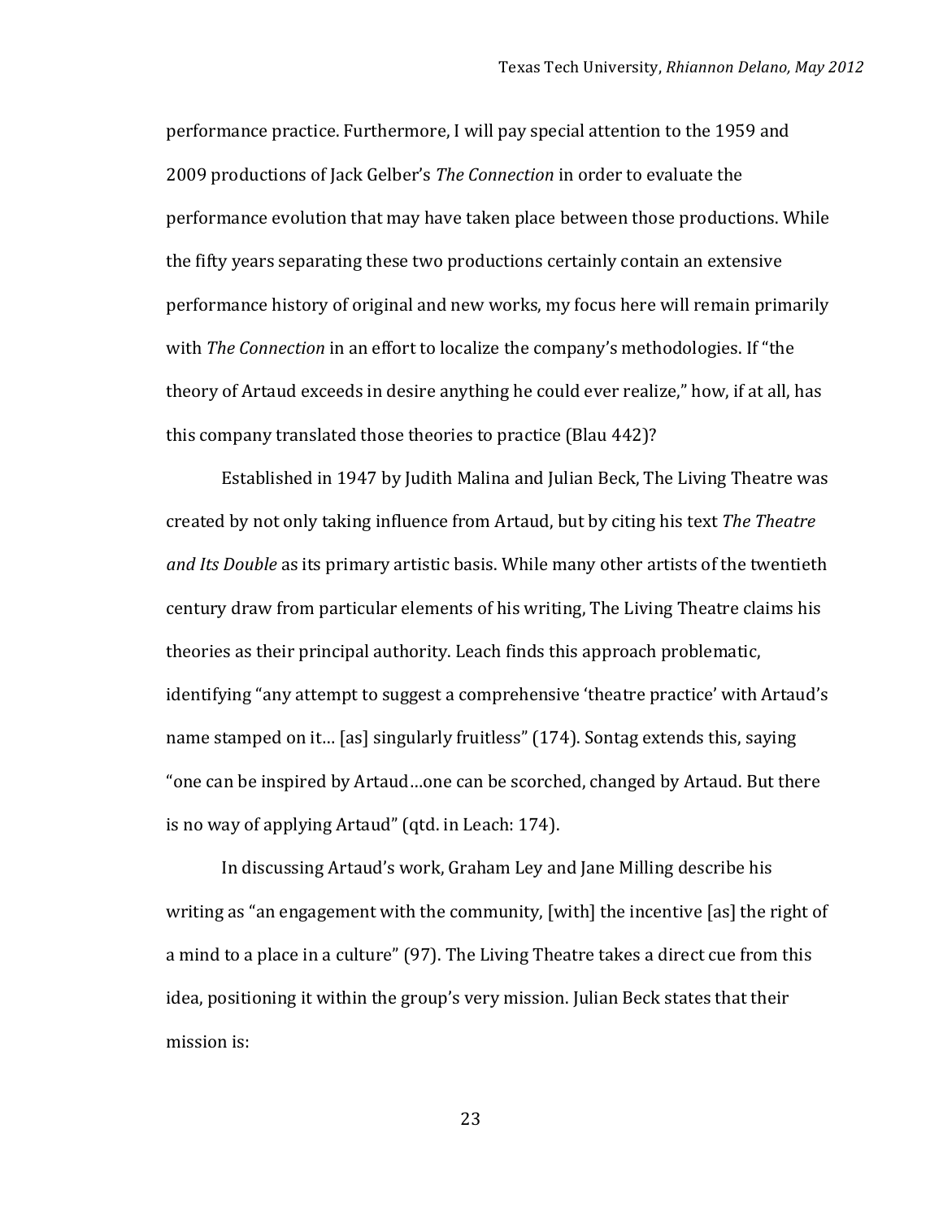performance practice. Furthermore, I will pay special attention to the 1959 and 2009 productions of Jack Gelber's *The Connection* in order to evaluate the performance evolution that may have taken place between those productions. While the fifty years separating these two productions certainly contain an extensive performance history of original and new works, my focus here will remain primarily with *The Connection* in an effort to localize the company's methodologies. If "the theory of Artaud exceeds in desire anything he could ever realize," how, if at all, has this company translated those theories to practice (Blau 442)?

Established in 1947 by Judith Malina and Julian Beck, The Living Theatre was created by not only taking influence from Artaud, but by citing his text *The Theatre and Its Double* as its primary artistic basis. While many other artists of the twentieth century draw from particular elements of his writing, The Living Theatre claims his theories as their principal authority. Leach finds this approach problematic, identifying "any attempt to suggest a comprehensive 'theatre practice' with Artaud's name stamped on it… [as] singularly fruitless" (174). Sontag extends this, saying "one can be inspired by Artaud…one can be scorched, changed by Artaud. But there is no way of applying Artaud" (qtd. in Leach: 174).

In discussing Artaud's work, Graham Ley and Jane Milling describe his writing as "an engagement with the community, [with] the incentive [as] the right of a mind to a place in a culture" (97). The Living Theatre takes a direct cue from this idea, positioning it within the group's very mission. Julian Beck states that their mission is: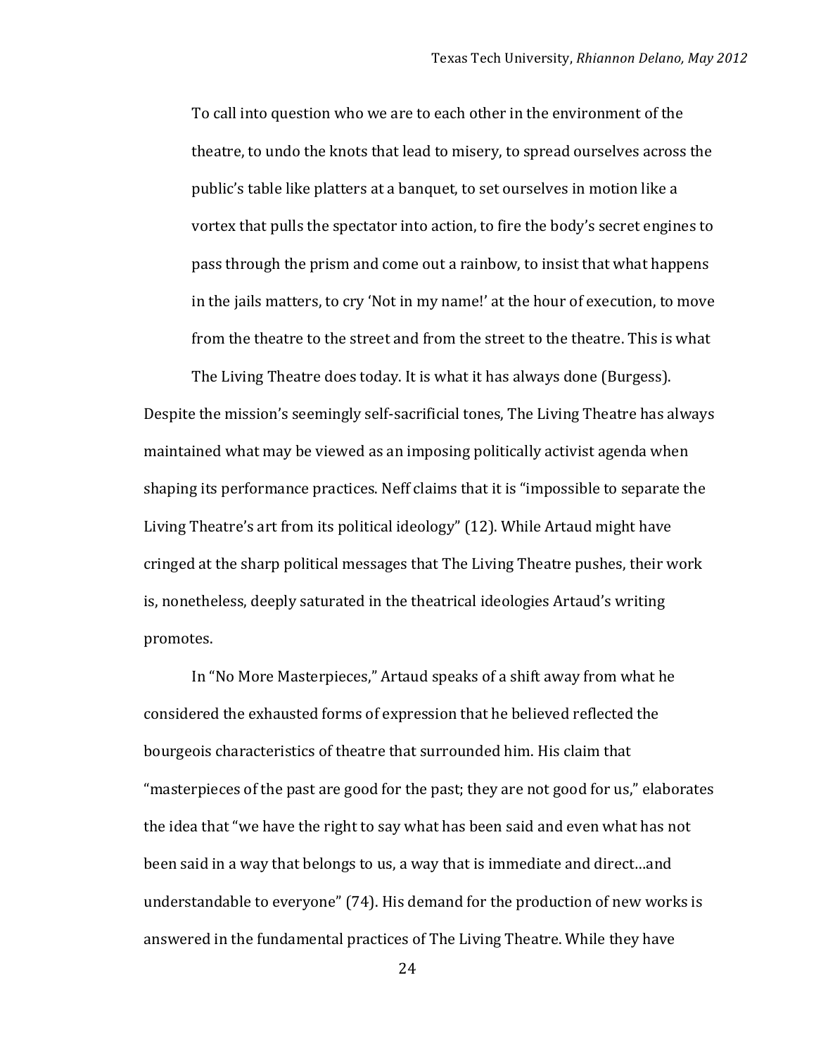> To call into question who we are to each other in the environment of the theatre, to undo the knots that lead to misery, to spread ourselves across the public's table like platters at a banquet, to set ourselves in motion like a vortex that pulls the spectator into action, to fire the body's secret engines to pass through the prism and come out a rainbow, to insist that what happens in the jails matters, to cry 'Not in my name!' at the hour of execution, to move from the theatre to the street and from the street to the theatre. This is what The Living Theatre does today. It is what it has always done (Burgess).

Despite the mission's seemingly self-sacrificial tones, The Living Theatre has always maintained what may be viewed as an imposing politically activist agenda when shaping its performance practices. Neff claims that it is "impossible to separate the Living Theatre's art from its political ideology" (12). While Artaud might have cringed at the sharp political messages that The Living Theatre pushes, their work is, nonetheless, deeply saturated in the theatrical ideologies Artaud's writing promotes.

In "No More Masterpieces," Artaud speaks of a shift away from what he considered the exhausted forms of expression that he believed reflected the bourgeois characteristics of theatre that surrounded him. His claim that "masterpieces of the past are good for the past; they are not good for us," elaborates the idea that "we have the right to say what has been said and even what has not been said in a way that belongs to us, a way that is immediate and direct…and understandable to everyone" (74). His demand for the production of new works is answered in the fundamental practices of The Living Theatre. While they have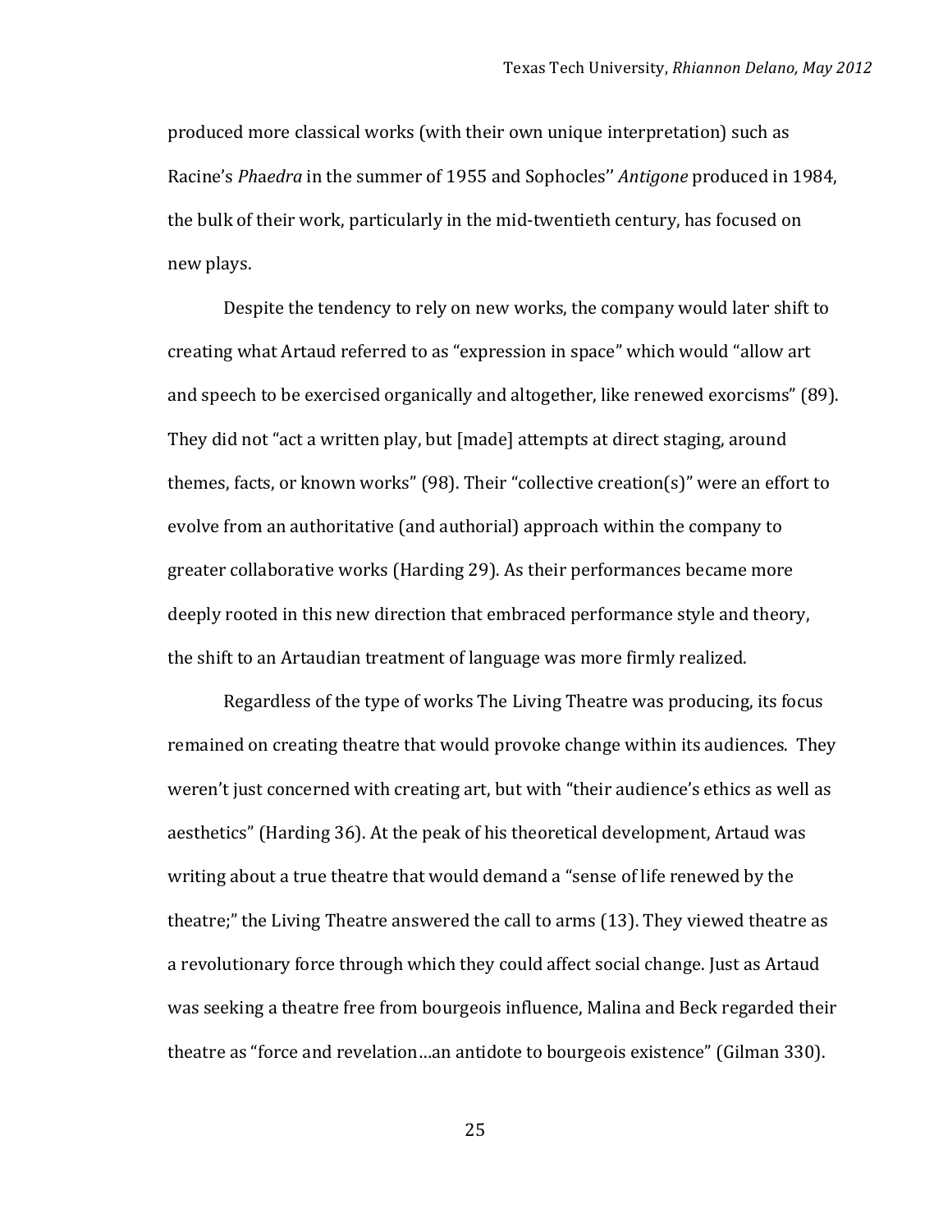produced more classical works (with their own unique interpretation) such as Racine's *Phaedra* in the summer of 1955 and Sophocles'' *Antigone* produced in 1984, the bulk of their work, particularly in the mid-twentieth century, has focused on new plays.

Despite the tendency to rely on new works, the company would later shift to creating what Artaud referred to as "expression in space" which would "allow art and speech to be exercised organically and altogether, like renewed exorcisms" (89). They did not "act a written play, but [made] attempts at direct staging, around themes, facts, or known works" (98). Their "collective creation(s)" were an effort to evolve from an authoritative (and authorial) approach within the company to greater collaborative works (Harding 29). As their performances became more deeply rooted in this new direction that embraced performance style and theory, the shift to an Artaudian treatment of language was more firmly realized.

Regardless of the type of works The Living Theatre was producing, its focus remained on creating theatre that would provoke change within its audiences. They weren't just concerned with creating art, but with "their audience's ethics as well as aesthetics" (Harding 36). At the peak of his theoretical development, Artaud was writing about a true theatre that would demand a "sense of life renewed by the theatre;" the Living Theatre answered the call to arms (13). They viewed theatre as a revolutionary force through which they could affect social change. Just as Artaud was seeking a theatre free from bourgeois influence, Malina and Beck regarded their theatre as "force and revelation…an antidote to bourgeois existence" (Gilman 330).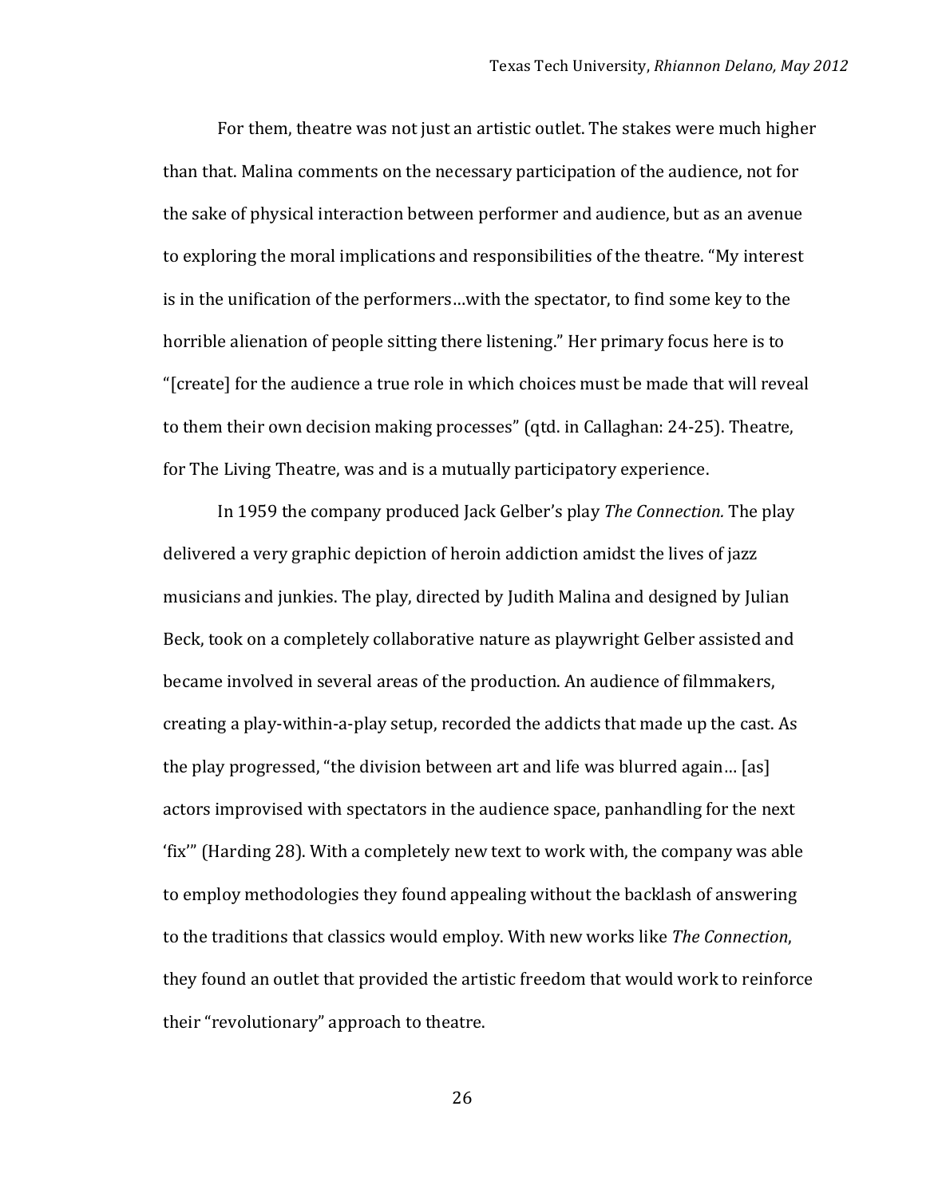For them, theatre was not just an artistic outlet. The stakes were much higher than that. Malina comments on the necessary participation of the audience, not for the sake of physical interaction between performer and audience, but as an avenue to exploring the moral implications and responsibilities of the theatre. "My interest is in the unification of the performers…with the spectator, to find some key to the horrible alienation of people sitting there listening." Her primary focus here is to "[create] for the audience a true role in which choices must be made that will reveal to them their own decision making processes" (qtd. in Callaghan: 24-25). Theatre, for The Living Theatre, was and is a mutually participatory experience.

In 1959 the company produced Jack Gelber's play *The Connection.* The play delivered a very graphic depiction of heroin addiction amidst the lives of jazz musicians and junkies. The play, directed by Judith Malina and designed by Julian Beck, took on a completely collaborative nature as playwright Gelber assisted and became involved in several areas of the production. An audience of filmmakers, creating a play-within-a-play setup, recorded the addicts that made up the cast. As the play progressed, "the division between art and life was blurred again… [as] actors improvised with spectators in the audience space, panhandling for the next 'fix'" (Harding 28). With a completely new text to work with, the company was able to employ methodologies they found appealing without the backlash of answering to the traditions that classics would employ. With new works like *The Connection*, they found an outlet that provided the artistic freedom that would work to reinforce their "revolutionary" approach to theatre.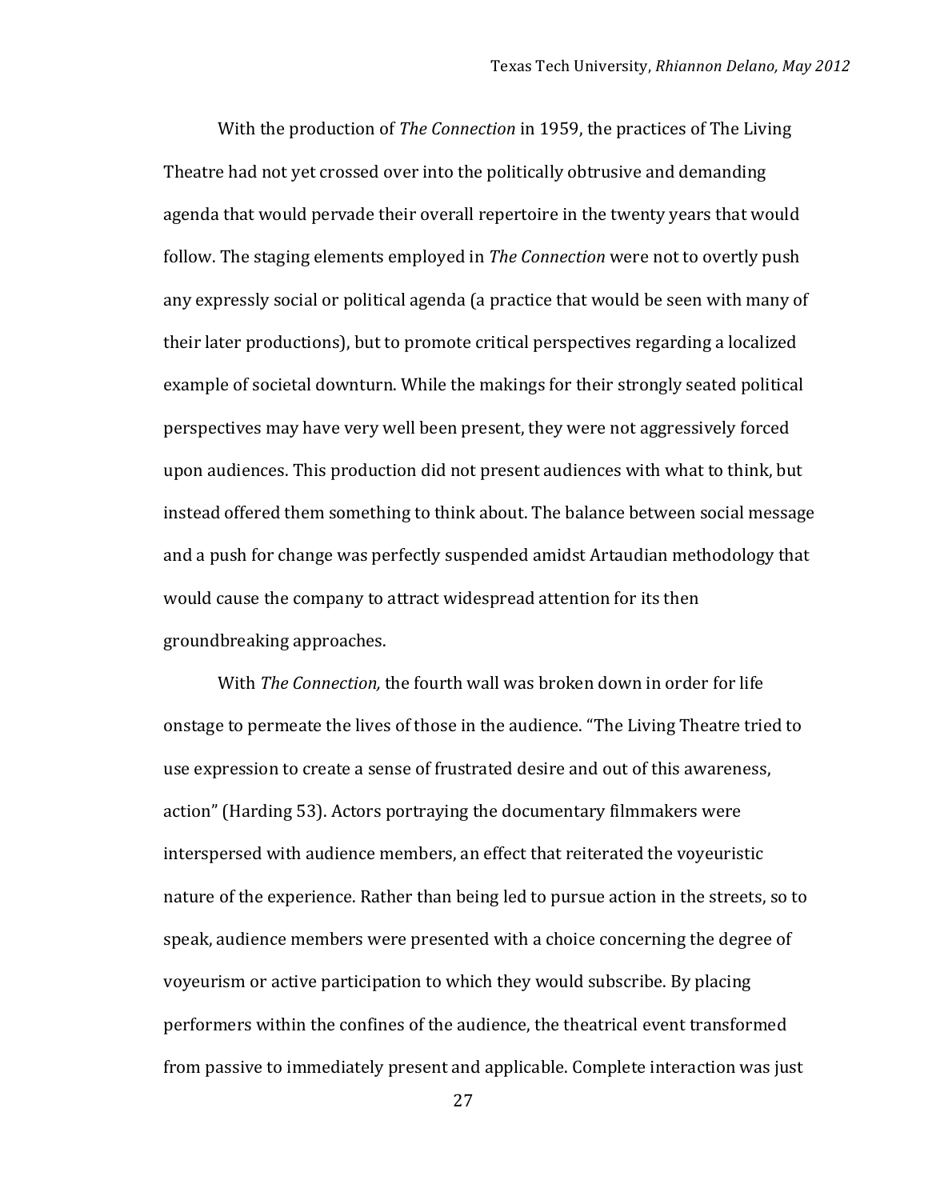With the production of *The Connection* in 1959, the practices of The Living Theatre had not yet crossed over into the politically obtrusive and demanding agenda that would pervade their overall repertoire in the twenty years that would follow. The staging elements employed in *The Connection* were not to overtly push any expressly social or political agenda (a practice that would be seen with many of their later productions), but to promote critical perspectives regarding a localized example of societal downturn. While the makings for their strongly seated political perspectives may have very well been present, they were not aggressively forced upon audiences. This production did not present audiences with what to think, but instead offered them something to think about. The balance between social message and a push for change was perfectly suspended amidst Artaudian methodology that would cause the company to attract widespread attention for its then groundbreaking approaches.

With *The Connection,* the fourth wall was broken down in order for life onstage to permeate the lives of those in the audience. "The Living Theatre tried to use expression to create a sense of frustrated desire and out of this awareness, action" (Harding 53). Actors portraying the documentary filmmakers were interspersed with audience members, an effect that reiterated the voyeuristic nature of the experience. Rather than being led to pursue action in the streets, so to speak, audience members were presented with a choice concerning the degree of voyeurism or active participation to which they would subscribe. By placing performers within the confines of the audience, the theatrical event transformed from passive to immediately present and applicable. Complete interaction was just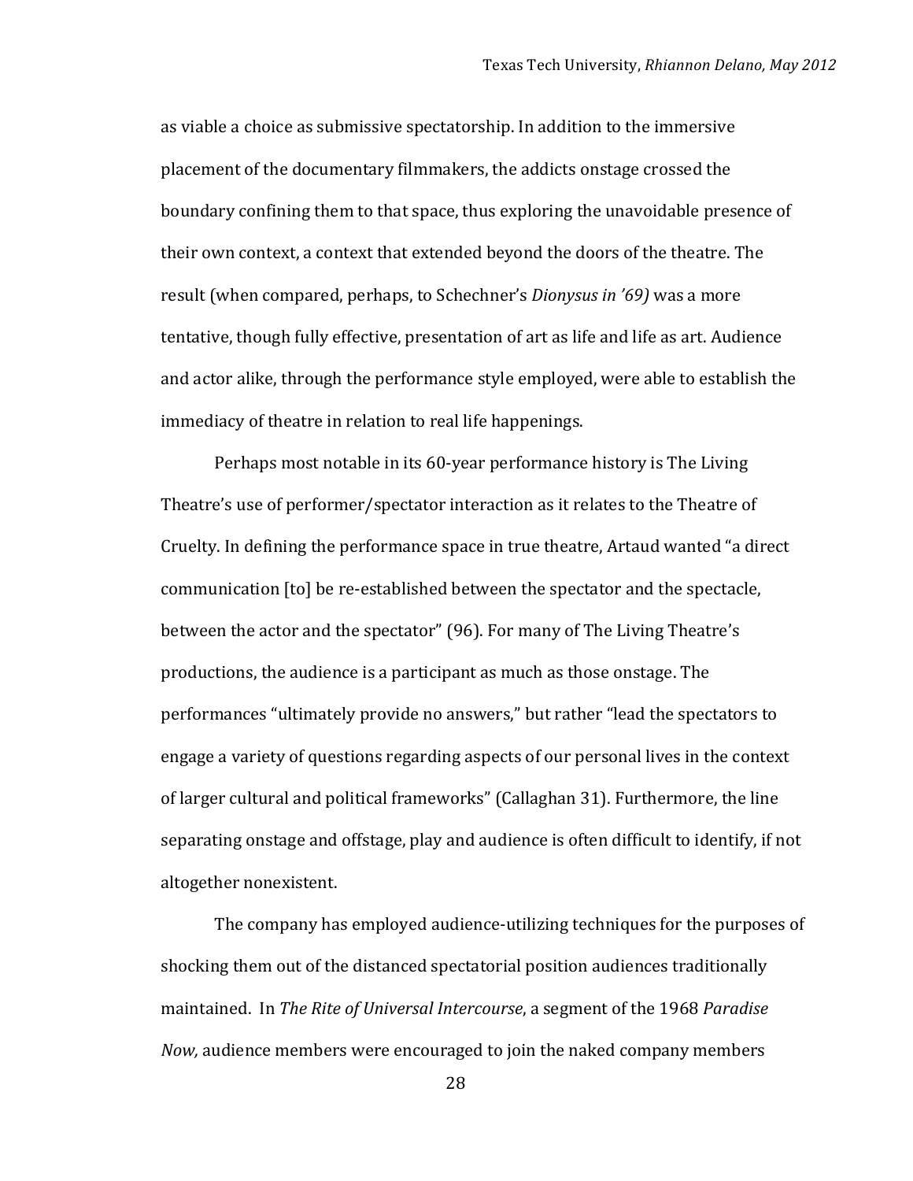as viable a choice as submissive spectatorship. In addition to the immersive placement of the documentary filmmakers, the addicts onstage crossed the boundary confining them to that space, thus exploring the unavoidable presence of their own context, a context that extended beyond the doors of the theatre. The result (when compared, perhaps, to Schechner's *Dionysus in '69)* was a more tentative, though fully effective, presentation of art as life and life as art. Audience and actor alike, through the performance style employed, were able to establish the immediacy of theatre in relation to real life happenings.

Perhaps most notable in its 60-year performance history is The Living Theatre's use of performer/spectator interaction as it relates to the Theatre of Cruelty. In defining the performance space in true theatre, Artaud wanted "a direct communication [to] be re-established between the spectator and the spectacle, between the actor and the spectator" (96). For many of The Living Theatre's productions, the audience is a participant as much as those onstage. The performances "ultimately provide no answers," but rather "lead the spectators to engage a variety of questions regarding aspects of our personal lives in the context of larger cultural and political frameworks" (Callaghan 31). Furthermore, the line separating onstage and offstage, play and audience is often difficult to identify, if not altogether nonexistent.

The company has employed audience-utilizing techniques for the purposes of shocking them out of the distanced spectatorial position audiences traditionally maintained. In *The Rite of Universal Intercourse*, a segment of the 1968 *Paradise Now,* audience members were encouraged to join the naked company members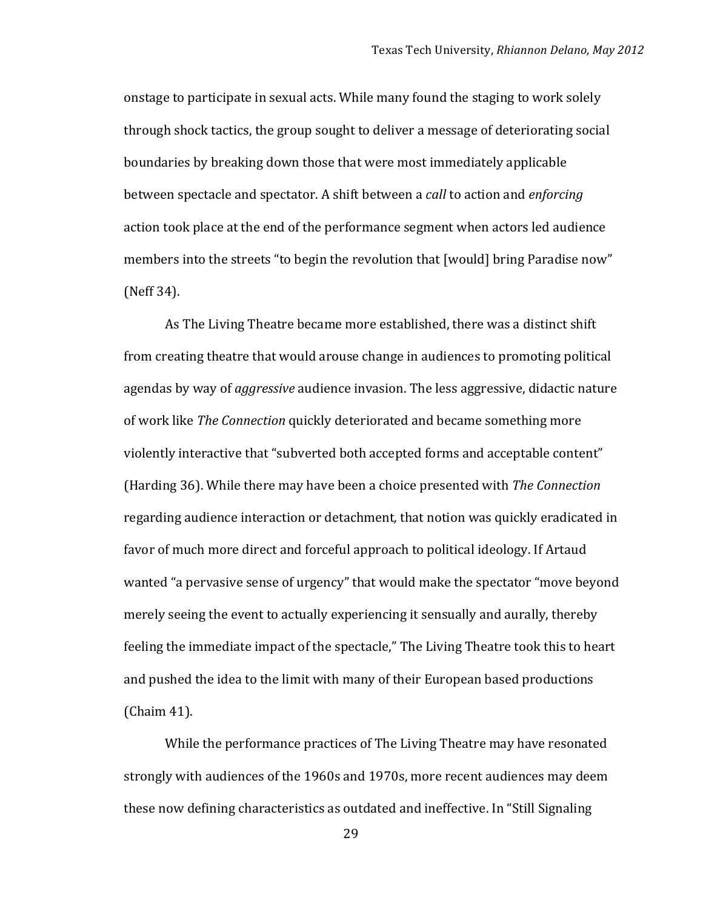onstage to participate in sexual acts. While many found the staging to work solely through shock tactics, the group sought to deliver a message of deteriorating social boundaries by breaking down those that were most immediately applicable between spectacle and spectator. A shift between a *call* to action and *enforcing* action took place at the end of the performance segment when actors led audience members into the streets "to begin the revolution that [would] bring Paradise now" (Neff 34).

As The Living Theatre became more established, there was a distinct shift from creating theatre that would arouse change in audiences to promoting political agendas by way of *aggressive* audience invasion. The less aggressive, didactic nature of work like *The Connection* quickly deteriorated and became something more violently interactive that "subverted both accepted forms and acceptable content" (Harding 36). While there may have been a choice presented with *The Connection* regarding audience interaction or detachment, that notion was quickly eradicated in favor of much more direct and forceful approach to political ideology. If Artaud wanted "a pervasive sense of urgency" that would make the spectator "move beyond merely seeing the event to actually experiencing it sensually and aurally, thereby feeling the immediate impact of the spectacle," The Living Theatre took this to heart and pushed the idea to the limit with many of their European based productions (Chaim 41).

While the performance practices of The Living Theatre may have resonated strongly with audiences of the 1960s and 1970s, more recent audiences may deem these now defining characteristics as outdated and ineffective. In "Still Signaling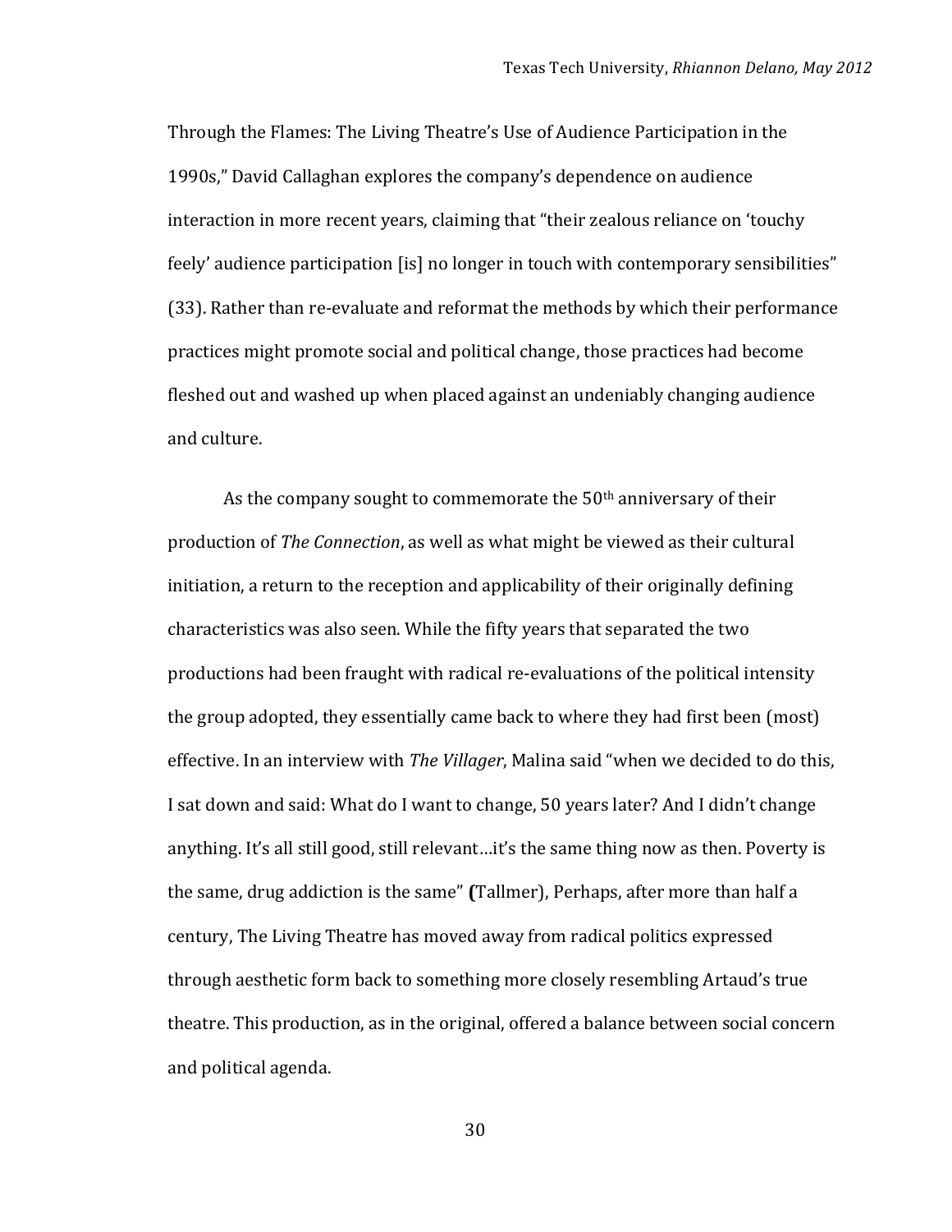Through the Flames: The Living Theatre's Use of Audience Participation in the 1990s," David Callaghan explores the company's dependence on audience interaction in more recent years, claiming that "their zealous reliance on 'touchy feely' audience participation [is] no longer in touch with contemporary sensibilities" (33). Rather than re-evaluate and reformat the methods by which their performance practices might promote social and political change, those practices had become fleshed out and washed up when placed against an undeniably changing audience and culture.

As the company sought to commemorate the 50th anniversary of their production of *The Connection*, as well as what might be viewed as their cultural initiation, a return to the reception and applicability of their originally defining characteristics was also seen. While the fifty years that separated the two productions had been fraught with radical re-evaluations of the political intensity the group adopted, they essentially came back to where they had first been (most) effective. In an interview with *The Villager*, Malina said "when we decided to do this, I sat down and said: What do I want to change, 50 years later? And I didn't change anything. It's all still good, still relevant…it's the same thing now as then. Poverty is the same, drug addiction is the same" **(**Tallmer), Perhaps, after more than half a century, The Living Theatre has moved away from radical politics expressed through aesthetic form back to something more closely resembling Artaud's true theatre. This production, as in the original, offered a balance between social concern and political agenda.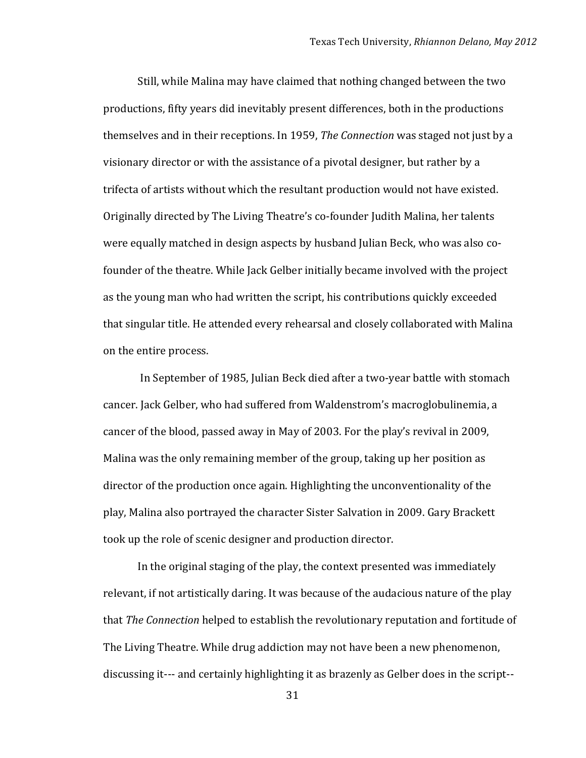Still, while Malina may have claimed that nothing changed between the two productions, fifty years did inevitably present differences, both in the productions themselves and in their receptions. In 1959, *The Connection* was staged not just by a visionary director or with the assistance of a pivotal designer, but rather by a trifecta of artists without which the resultant production would not have existed. Originally directed by The Living Theatre's co-founder Judith Malina, her talents were equally matched in design aspects by husband Julian Beck, who was also co-founder of the theatre. While Jack Gelber initially became involved with the project as the young man who had written the script, his contributions quickly exceeded that singular title. He attended every rehearsal and closely collaborated with Malina on the entire process.

In September of 1985, Julian Beck died after a two-year battle with stomach cancer. Jack Gelber, who had suffered from Waldenstrom's macroglobulinemia, a cancer of the blood, passed away in May of 2003. For the play's revival in 2009, Malina was the only remaining member of the group, taking up her position as director of the production once again. Highlighting the unconventionality of the play, Malina also portrayed the character Sister Salvation in 2009. Gary Brackett took up the role of scenic designer and production director.

In the original staging of the play, the context presented was immediately relevant, if not artistically daring. It was because of the audacious nature of the play that *The Connection* helped to establish the revolutionary reputation and fortitude of The Living Theatre. While drug addiction may not have been a new phenomenon, discussing it--- and certainly highlighting it as brazenly as Gelber does in the script--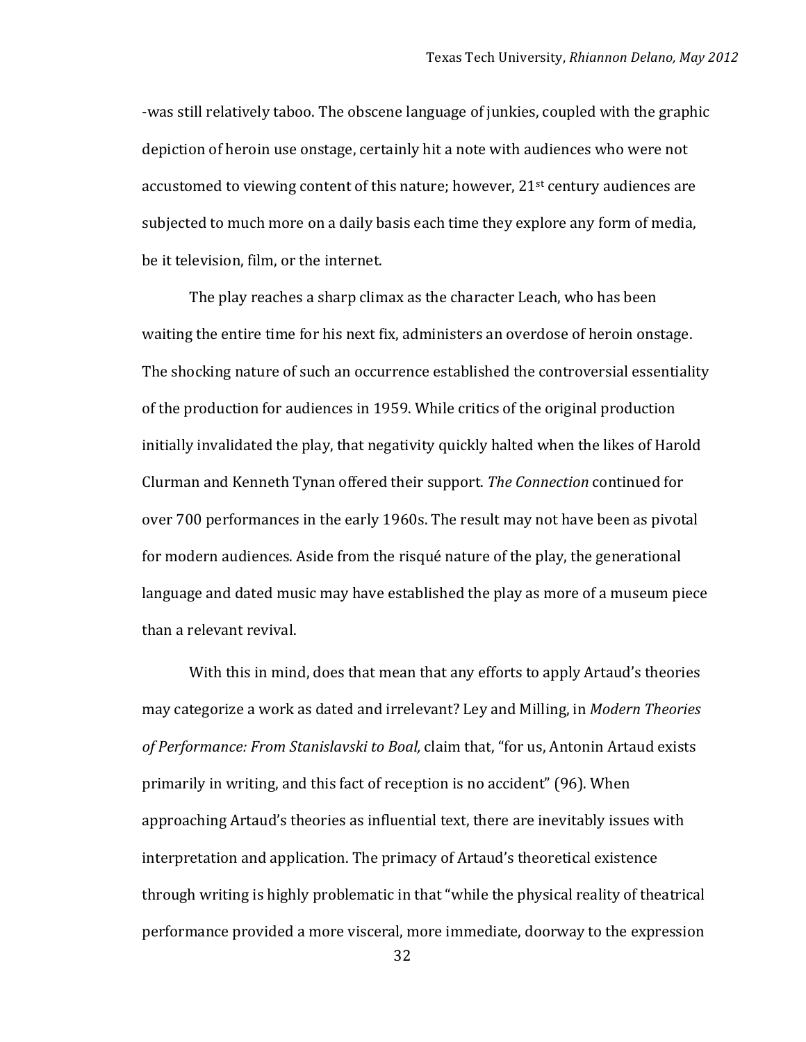-was still relatively taboo. The obscene language of junkies, coupled with the graphic depiction of heroin use onstage, certainly hit a note with audiences who were not accustomed to viewing content of this nature; however, 21st century audiences are subjected to much more on a daily basis each time they explore any form of media, be it television, film, or the internet.

The play reaches a sharp climax as the character Leach, who has been waiting the entire time for his next fix, administers an overdose of heroin onstage. The shocking nature of such an occurrence established the controversial essentiality of the production for audiences in 1959. While critics of the original production initially invalidated the play, that negativity quickly halted when the likes of Harold Clurman and Kenneth Tynan offered their support. *The Connection* continued for over 700 performances in the early 1960s. The result may not have been as pivotal for modern audiences. Aside from the risqué nature of the play, the generational language and dated music may have established the play as more of a museum piece than a relevant revival.

With this in mind, does that mean that any efforts to apply Artaud's theories may categorize a work as dated and irrelevant? Ley and Milling, in *Modern Theories of Performance: From Stanislavski to Boal,* claim that, "for us, Antonin Artaud exists primarily in writing, and this fact of reception is no accident" (96). When approaching Artaud's theories as influential text, there are inevitably issues with interpretation and application. The primacy of Artaud's theoretical existence through writing is highly problematic in that "while the physical reality of theatrical performance provided a more visceral, more immediate, doorway to the expression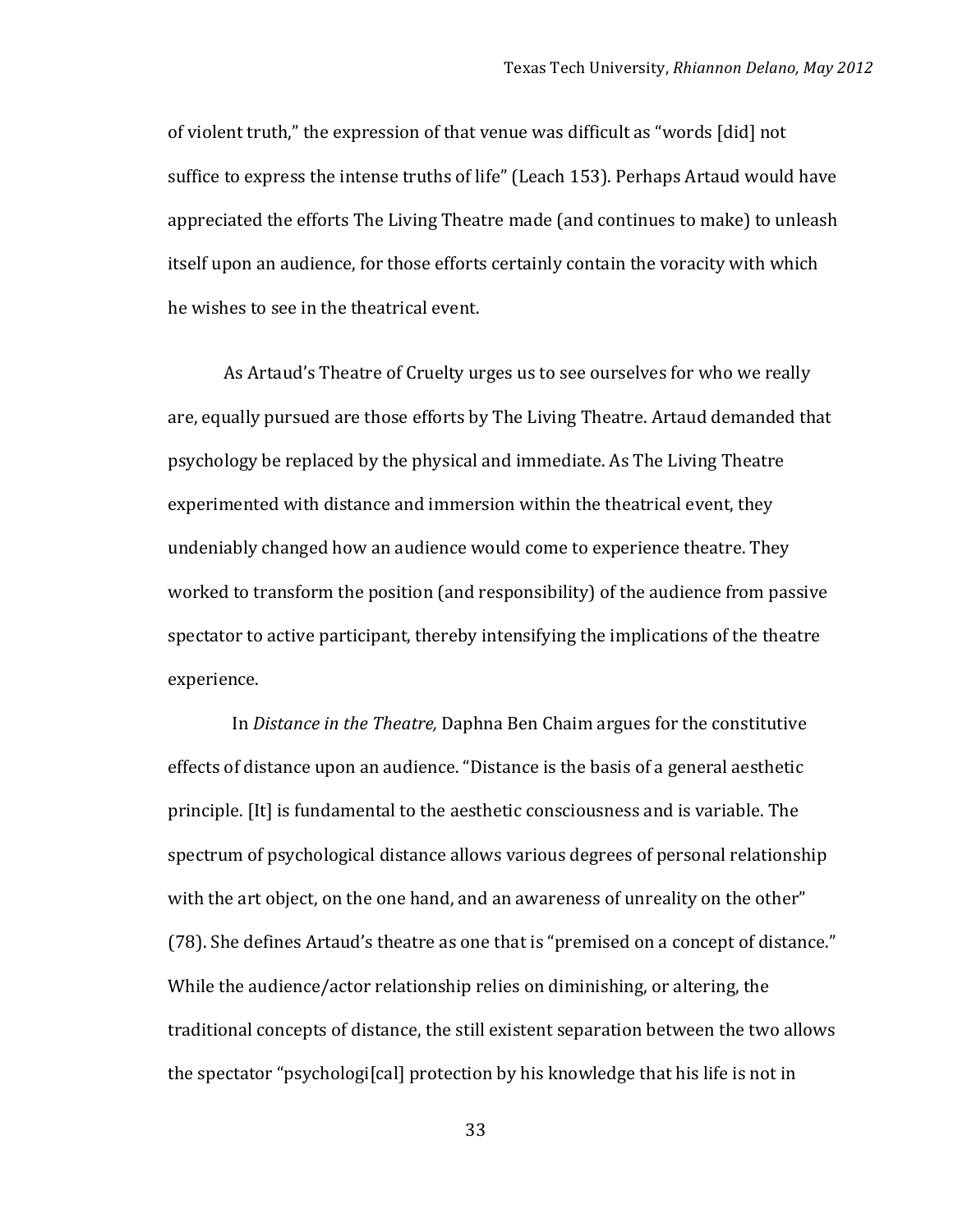of violent truth," the expression of that venue was difficult as "words [did] not suffice to express the intense truths of life" (Leach 153). Perhaps Artaud would have appreciated the efforts The Living Theatre made (and continues to make) to unleash itself upon an audience, for those efforts certainly contain the voracity with which he wishes to see in the theatrical event.

As Artaud's Theatre of Cruelty urges us to see ourselves for who we really are, equally pursued are those efforts by The Living Theatre. Artaud demanded that psychology be replaced by the physical and immediate. As The Living Theatre experimented with distance and immersion within the theatrical event, they undeniably changed how an audience would come to experience theatre. They worked to transform the position (and responsibility) of the audience from passive spectator to active participant, thereby intensifying the implications of the theatre experience.

In *Distance in the Theatre,* Daphna Ben Chaim argues for the constitutive effects of distance upon an audience. "Distance is the basis of a general aesthetic principle. [It] is fundamental to the aesthetic consciousness and is variable. The spectrum of psychological distance allows various degrees of personal relationship with the art object, on the one hand, and an awareness of unreality on the other" (78). She defines Artaud's theatre as one that is "premised on a concept of distance." While the audience/actor relationship relies on diminishing, or altering, the traditional concepts of distance, the still existent separation between the two allows the spectator "psychologi[cal] protection by his knowledge that his life is not in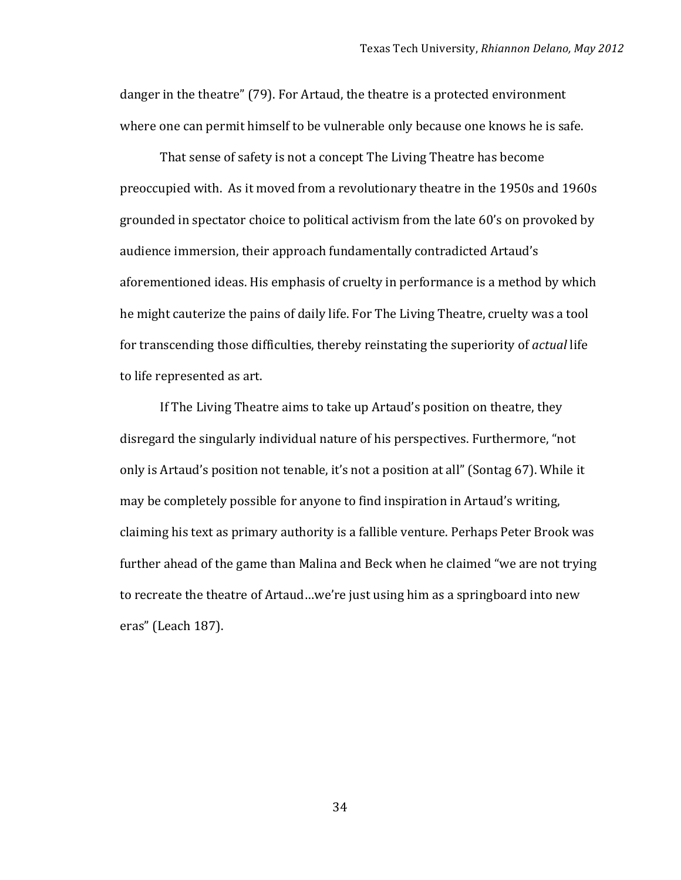danger in the theatre" (79). For Artaud, the theatre is a protected environment where one can permit himself to be vulnerable only because one knows he is safe.

That sense of safety is not a concept The Living Theatre has become preoccupied with. As it moved from a revolutionary theatre in the 1950s and 1960s grounded in spectator choice to political activism from the late 60's on provoked by audience immersion, their approach fundamentally contradicted Artaud's aforementioned ideas. His emphasis of cruelty in performance is a method by which he might cauterize the pains of daily life. For The Living Theatre, cruelty was a tool for transcending those difficulties, thereby reinstating the superiority of *actual* life to life represented as art.

If The Living Theatre aims to take up Artaud's position on theatre, they disregard the singularly individual nature of his perspectives. Furthermore, "not only is Artaud's position not tenable, it's not a position at all" (Sontag 67). While it may be completely possible for anyone to find inspiration in Artaud's writing, claiming his text as primary authority is a fallible venture. Perhaps Peter Brook was further ahead of the game than Malina and Beck when he claimed "we are not trying to recreate the theatre of Artaud…we're just using him as a springboard into new eras" (Leach 187).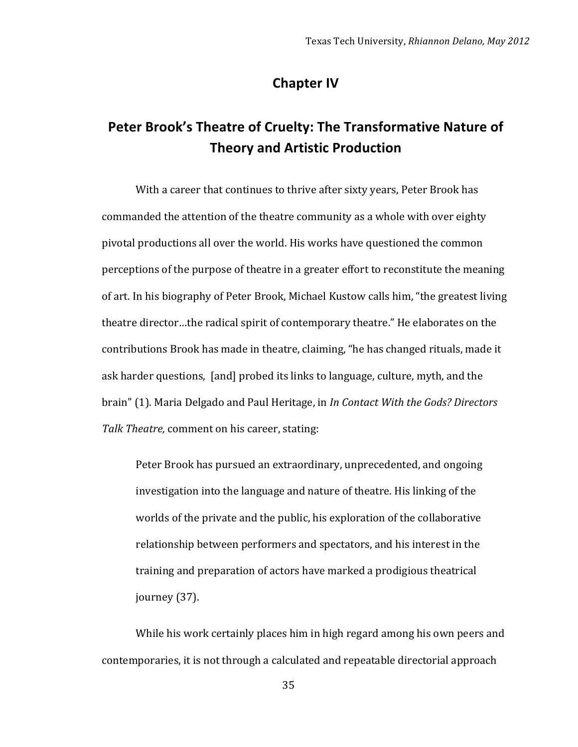## Chapter IV

## Peter Brook's Theatre of Cruelty: The Transformative Nature of Theory and Artistic Production

With a career that continues to thrive after sixty years, Peter Brook has commanded the attention of the theatre community as a whole with over eighty pivotal productions all over the world. His works have questioned the common perceptions of the purpose of theatre in a greater effort to reconstitute the meaning of art. In his biography of Peter Brook, Michael Kustow calls him, "the greatest living theatre director…the radical spirit of contemporary theatre." He elaborates on the contributions Brook has made in theatre, claiming, "he has changed rituals, made it ask harder questions, [and] probed its links to language, culture, myth, and the brain" (1). Maria Delgado and Paul Heritage, in *In Contact With the Gods? Directors Talk Theatre,* comment on his career, stating:

> Peter Brook has pursued an extraordinary, unprecedented, and ongoing investigation into the language and nature of theatre. His linking of the worlds of the private and the public, his exploration of the collaborative relationship between performers and spectators, and his interest in the training and preparation of actors have marked a prodigious theatrical journey (37).

While his work certainly places him in high regard among his own peers and contemporaries, it is not through a calculated and repeatable directorial approach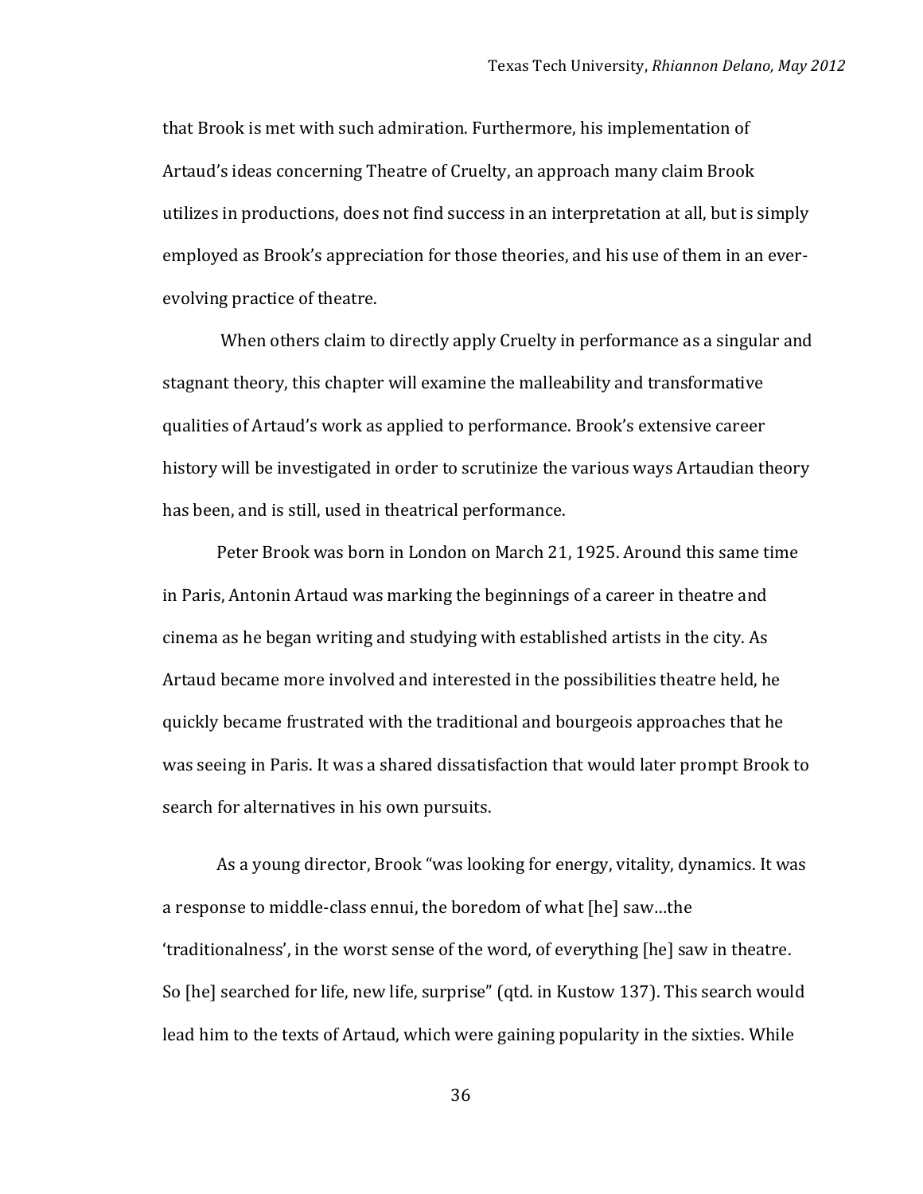that Brook is met with such admiration. Furthermore, his implementation of Artaud's ideas concerning Theatre of Cruelty, an approach many claim Brook utilizes in productions, does not find success in an interpretation at all, but is simply employed as Brook's appreciation for those theories, and his use of them in an ever-evolving practice of theatre.

When others claim to directly apply Cruelty in performance as a singular and stagnant theory, this chapter will examine the malleability and transformative qualities of Artaud's work as applied to performance. Brook's extensive career history will be investigated in order to scrutinize the various ways Artaudian theory has been, and is still, used in theatrical performance.

Peter Brook was born in London on March 21, 1925. Around this same time in Paris, Antonin Artaud was marking the beginnings of a career in theatre and cinema as he began writing and studying with established artists in the city. As Artaud became more involved and interested in the possibilities theatre held, he quickly became frustrated with the traditional and bourgeois approaches that he was seeing in Paris. It was a shared dissatisfaction that would later prompt Brook to search for alternatives in his own pursuits.

As a young director, Brook "was looking for energy, vitality, dynamics. It was a response to middle-class ennui, the boredom of what [he] saw…the 'traditionalness', in the worst sense of the word, of everything [he] saw in theatre. So [he] searched for life, new life, surprise" (qtd. in Kustow 137). This search would lead him to the texts of Artaud, which were gaining popularity in the sixties. While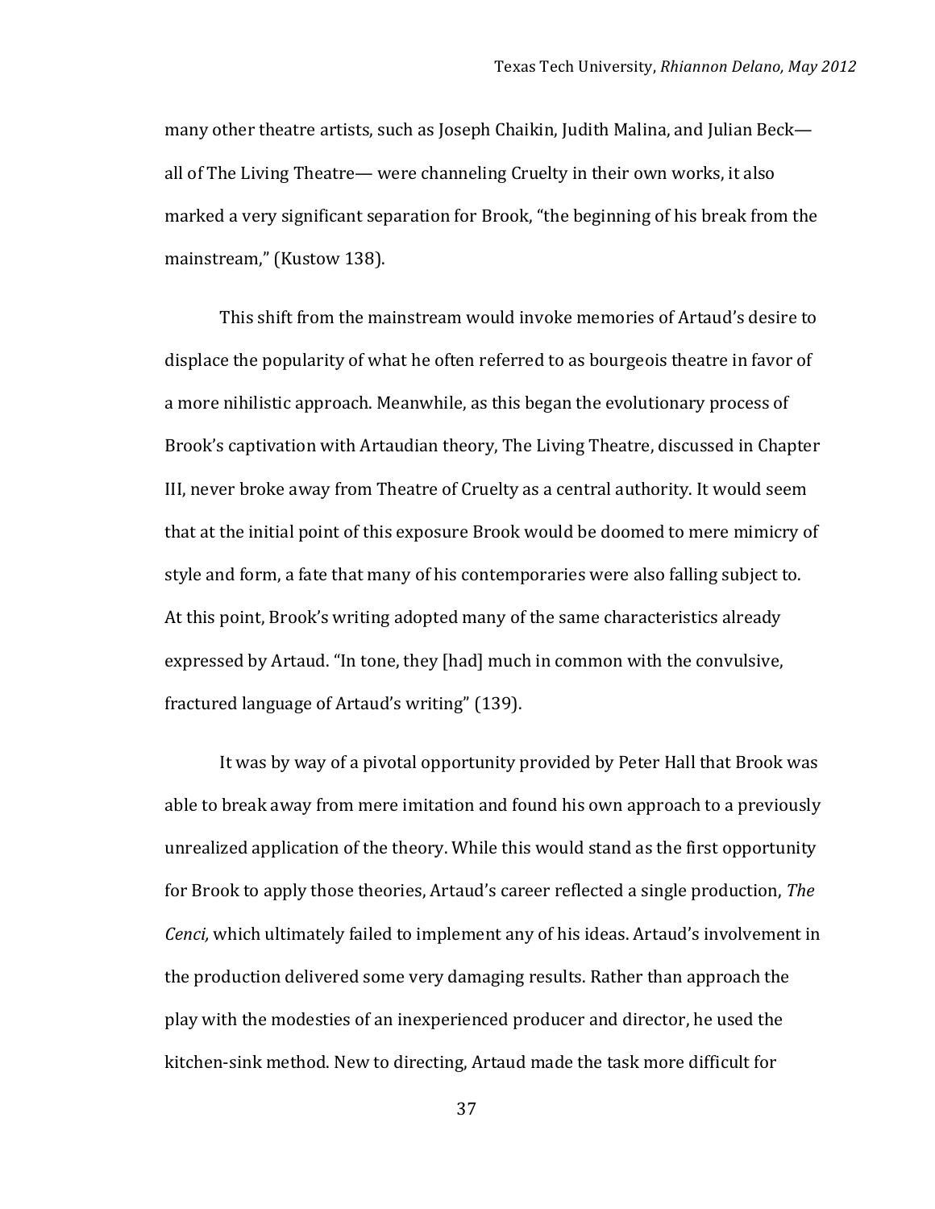many other theatre artists, such as Joseph Chaikin, Judith Malina, and Julian Beck—all of The Living Theatre— were channeling Cruelty in their own works, it also marked a very significant separation for Brook, "the beginning of his break from the mainstream," (Kustow 138).

This shift from the mainstream would invoke memories of Artaud's desire to displace the popularity of what he often referred to as bourgeois theatre in favor of a more nihilistic approach. Meanwhile, as this began the evolutionary process of Brook's captivation with Artaudian theory, The Living Theatre, discussed in Chapter III, never broke away from Theatre of Cruelty as a central authority. It would seem that at the initial point of this exposure Brook would be doomed to mere mimicry of style and form, a fate that many of his contemporaries were also falling subject to. At this point, Brook's writing adopted many of the same characteristics already expressed by Artaud. "In tone, they [had] much in common with the convulsive, fractured language of Artaud's writing" (139).

It was by way of a pivotal opportunity provided by Peter Hall that Brook was able to break away from mere imitation and found his own approach to a previously unrealized application of the theory. While this would stand as the first opportunity for Brook to apply those theories, Artaud's career reflected a single production, *The Cenci,* which ultimately failed to implement any of his ideas. Artaud's involvement in the production delivered some very damaging results. Rather than approach the play with the modesties of an inexperienced producer and director, he used the kitchen-sink method. New to directing, Artaud made the task more difficult for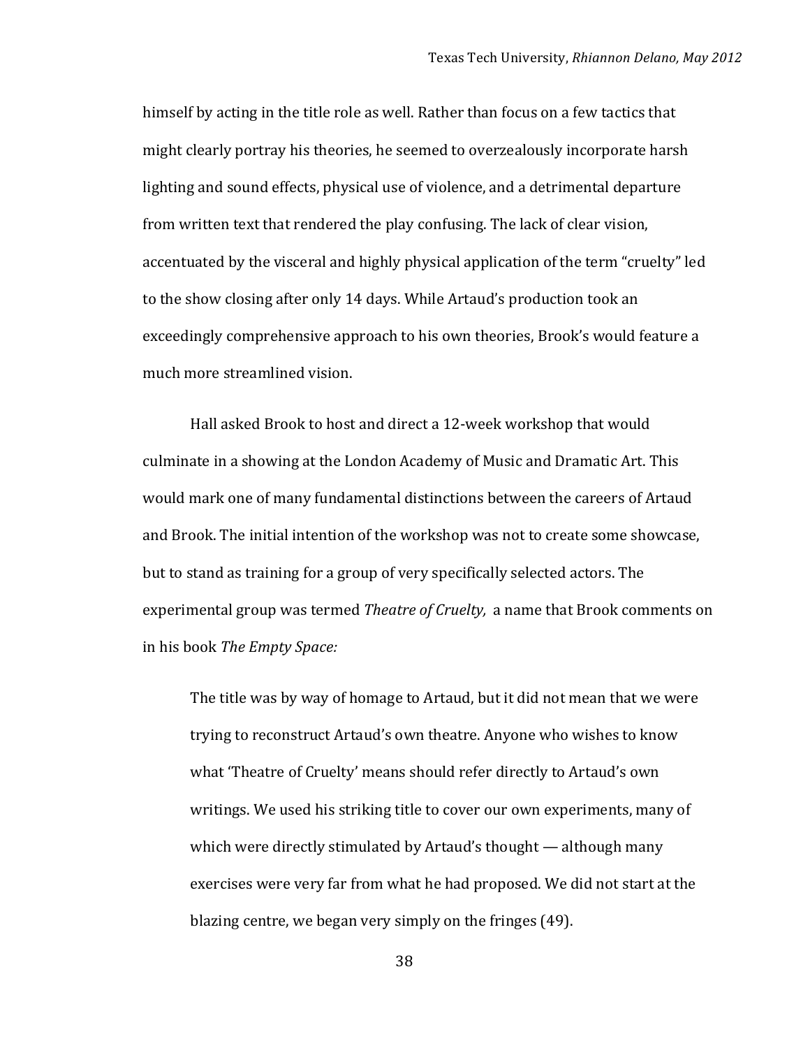himself by acting in the title role as well. Rather than focus on a few tactics that might clearly portray his theories, he seemed to overzealously incorporate harsh lighting and sound effects, physical use of violence, and a detrimental departure from written text that rendered the play confusing. The lack of clear vision, accentuated by the visceral and highly physical application of the term "cruelty" led to the show closing after only 14 days. While Artaud's production took an exceedingly comprehensive approach to his own theories, Brook's would feature a much more streamlined vision.

Hall asked Brook to host and direct a 12-week workshop that would culminate in a showing at the London Academy of Music and Dramatic Art. This would mark one of many fundamental distinctions between the careers of Artaud and Brook. The initial intention of the workshop was not to create some showcase, but to stand as training for a group of very specifically selected actors. The experimental group was termed *Theatre of Cruelty,* a name that Brook comments on in his book *The Empty Space:*

> The title was by way of homage to Artaud, but it did not mean that we were trying to reconstruct Artaud's own theatre. Anyone who wishes to know what 'Theatre of Cruelty' means should refer directly to Artaud's own writings. We used his striking title to cover our own experiments, many of which were directly stimulated by Artaud's thought — although many exercises were very far from what he had proposed. We did not start at the blazing centre, we began very simply on the fringes (49).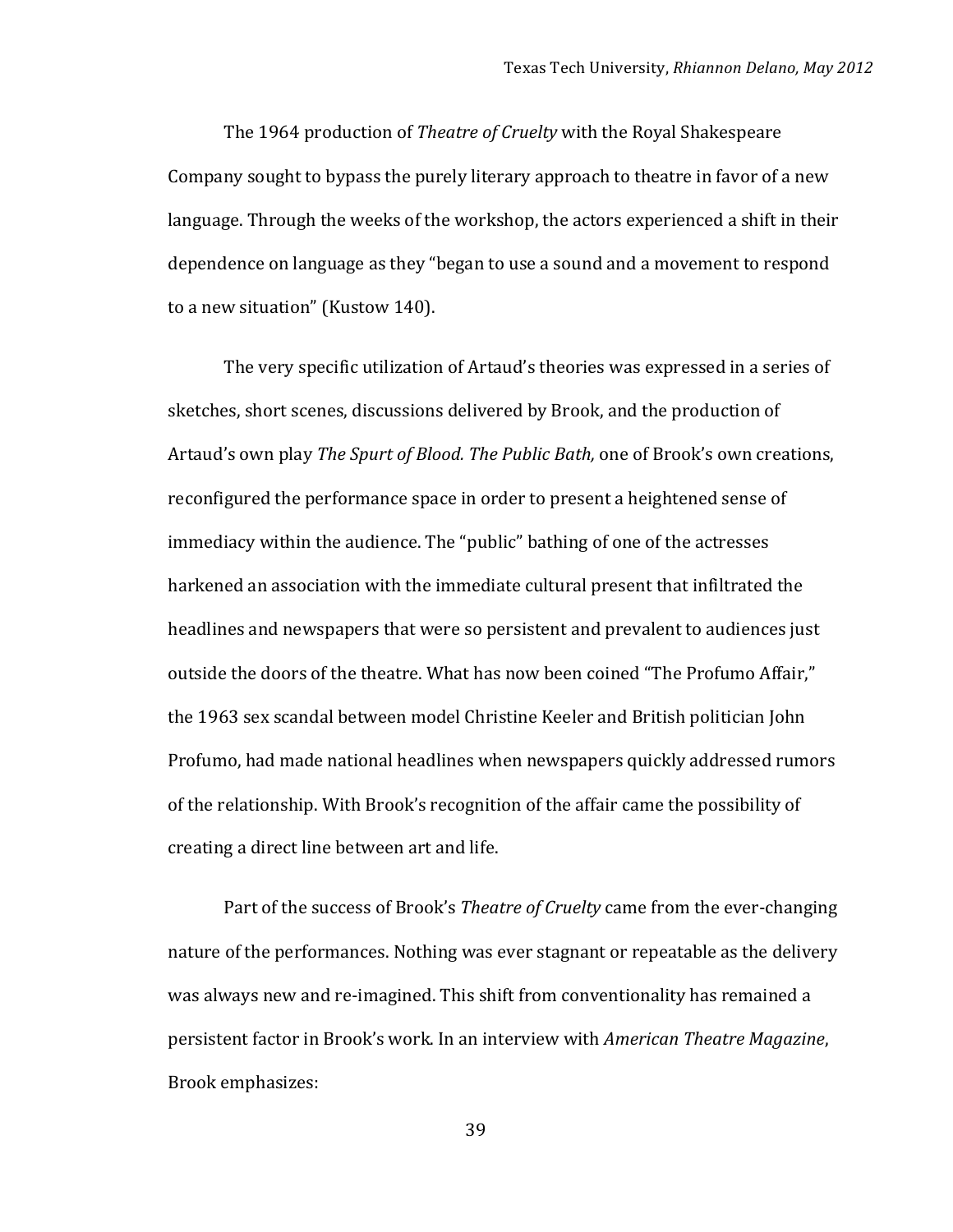The 1964 production of *Theatre of Cruelty* with the Royal Shakespeare Company sought to bypass the purely literary approach to theatre in favor of a new language. Through the weeks of the workshop, the actors experienced a shift in their dependence on language as they "began to use a sound and a movement to respond to a new situation" (Kustow 140).

The very specific utilization of Artaud's theories was expressed in a series of sketches, short scenes, discussions delivered by Brook, and the production of Artaud's own play *The Spurt of Blood. The Public Bath,* one of Brook's own creations, reconfigured the performance space in order to present a heightened sense of immediacy within the audience. The "public" bathing of one of the actresses harkened an association with the immediate cultural present that infiltrated the headlines and newspapers that were so persistent and prevalent to audiences just outside the doors of the theatre. What has now been coined "The Profumo Affair," the 1963 sex scandal between model Christine Keeler and British politician John Profumo, had made national headlines when newspapers quickly addressed rumors of the relationship. With Brook's recognition of the affair came the possibility of creating a direct line between art and life.

Part of the success of Brook's *Theatre of Cruelty* came from the ever-changing nature of the performances. Nothing was ever stagnant or repeatable as the delivery was always new and re-imagined. This shift from conventionality has remained a persistent factor in Brook's work. In an interview with *American Theatre Magazine*, Brook emphasizes: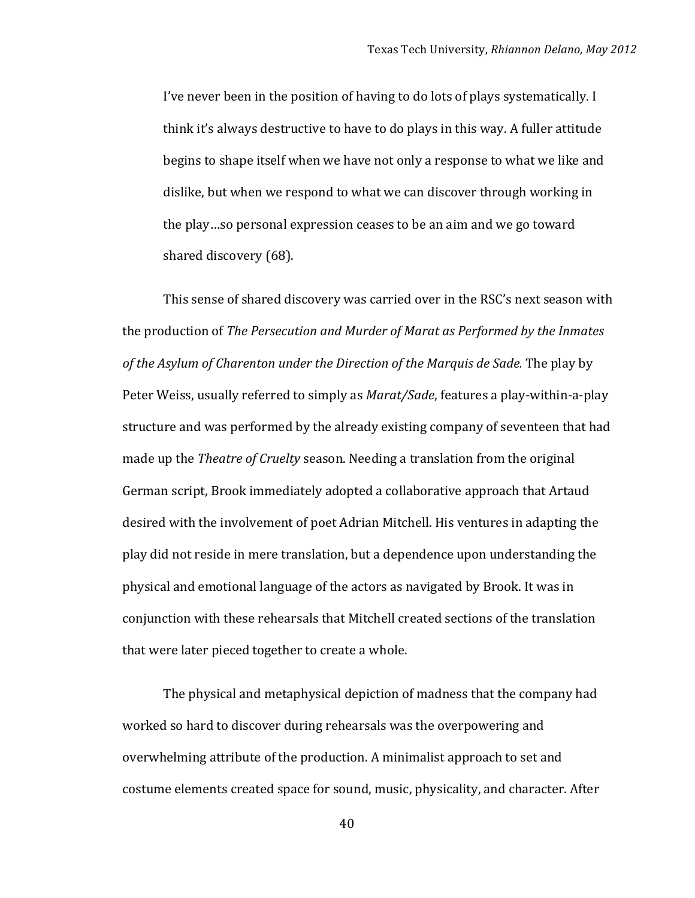> I've never been in the position of having to do lots of plays systematically. I think it's always destructive to have to do plays in this way. A fuller attitude begins to shape itself when we have not only a response to what we like and dislike, but when we respond to what we can discover through working in the play…so personal expression ceases to be an aim and we go toward shared discovery (68).

This sense of shared discovery was carried over in the RSC's next season with the production of *The Persecution and Murder of Marat as Performed by the Inmates of the Asylum of Charenton under the Direction of the Marquis de Sade.* The play by Peter Weiss, usually referred to simply as *Marat/Sade*, features a play-within-a-play structure and was performed by the already existing company of seventeen that had made up the *Theatre of Cruelty* season. Needing a translation from the original German script, Brook immediately adopted a collaborative approach that Artaud desired with the involvement of poet Adrian Mitchell. His ventures in adapting the play did not reside in mere translation, but a dependence upon understanding the physical and emotional language of the actors as navigated by Brook. It was in conjunction with these rehearsals that Mitchell created sections of the translation that were later pieced together to create a whole.

The physical and metaphysical depiction of madness that the company had worked so hard to discover during rehearsals was the overpowering and overwhelming attribute of the production. A minimalist approach to set and costume elements created space for sound, music, physicality, and character. After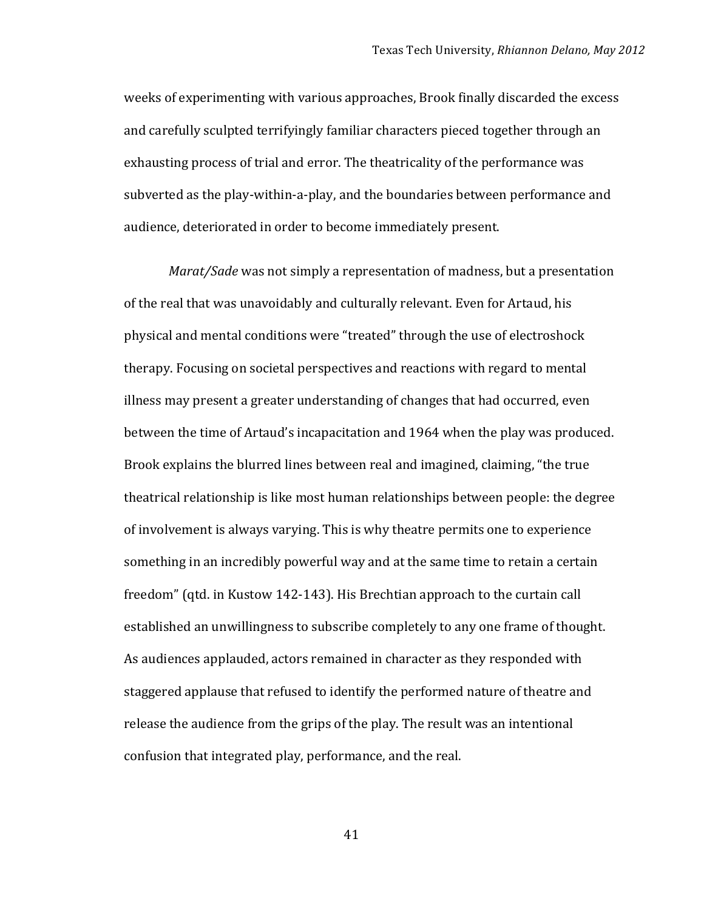weeks of experimenting with various approaches, Brook finally discarded the excess and carefully sculpted terrifyingly familiar characters pieced together through an exhausting process of trial and error. The theatricality of the performance was subverted as the play-within-a-play, and the boundaries between performance and audience, deteriorated in order to become immediately present.

*Marat/Sade* was not simply a representation of madness, but a presentation of the real that was unavoidably and culturally relevant. Even for Artaud, his physical and mental conditions were "treated" through the use of electroshock therapy. Focusing on societal perspectives and reactions with regard to mental illness may present a greater understanding of changes that had occurred, even between the time of Artaud's incapacitation and 1964 when the play was produced. Brook explains the blurred lines between real and imagined, claiming, "the true theatrical relationship is like most human relationships between people: the degree of involvement is always varying. This is why theatre permits one to experience something in an incredibly powerful way and at the same time to retain a certain freedom" (qtd. in Kustow 142-143). His Brechtian approach to the curtain call established an unwillingness to subscribe completely to any one frame of thought. As audiences applauded, actors remained in character as they responded with staggered applause that refused to identify the performed nature of theatre and release the audience from the grips of the play. The result was an intentional confusion that integrated play, performance, and the real.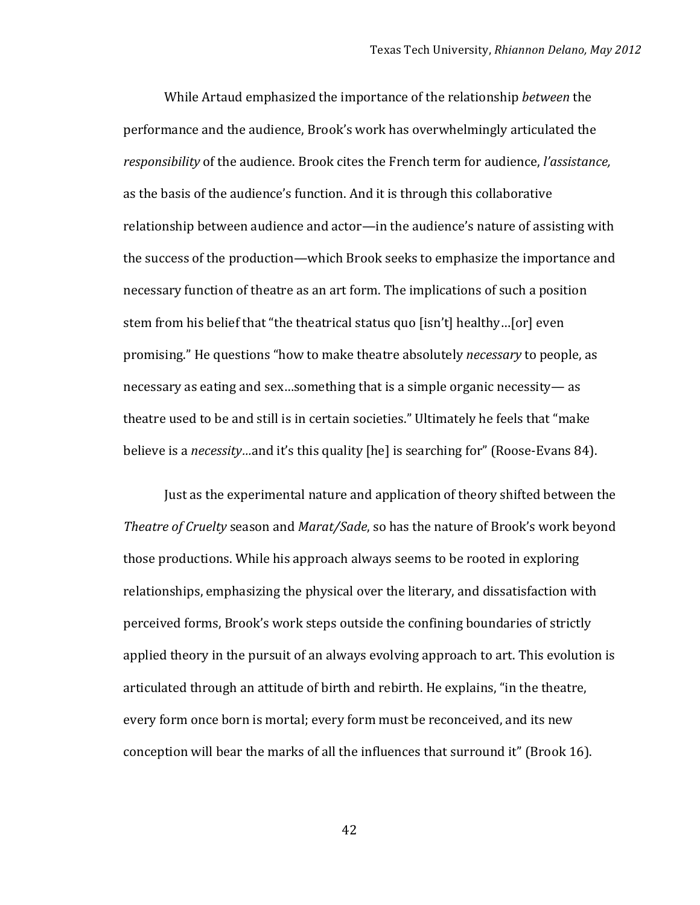While Artaud emphasized the importance of the relationship *between* the performance and the audience, Brook's work has overwhelmingly articulated the *responsibility* of the audience. Brook cites the French term for audience, *l'assistance,* as the basis of the audience's function. And it is through this collaborative relationship between audience and actor—in the audience's nature of assisting with the success of the production—which Brook seeks to emphasize the importance and necessary function of theatre as an art form. The implications of such a position stem from his belief that "the theatrical status quo [isn't] healthy…[or] even promising." He questions "how to make theatre absolutely *necessary* to people, as necessary as eating and sex…something that is a simple organic necessity— as theatre used to be and still is in certain societies." Ultimately he feels that "make believe is a *necessity*…and it's this quality [he] is searching for" (Roose-Evans 84).

Just as the experimental nature and application of theory shifted between the *Theatre of Cruelty* season and *Marat/Sade*, so has the nature of Brook's work beyond those productions. While his approach always seems to be rooted in exploring relationships, emphasizing the physical over the literary, and dissatisfaction with perceived forms, Brook's work steps outside the confining boundaries of strictly applied theory in the pursuit of an always evolving approach to art. This evolution is articulated through an attitude of birth and rebirth. He explains, "in the theatre, every form once born is mortal; every form must be reconceived, and its new conception will bear the marks of all the influences that surround it" (Brook 16).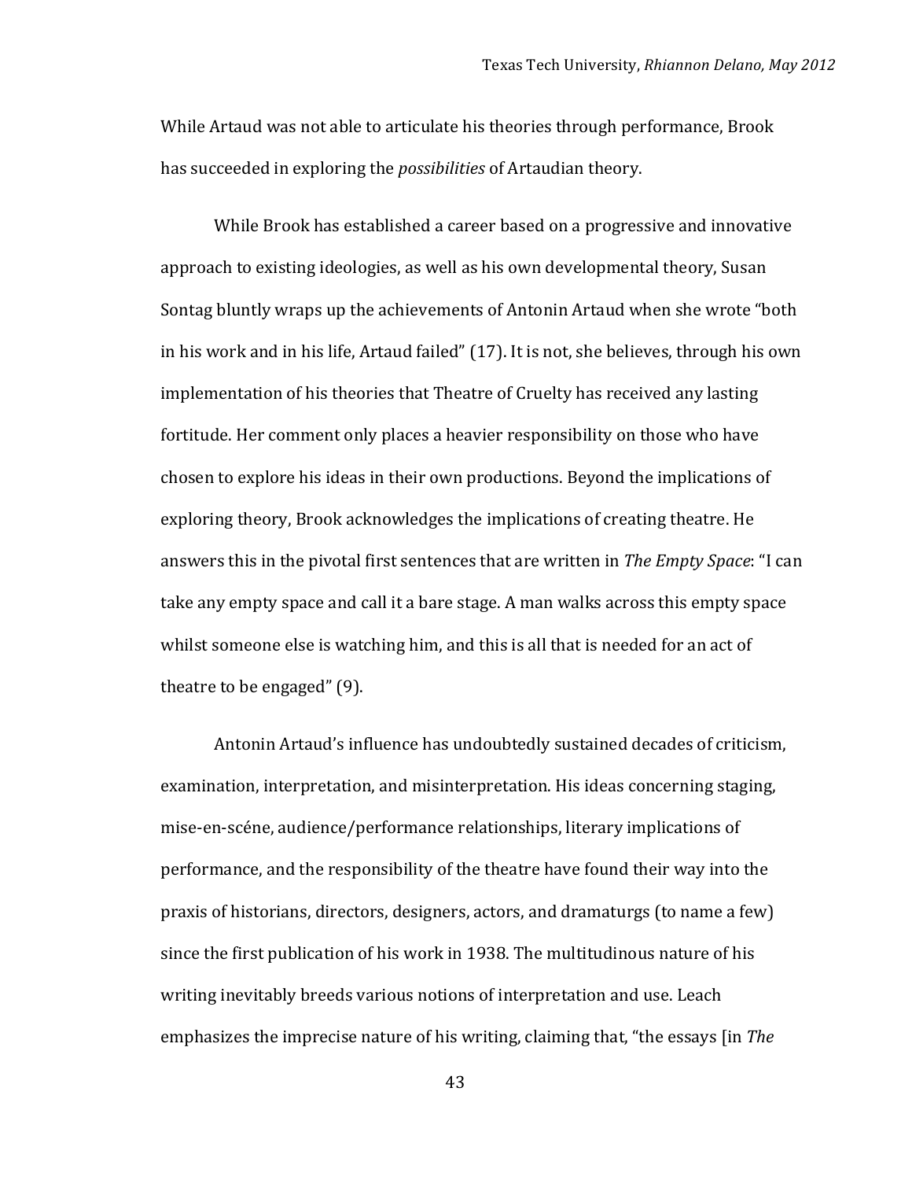While Artaud was not able to articulate his theories through performance, Brook has succeeded in exploring the *possibilities* of Artaudian theory.

While Brook has established a career based on a progressive and innovative approach to existing ideologies, as well as his own developmental theory, Susan Sontag bluntly wraps up the achievements of Antonin Artaud when she wrote "both in his work and in his life, Artaud failed" (17). It is not, she believes, through his own implementation of his theories that Theatre of Cruelty has received any lasting fortitude. Her comment only places a heavier responsibility on those who have chosen to explore his ideas in their own productions. Beyond the implications of exploring theory, Brook acknowledges the implications of creating theatre. He answers this in the pivotal first sentences that are written in *The Empty Space*: "I can take any empty space and call it a bare stage. A man walks across this empty space whilst someone else is watching him, and this is all that is needed for an act of theatre to be engaged" (9).

Antonin Artaud's influence has undoubtedly sustained decades of criticism, examination, interpretation, and misinterpretation. His ideas concerning staging, mise-en-scéne, audience/performance relationships, literary implications of performance, and the responsibility of the theatre have found their way into the praxis of historians, directors, designers, actors, and dramaturgs (to name a few) since the first publication of his work in 1938. The multitudinous nature of his writing inevitably breeds various notions of interpretation and use. Leach emphasizes the imprecise nature of his writing, claiming that, "the essays [in *The*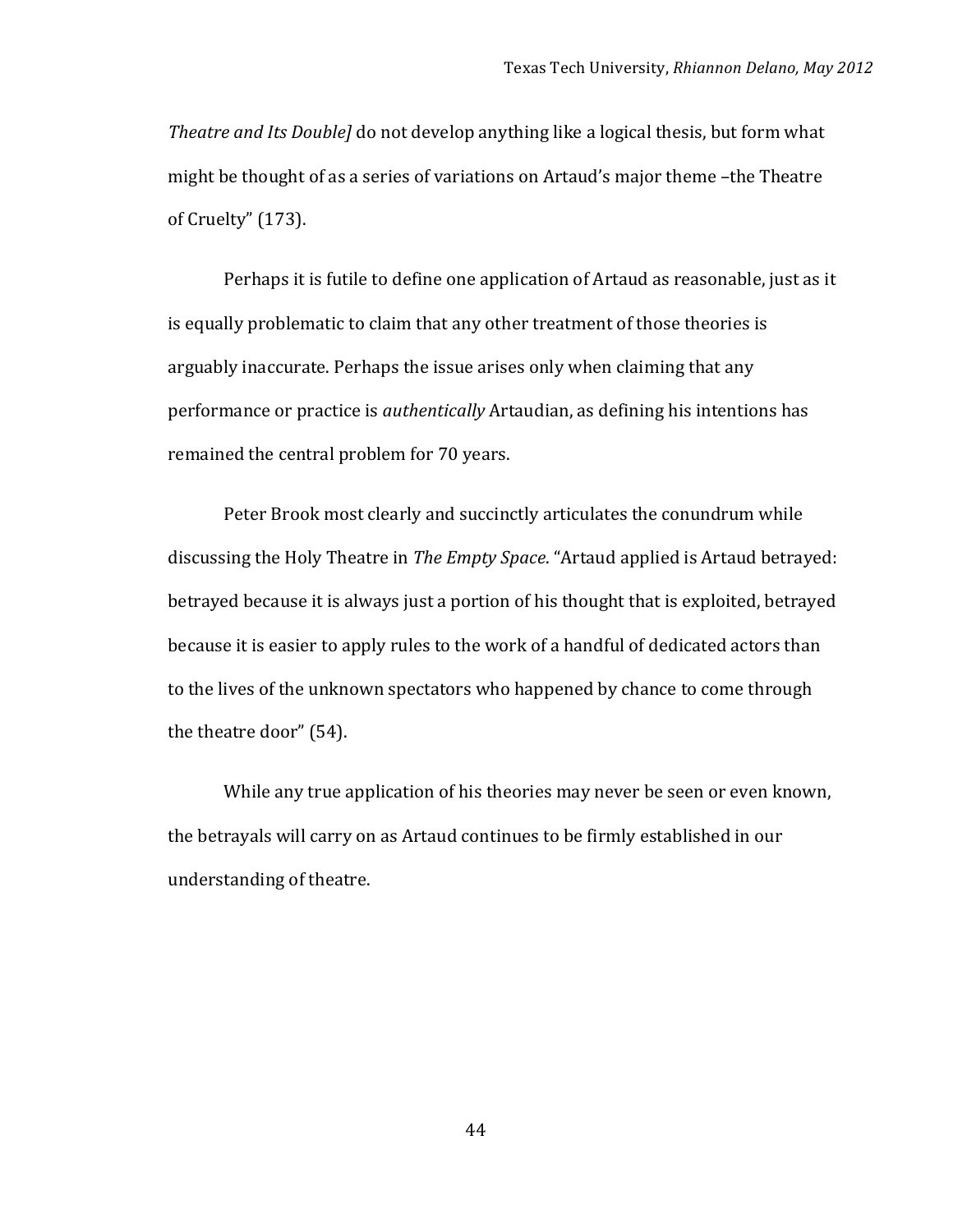*Theatre and Its Double]* do not develop anything like a logical thesis, but form what might be thought of as a series of variations on Artaud's major theme –the Theatre of Cruelty" (173).

Perhaps it is futile to define one application of Artaud as reasonable, just as it is equally problematic to claim that any other treatment of those theories is arguably inaccurate. Perhaps the issue arises only when claiming that any performance or practice is *authentically* Artaudian, as defining his intentions has remained the central problem for 70 years.

Peter Brook most clearly and succinctly articulates the conundrum while discussing the Holy Theatre in *The Empty Space*. "Artaud applied is Artaud betrayed: betrayed because it is always just a portion of his thought that is exploited, betrayed because it is easier to apply rules to the work of a handful of dedicated actors than to the lives of the unknown spectators who happened by chance to come through the theatre door" (54).

While any true application of his theories may never be seen or even known, the betrayals will carry on as Artaud continues to be firmly established in our understanding of theatre.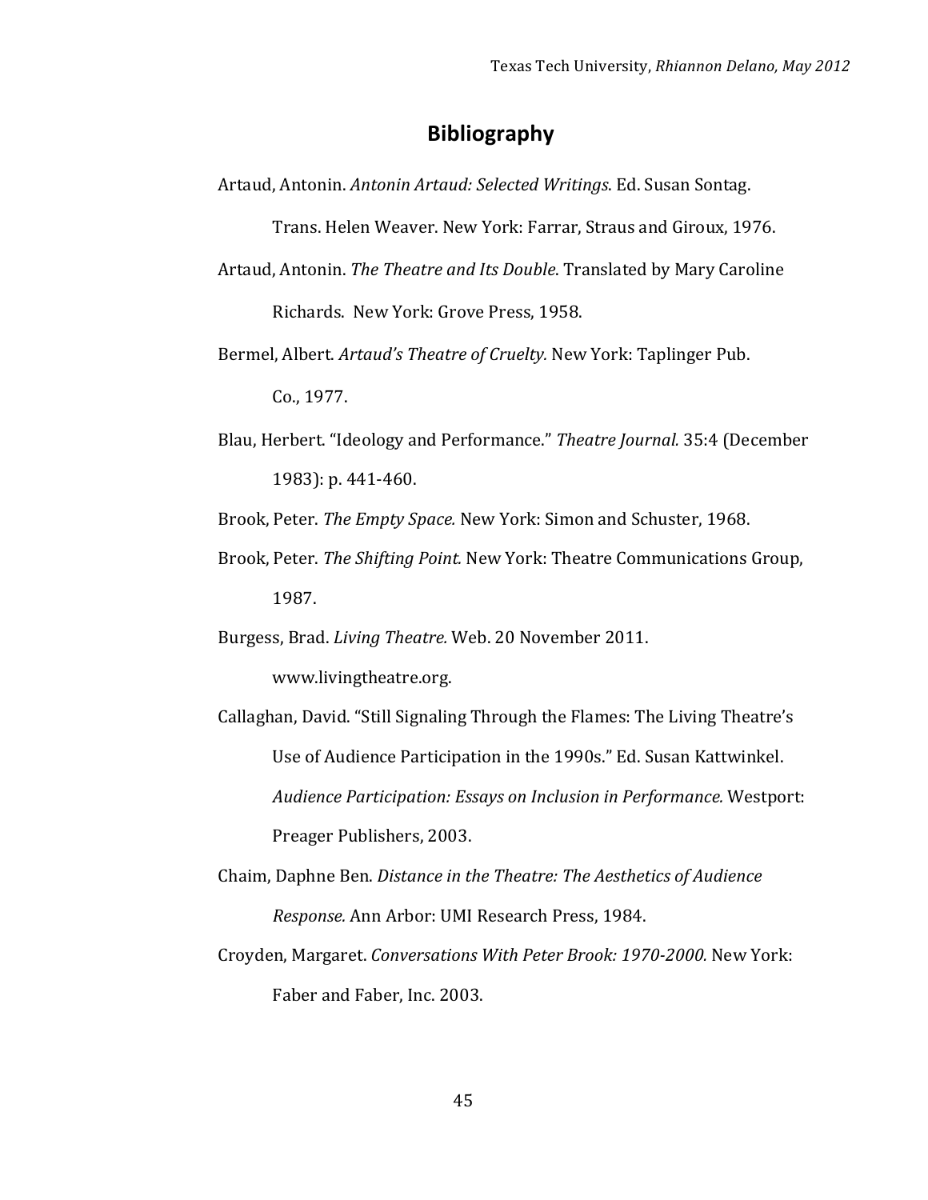# Bibliography

Artaud, Antonin. *Antonin Artaud: Selected Writings*. Ed. Susan Sontag. Trans. Helen Weaver. New York: Farrar, Straus and Giroux, 1976.

Artaud, Antonin. *The Theatre and Its Double*. Translated by Mary Caroline Richards. New York: Grove Press, 1958.

Bermel, Albert. *Artaud's Theatre of Cruelty.* New York: Taplinger Pub. Co., 1977.

Blau, Herbert. "Ideology and Performance." *Theatre Journal.* 35:4 (December 1983): p. 441-460.

Brook, Peter. *The Empty Space.* New York: Simon and Schuster, 1968.

Brook, Peter. *The Shifting Point.* New York: Theatre Communications Group, 1987.

Burgess, Brad. *Living Theatre.* Web. 20 November 2011. www.livingtheatre.org.

Callaghan, David. "Still Signaling Through the Flames: The Living Theatre's Use of Audience Participation in the 1990s." Ed. Susan Kattwinkel. *Audience Participation: Essays on Inclusion in Performance.* Westport: Preager Publishers, 2003.

Chaim, Daphne Ben. *Distance in the Theatre: The Aesthetics of Audience Response.* Ann Arbor: UMI Research Press, 1984.

Croyden, Margaret. *Conversations With Peter Brook: 1970-2000.* New York: Faber and Faber, Inc. 2003.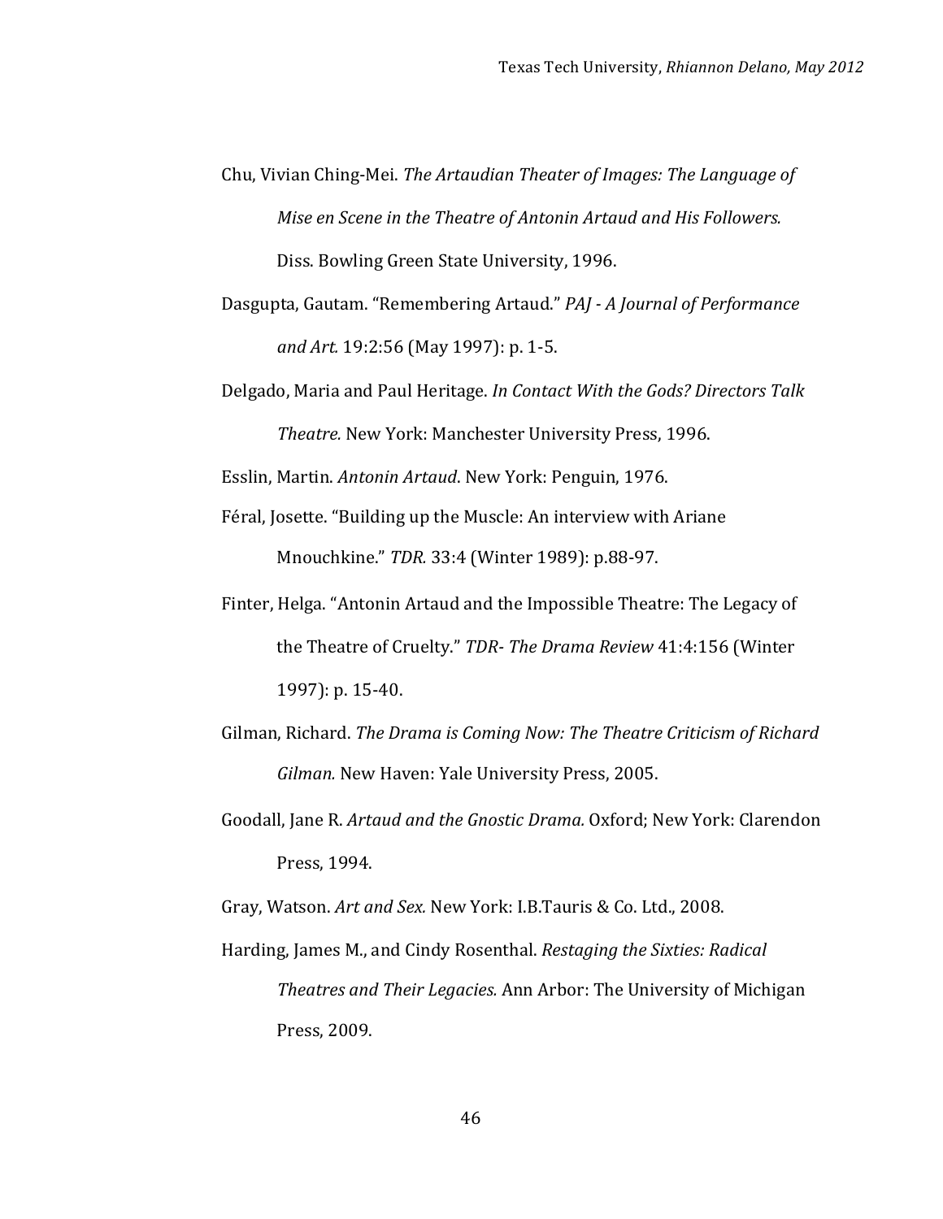Chu, Vivian Ching-Mei. *The Artaudian Theater of Images: The Language of Mise en Scene in the Theatre of Antonin Artaud and His Followers.* Diss. Bowling Green State University, 1996.

Dasgupta, Gautam. "Remembering Artaud." *PAJ - A Journal of Performance and Art.* 19:2:56 (May 1997): p. 1-5.

Delgado, Maria and Paul Heritage. *In Contact With the Gods? Directors Talk Theatre.* New York: Manchester University Press, 1996.

Esslin, Martin. *Antonin Artaud*. New York: Penguin, 1976.

Féral, Josette. "Building up the Muscle: An interview with Ariane Mnouchkine." *TDR.* 33:4 (Winter 1989): p.88-97.

Finter, Helga. "Antonin Artaud and the Impossible Theatre: The Legacy of the Theatre of Cruelty." *TDR- The Drama Review* 41:4:156 (Winter 1997): p. 15-40.

Gilman, Richard. *The Drama is Coming Now: The Theatre Criticism of Richard Gilman.* New Haven: Yale University Press, 2005.

Goodall, Jane R. *Artaud and the Gnostic Drama.* Oxford; New York: Clarendon Press, 1994.

Gray, Watson. *Art and Sex.* New York: I.B.Tauris & Co. Ltd., 2008.

Harding, James M., and Cindy Rosenthal. *Restaging the Sixties: Radical Theatres and Their Legacies.* Ann Arbor: The University of Michigan Press, 2009.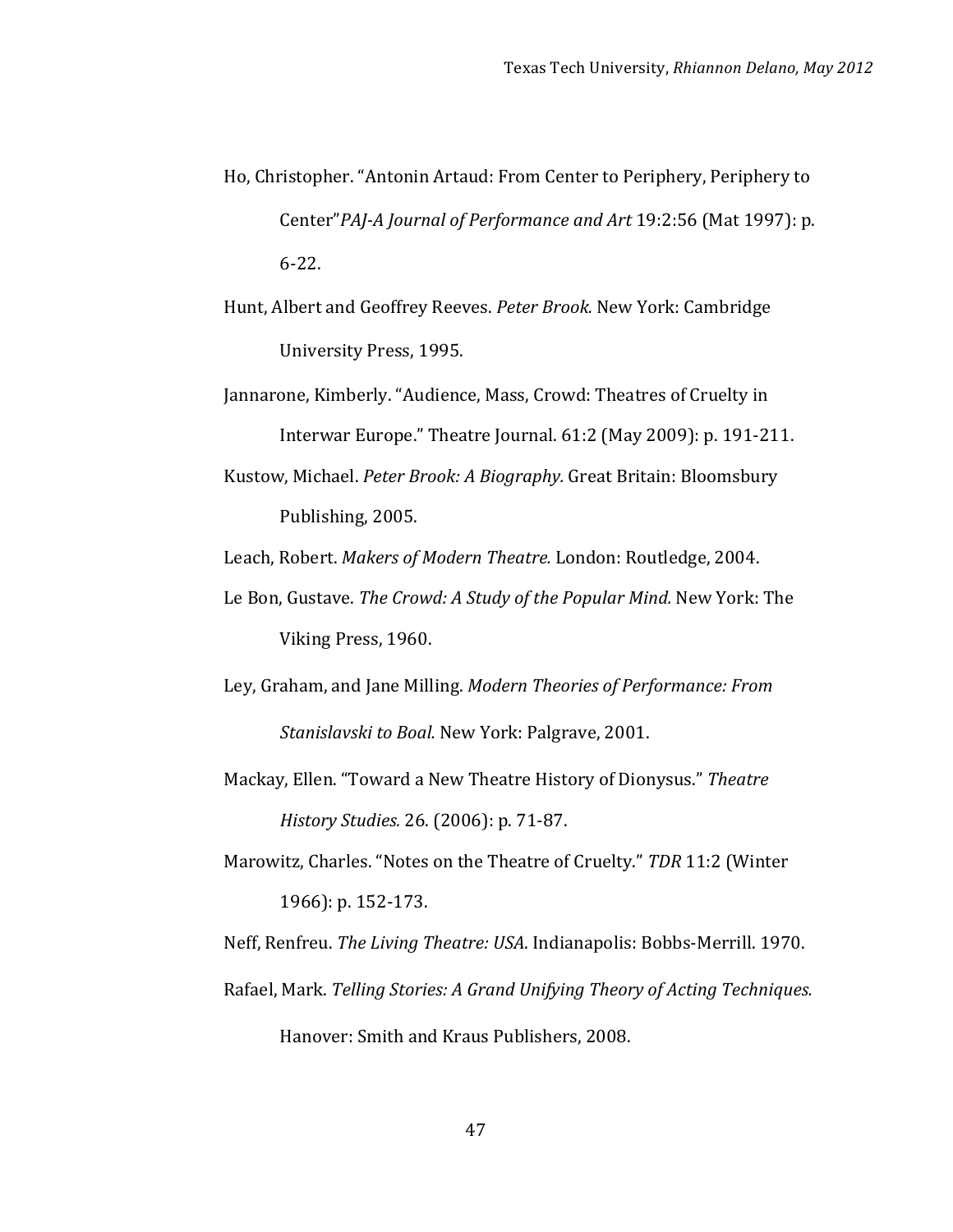Ho, Christopher. "Antonin Artaud: From Center to Periphery, Periphery to Center"*PAJ-A Journal of Performance and Art* 19:2:56 (Mat 1997): p. 6-22.

Hunt, Albert and Geoffrey Reeves. *Peter Brook.* New York: Cambridge University Press, 1995.

Jannarone, Kimberly. "Audience, Mass, Crowd: Theatres of Cruelty in Interwar Europe." Theatre Journal. 61:2 (May 2009): p. 191-211.

Kustow, Michael. *Peter Brook: A Biography.* Great Britain: Bloomsbury Publishing, 2005.

Leach, Robert. *Makers of Modern Theatre.* London: Routledge, 2004.

Le Bon, Gustave. *The Crowd: A Study of the Popular Mind.* New York: The Viking Press, 1960.

Ley, Graham, and Jane Milling. *Modern Theories of Performance: From Stanislavski to Boal.* New York: Palgrave, 2001.

Mackay, Ellen. "Toward a New Theatre History of Dionysus." *Theatre History Studies.* 26. (2006): p. 71-87.

Marowitz, Charles. "Notes on the Theatre of Cruelty." *TDR* 11:2 (Winter 1966): p. 152-173.

Neff, Renfreu. *The Living Theatre: USA*. Indianapolis: Bobbs-Merrill. 1970.

Rafael, Mark. *Telling Stories: A Grand Unifying Theory of Acting Techniques.* Hanover: Smith and Kraus Publishers, 2008.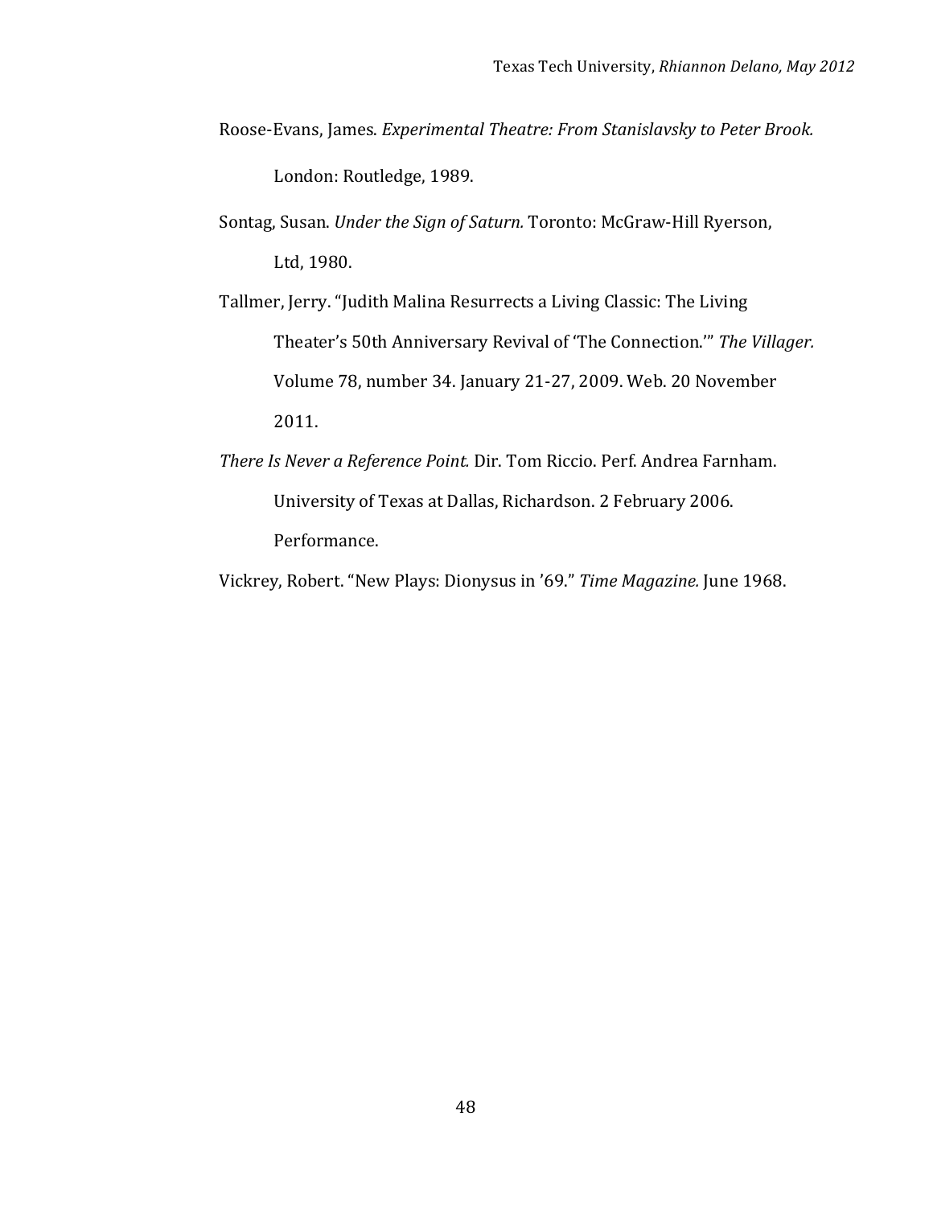Roose-Evans, James. *Experimental Theatre: From Stanislavsky to Peter Brook.* London: Routledge, 1989.

Sontag, Susan. *Under the Sign of Saturn.* Toronto: McGraw-Hill Ryerson, Ltd, 1980.

Tallmer, Jerry. "Judith Malina Resurrects a Living Classic: The Living Theater's 50th Anniversary Revival of 'The Connection.'" *The Villager.* Volume 78, number 34. January 21-27, 2009. Web. 20 November 2011.

*There Is Never a Reference Point.* Dir. Tom Riccio. Perf. Andrea Farnham. University of Texas at Dallas, Richardson. 2 February 2006. Performance.

Vickrey, Robert. "New Plays: Dionysus in '69." *Time Magazine.* June 1968.